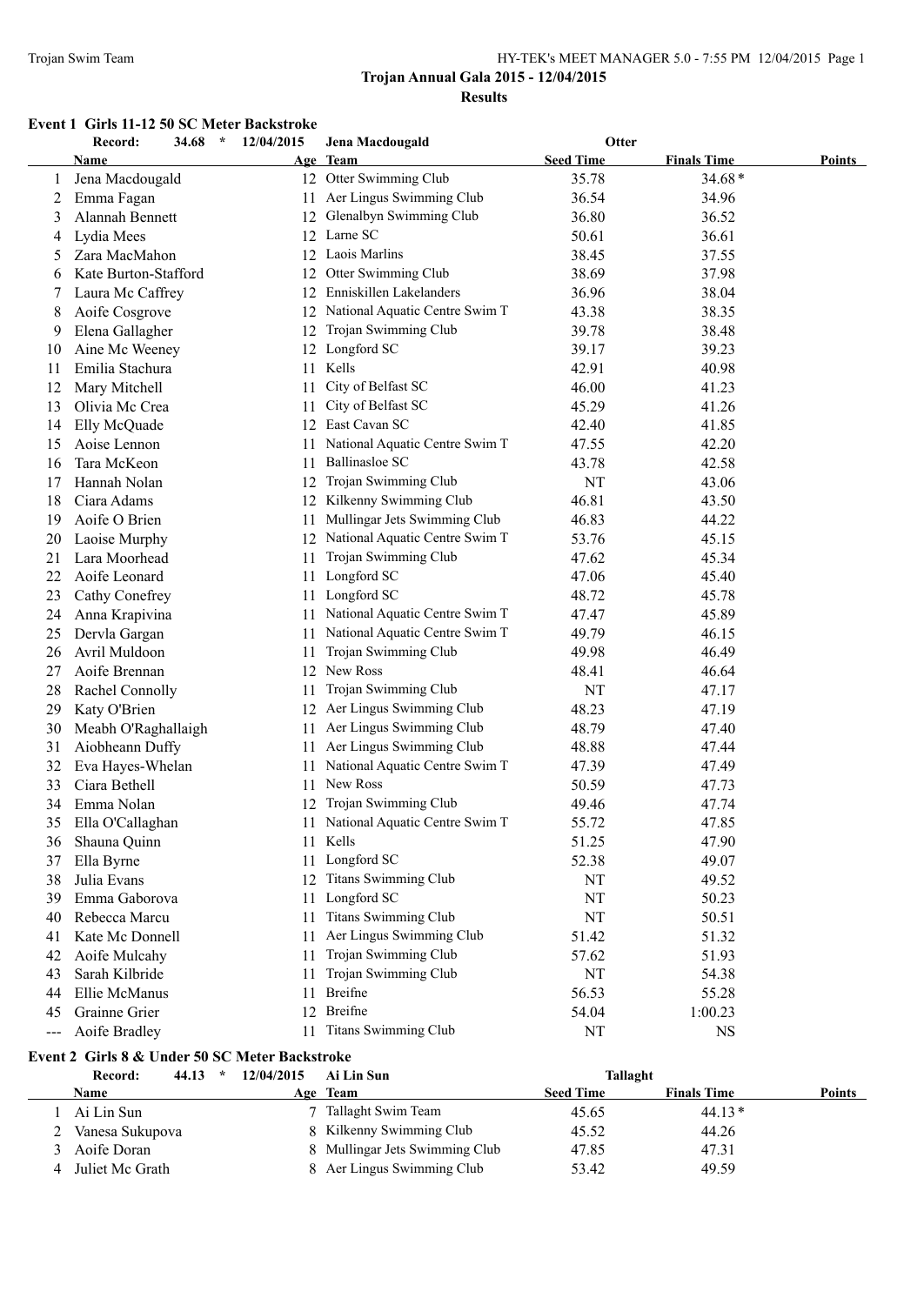# Trojan Annual Gala 2015 - 12/04/2015

## Results

### Event 1 Girls 11-12 50 SC Meter Backstroke

Record: 34.68 * 12/04/2015 Jena Macdougald Otter

| | Name | Age | Team | Seed Time | Finals Time | Points |
|---|---|---|---|---|---|---|
| 1 | Jena Macdougald | 12 | Otter Swimming Club | 35.78 | 34.68* | |
| 2 | Emma Fagan | 11 | Aer Lingus Swimming Club | 36.54 | 34.96 | |
| 3 | Alannah Bennett | 12 | Glenalbyn Swimming Club | 36.80 | 36.52 | |
| 4 | Lydia Mees | 12 | Larne SC | 50.61 | 36.61 | |
| 5 | Zara MacMahon | 12 | Laois Marlins | 38.45 | 37.55 | |
| 6 | Kate Burton-Stafford | 12 | Otter Swimming Club | 38.69 | 37.98 | |
| 7 | Laura Mc Caffrey | 12 | Enniskillen Lakelanders | 36.96 | 38.04 | |
| 8 | Aoife Cosgrove | 12 | National Aquatic Centre Swim T | 43.38 | 38.35 | |
| 9 | Elena Gallagher | 12 | Trojan Swimming Club | 39.78 | 38.48 | |
| 10 | Aine Mc Weeney | 12 | Longford SC | 39.17 | 39.23 | |
| 11 | Emilia Stachura | 11 | Kells | 42.91 | 40.98 | |
| 12 | Mary Mitchell | 11 | City of Belfast SC | 46.00 | 41.23 | |
| 13 | Olivia Mc Crea | 11 | City of Belfast SC | 45.29 | 41.26 | |
| 14 | Elly McQuade | 12 | East Cavan SC | 42.40 | 41.85 | |
| 15 | Aoise Lennon | 11 | National Aquatic Centre Swim T | 47.55 | 42.20 | |
| 16 | Tara McKeon | 11 | Ballinasloe SC | 43.78 | 42.58 | |
| 17 | Hannah Nolan | 12 | Trojan Swimming Club | NT | 43.06 | |
| 18 | Ciara Adams | 12 | Kilkenny Swimming Club | 46.81 | 43.50 | |
| 19 | Aoife O Brien | 11 | Mullingar Jets Swimming Club | 46.83 | 44.22 | |
| 20 | Laoise Murphy | 12 | National Aquatic Centre Swim T | 53.76 | 45.15 | |
| 21 | Lara Moorhead | 11 | Trojan Swimming Club | 47.62 | 45.34 | |
| 22 | Aoife Leonard | 11 | Longford SC | 47.06 | 45.40 | |
| 23 | Cathy Conefrey | 11 | Longford SC | 48.72 | 45.78 | |
| 24 | Anna Krapivina | 11 | National Aquatic Centre Swim T | 47.47 | 45.89 | |
| 25 | Dervla Gargan | 11 | National Aquatic Centre Swim T | 49.79 | 46.15 | |
| 26 | Avril Muldoon | 11 | Trojan Swimming Club | 49.98 | 46.49 | |
| 27 | Aoife Brennan | 12 | New Ross | 48.41 | 46.64 | |
| 28 | Rachel Connolly | 11 | Trojan Swimming Club | NT | 47.17 | |
| 29 | Katy O'Brien | 12 | Aer Lingus Swimming Club | 48.23 | 47.19 | |
| 30 | Meabh O'Raghallaigh | 11 | Aer Lingus Swimming Club | 48.79 | 47.40 | |
| 31 | Aiobheann Duffy | 11 | Aer Lingus Swimming Club | 48.88 | 47.44 | |
| 32 | Eva Hayes-Whelan | 11 | National Aquatic Centre Swim T | 47.39 | 47.49 | |
| 33 | Ciara Bethell | 11 | New Ross | 50.59 | 47.73 | |
| 34 | Emma Nolan | 12 | Trojan Swimming Club | 49.46 | 47.74 | |
| 35 | Ella O'Callaghan | 11 | National Aquatic Centre Swim T | 55.72 | 47.85 | |
| 36 | Shauna Quinn | 11 | Kells | 51.25 | 47.90 | |
| 37 | Ella Byrne | 11 | Longford SC | 52.38 | 49.07 | |
| 38 | Julia Evans | 12 | Titans Swimming Club | NT | 49.52 | |
| 39 | Emma Gaborova | 11 | Longford SC | NT | 50.23 | |
| 40 | Rebecca Marcu | 11 | Titans Swimming Club | NT | 50.51 | |
| 41 | Kate Mc Donnell | 11 | Aer Lingus Swimming Club | 51.42 | 51.32 | |
| 42 | Aoife Mulcahy | 11 | Trojan Swimming Club | 57.62 | 51.93 | |
| 43 | Sarah Kilbride | 11 | Trojan Swimming Club | NT | 54.38 | |
| 44 | Ellie McManus | 11 | Breifne | 56.53 | 55.28 | |
| 45 | Grainne Grier | 12 | Breifne | 54.04 | 1:00.23 | |
| --- | Aoife Bradley | 11 | Titans Swimming Club | NT | NS | |

### Event 2 Girls 8 & Under 50 SC Meter Backstroke

Record: 44.13 * 12/04/2015 Ai Lin Sun Tallaght

| | Name | Age | Team | Seed Time | Finals Time | Points |
|---|---|---|---|---|---|---|
| 1 | Ai Lin Sun | 7 | Tallaght Swim Team | 45.65 | 44.13* | |
| 2 | Vanesa Sukupova | 8 | Kilkenny Swimming Club | 45.52 | 44.26 | |
| 3 | Aoife Doran | 8 | Mullingar Jets Swimming Club | 47.85 | 47.31 | |
| 4 | Juliet Mc Grath | 8 | Aer Lingus Swimming Club | 53.42 | 49.59 | |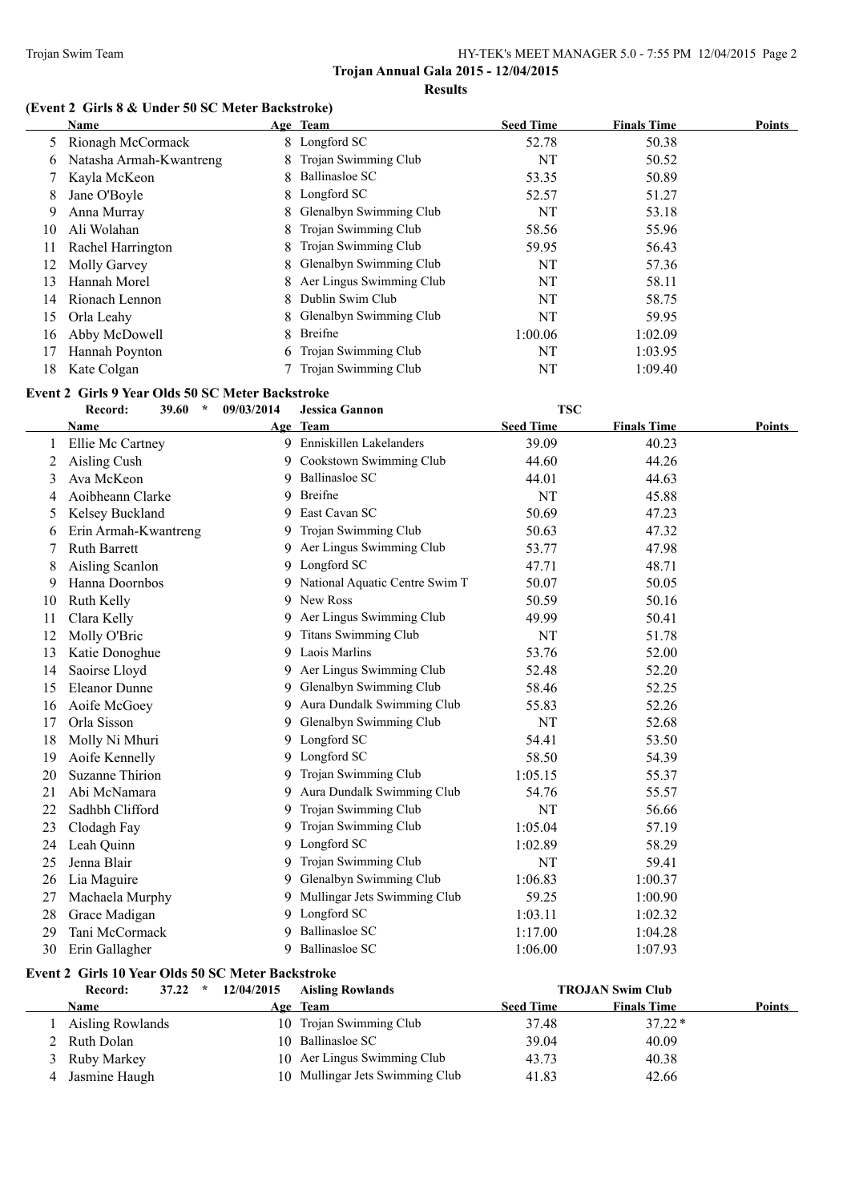**Trojan Annual Gala 2015 - 12/04/2015**

**Results**

### (Event 2 Girls 8 & Under 50 SC Meter Backstroke)

| | Name | Age | Team | Seed Time | Finals Time | Points |
|---|---|---|---|---|---|---|
| 5 | Rionagh McCormack | 8 | Longford SC | 52.78 | 50.38 | |
| 6 | Natasha Armah-Kwantreng | 8 | Trojan Swimming Club | NT | 50.52 | |
| 7 | Kayla McKeon | 8 | Ballinasloe SC | 53.35 | 50.89 | |
| 8 | Jane O'Boyle | 8 | Longford SC | 52.57 | 51.27 | |
| 9 | Anna Murray | 8 | Glenalbyn Swimming Club | NT | 53.18 | |
| 10 | Ali Wolahan | 8 | Trojan Swimming Club | 58.56 | 55.96 | |
| 11 | Rachel Harrington | 8 | Trojan Swimming Club | 59.95 | 56.43 | |
| 12 | Molly Garvey | 8 | Glenalbyn Swimming Club | NT | 57.36 | |
| 13 | Hannah Morel | 8 | Aer Lingus Swimming Club | NT | 58.11 | |
| 14 | Rionach Lennon | 8 | Dublin Swim Club | NT | 58.75 | |
| 15 | Orla Leahy | 8 | Glenalbyn Swimming Club | NT | 59.95 | |
| 16 | Abby McDowell | 8 | Breifne | 1:00.06 | 1:02.09 | |
| 17 | Hannah Poynton | 6 | Trojan Swimming Club | NT | 1:03.95 | |
| 18 | Kate Colgan | 7 | Trojan Swimming Club | NT | 1:09.40 | |

### Event 2 Girls 9 Year Olds 50 SC Meter Backstroke

Record: 39.60 * 09/03/2014 Jessica Gannon TSC

| | Name | Age | Team | Seed Time | Finals Time | Points |
|---|---|---|---|---|---|---|
| 1 | Ellie Mc Cartney | 9 | Enniskillen Lakelanders | 39.09 | 40.23 | |
| 2 | Aisling Cush | 9 | Cookstown Swimming Club | 44.60 | 44.26 | |
| 3 | Ava McKeon | 9 | Ballinasloe SC | 44.01 | 44.63 | |
| 4 | Aoibheann Clarke | 9 | Breifne | NT | 45.88 | |
| 5 | Kelsey Buckland | 9 | East Cavan SC | 50.69 | 47.23 | |
| 6 | Erin Armah-Kwantreng | 9 | Trojan Swimming Club | 50.63 | 47.32 | |
| 7 | Ruth Barrett | 9 | Aer Lingus Swimming Club | 53.77 | 47.98 | |
| 8 | Aisling Scanlon | 9 | Longford SC | 47.71 | 48.71 | |
| 9 | Hanna Doornbos | 9 | National Aquatic Centre Swim T | 50.07 | 50.05 | |
| 10 | Ruth Kelly | 9 | New Ross | 50.59 | 50.16 | |
| 11 | Clara Kelly | 9 | Aer Lingus Swimming Club | 49.99 | 50.41 | |
| 12 | Molly O'Bric | 9 | Titans Swimming Club | NT | 51.78 | |
| 13 | Katie Donoghue | 9 | Laois Marlins | 53.76 | 52.00 | |
| 14 | Saoirse Lloyd | 9 | Aer Lingus Swimming Club | 52.48 | 52.20 | |
| 15 | Eleanor Dunne | 9 | Glenalbyn Swimming Club | 58.46 | 52.25 | |
| 16 | Aoife McGoey | 9 | Aura Dundalk Swimming Club | 55.83 | 52.26 | |
| 17 | Orla Sisson | 9 | Glenalbyn Swimming Club | NT | 52.68 | |
| 18 | Molly Ni Mhuri | 9 | Longford SC | 54.41 | 53.50 | |
| 19 | Aoife Kennelly | 9 | Longford SC | 58.50 | 54.39 | |
| 20 | Suzanne Thirion | 9 | Trojan Swimming Club | 1:05.15 | 55.37 | |
| 21 | Abi McNamara | 9 | Aura Dundalk Swimming Club | 54.76 | 55.57 | |
| 22 | Sadhbh Clifford | 9 | Trojan Swimming Club | NT | 56.66 | |
| 23 | Clodagh Fay | 9 | Trojan Swimming Club | 1:05.04 | 57.19 | |
| 24 | Leah Quinn | 9 | Longford SC | 1:02.89 | 58.29 | |
| 25 | Jenna Blair | 9 | Trojan Swimming Club | NT | 59.41 | |
| 26 | Lia Maguire | 9 | Glenalbyn Swimming Club | 1:06.83 | 1:00.37 | |
| 27 | Machaela Murphy | 9 | Mullingar Jets Swimming Club | 59.25 | 1:00.90 | |
| 28 | Grace Madigan | 9 | Longford SC | 1:03.11 | 1:02.32 | |
| 29 | Tani McCormack | 9 | Ballinasloe SC | 1:17.00 | 1:04.28 | |
| 30 | Erin Gallagher | 9 | Ballinasloe SC | 1:06.00 | 1:07.93 | |

### Event 2 Girls 10 Year Olds 50 SC Meter Backstroke

Record: 37.22 * 12/04/2015 Aisling Rowlands TROJAN Swim Club

| | Name | Age | Team | Seed Time | Finals Time | Points |
|---|---|---|---|---|---|---|
| 1 | Aisling Rowlands | 10 | Trojan Swimming Club | 37.48 | 37.22* | |
| 2 | Ruth Dolan | 10 | Ballinasloe SC | 39.04 | 40.09 | |
| 3 | Ruby Markey | 10 | Aer Lingus Swimming Club | 43.73 | 40.38 | |
| 4 | Jasmine Haugh | 10 | Mullingar Jets Swimming Club | 41.83 | 42.66 | |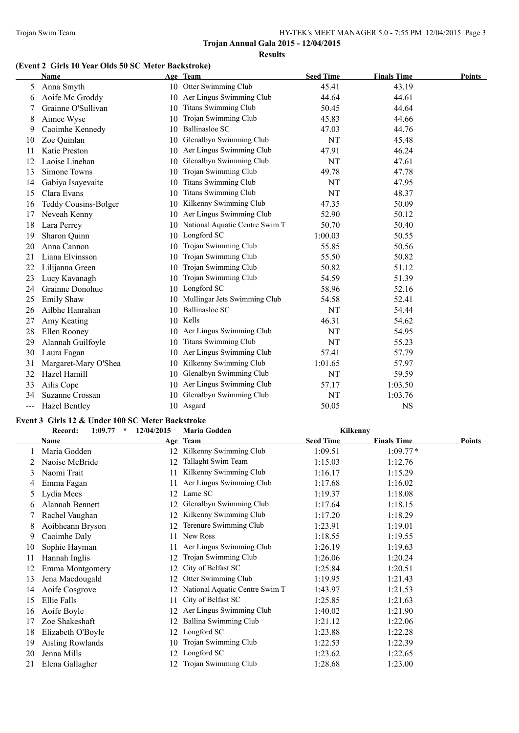## Trojan Annual Gala 2015 - 12/04/2015

### Results

#### (Event 2 Girls 10 Year Olds 50 SC Meter Backstroke)

| | Name | Age | Team | Seed Time | Finals Time | Points |
|---|---|---|---|---|---|---|
| 5 | Anna Smyth | 10 | Otter Swimming Club | 45.41 | 43.19 | |
| 6 | Aoife Mc Groddy | 10 | Aer Lingus Swimming Club | 44.64 | 44.61 | |
| 7 | Grainne O'Sullivan | 10 | Titans Swimming Club | 50.45 | 44.64 | |
| 8 | Aimee Wyse | 10 | Trojan Swimming Club | 45.83 | 44.66 | |
| 9 | Caoimhe Kennedy | 10 | Ballinasloe SC | 47.03 | 44.76 | |
| 10 | Zoe Quinlan | 10 | Glenalbyn Swimming Club | NT | 45.48 | |
| 11 | Katie Preston | 10 | Aer Lingus Swimming Club | 47.91 | 46.24 | |
| 12 | Laoise Linehan | 10 | Glenalbyn Swimming Club | NT | 47.61 | |
| 13 | Simone Towns | 10 | Trojan Swimming Club | 49.78 | 47.78 | |
| 14 | Gabiya Isayevaite | 10 | Titans Swimming Club | NT | 47.95 | |
| 15 | Clara Evans | 10 | Titans Swimming Club | NT | 48.37 | |
| 16 | Teddy Cousins-Bolger | 10 | Kilkenny Swimming Club | 47.35 | 50.09 | |
| 17 | Neveah Kenny | 10 | Aer Lingus Swimming Club | 52.90 | 50.12 | |
| 18 | Lara Perrey | 10 | National Aquatic Centre Swim T | 50.70 | 50.40 | |
| 19 | Sharon Quinn | 10 | Longford SC | 1:00.03 | 50.55 | |
| 20 | Anna Cannon | 10 | Trojan Swimming Club | 55.85 | 50.56 | |
| 21 | Liana Elvinsson | 10 | Trojan Swimming Club | 55.50 | 50.82 | |
| 22 | Lilijanna Green | 10 | Trojan Swimming Club | 50.82 | 51.12 | |
| 23 | Lucy Kavanagh | 10 | Trojan Swimming Club | 54.59 | 51.39 | |
| 24 | Grainne Donohue | 10 | Longford SC | 58.96 | 52.16 | |
| 25 | Emily Shaw | 10 | Mullingar Jets Swimming Club | 54.58 | 52.41 | |
| 26 | Ailbhe Hanrahan | 10 | Ballinasloe SC | NT | 54.44 | |
| 27 | Amy Keating | 10 | Kells | 46.31 | 54.62 | |
| 28 | Ellen Rooney | 10 | Aer Lingus Swimming Club | NT | 54.95 | |
| 29 | Alannah Guilfoyle | 10 | Titans Swimming Club | NT | 55.23 | |
| 30 | Laura Fagan | 10 | Aer Lingus Swimming Club | 57.41 | 57.79 | |
| 31 | Margaret-Mary O'Shea | 10 | Kilkenny Swimming Club | 1:01.65 | 57.97 | |
| 32 | Hazel Hamill | 10 | Glenalbyn Swimming Club | NT | 59.59 | |
| 33 | Ailis Cope | 10 | Aer Lingus Swimming Club | 57.17 | 1:03.50 | |
| 34 | Suzanne Crossan | 10 | Glenalbyn Swimming Club | NT | 1:03.76 | |
| --- | Hazel Bentley | 10 | Asgard | 50.05 | NS | |

#### Event 3 Girls 12 & Under 100 SC Meter Backstroke

Record: 1:09.77 * 12/04/2015 Maria Godden Kilkenny

| | Name | Age | Team | Seed Time | Finals Time | Points |
|---|---|---|---|---|---|---|
| 1 | Maria Godden | 12 | Kilkenny Swimming Club | 1:09.51 | 1:09.77* | |
| 2 | Naoíse McBride | 12 | Tallaght Swim Team | 1:15.03 | 1:12.76 | |
| 3 | Naomi Trait | 11 | Kilkenny Swimming Club | 1:16.17 | 1:15.29 | |
| 4 | Emma Fagan | 11 | Aer Lingus Swimming Club | 1:17.68 | 1:16.02 | |
| 5 | Lydia Mees | 12 | Larne SC | 1:19.37 | 1:18.08 | |
| 6 | Alannah Bennett | 12 | Glenalbyn Swimming Club | 1:17.64 | 1:18.15 | |
| 7 | Rachel Vaughan | 12 | Kilkenny Swimming Club | 1:17.20 | 1:18.29 | |
| 8 | Aoibheann Bryson | 12 | Terenure Swimming Club | 1:23.91 | 1:19.01 | |
| 9 | Caoimhe Daly | 11 | New Ross | 1:18.55 | 1:19.55 | |
| 10 | Sophie Hayman | 11 | Aer Lingus Swimming Club | 1:26.19 | 1:19.63 | |
| 11 | Hannah Inglis | 12 | Trojan Swimming Club | 1:26.06 | 1:20.24 | |
| 12 | Emma Montgomery | 12 | City of Belfast SC | 1:25.84 | 1:20.51 | |
| 13 | Jena Macdougald | 12 | Otter Swimming Club | 1:19.95 | 1:21.43 | |
| 14 | Aoife Cosgrove | 12 | National Aquatic Centre Swim T | 1:43.97 | 1:21.53 | |
| 15 | Ellie Falls | 11 | City of Belfast SC | 1:25.85 | 1:21.63 | |
| 16 | Aoife Boyle | 12 | Aer Lingus Swimming Club | 1:40.02 | 1:21.90 | |
| 17 | Zoe Shakeshaft | 12 | Ballina Swimming Club | 1:21.12 | 1:22.06 | |
| 18 | Elizabeth O'Boyle | 12 | Longford SC | 1:23.88 | 1:22.28 | |
| 19 | Aisling Rowlands | 10 | Trojan Swimming Club | 1:22.53 | 1:22.39 | |
| 20 | Jenna Mills | 12 | Longford SC | 1:23.62 | 1:22.65 | |
| 21 | Elena Gallagher | 12 | Trojan Swimming Club | 1:28.68 | 1:23.00 | |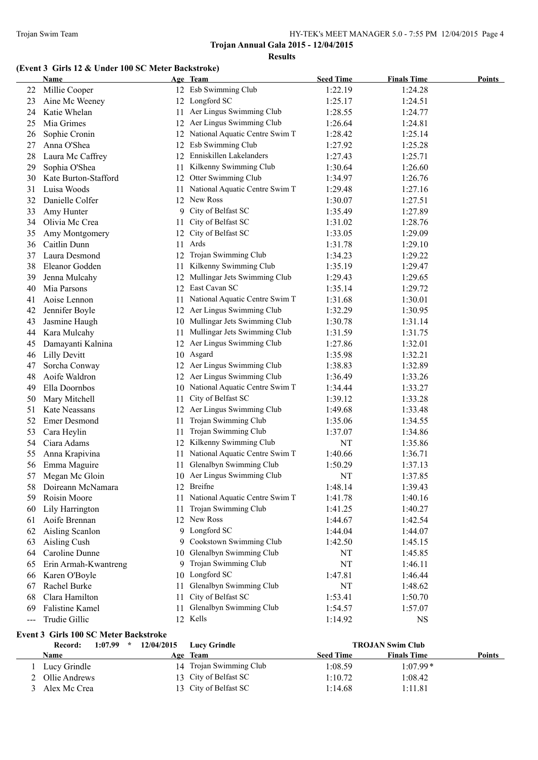**Trojan Annual Gala 2015 - 12/04/2015**

**Results**

### (Event 3 Girls 12 & Under 100 SC Meter Backstroke)

| | Name | Age | Team | Seed Time | Finals Time | Points |
|---|---|---|---|---|---|---|
| 22 | Millie Cooper | 12 | Esb Swimming Club | 1:22.19 | 1:24.28 | |
| 23 | Aine Mc Weeney | 12 | Longford SC | 1:25.17 | 1:24.51 | |
| 24 | Katie Whelan | 11 | Aer Lingus Swimming Club | 1:28.55 | 1:24.77 | |
| 25 | Mia Grimes | 12 | Aer Lingus Swimming Club | 1:26.64 | 1:24.81 | |
| 26 | Sophie Cronin | 12 | National Aquatic Centre Swim T | 1:28.42 | 1:25.14 | |
| 27 | Anna O'Shea | 12 | Esb Swimming Club | 1:27.92 | 1:25.28 | |
| 28 | Laura Mc Caffrey | 12 | Enniskillen Lakelanders | 1:27.43 | 1:25.71 | |
| 29 | Sophia O'Shea | 11 | Kilkenny Swimming Club | 1:30.64 | 1:26.60 | |
| 30 | Kate Burton-Stafford | 12 | Otter Swimming Club | 1:34.97 | 1:26.76 | |
| 31 | Luisa Woods | 11 | National Aquatic Centre Swim T | 1:29.48 | 1:27.16 | |
| 32 | Danielle Colfer | 12 | New Ross | 1:30.07 | 1:27.51 | |
| 33 | Amy Hunter | 9 | City of Belfast SC | 1:35.49 | 1:27.89 | |
| 34 | Olivia Mc Crea | 11 | City of Belfast SC | 1:31.02 | 1:28.76 | |
| 35 | Amy Montgomery | 12 | City of Belfast SC | 1:33.05 | 1:29.09 | |
| 36 | Caitlin Dunn | 11 | Ards | 1:31.78 | 1:29.10 | |
| 37 | Laura Desmond | 12 | Trojan Swimming Club | 1:34.23 | 1:29.22 | |
| 38 | Eleanor Godden | 11 | Kilkenny Swimming Club | 1:35.19 | 1:29.47 | |
| 39 | Jenna Mulcahy | 12 | Mullingar Jets Swimming Club | 1:29.43 | 1:29.65 | |
| 40 | Mia Parsons | 12 | East Cavan SC | 1:35.14 | 1:29.72 | |
| 41 | Aoise Lennon | 11 | National Aquatic Centre Swim T | 1:31.68 | 1:30.01 | |
| 42 | Jennifer Boyle | 12 | Aer Lingus Swimming Club | 1:32.29 | 1:30.95 | |
| 43 | Jasmine Haugh | 10 | Mullingar Jets Swimming Club | 1:30.78 | 1:31.14 | |
| 44 | Kara Mulcahy | 11 | Mullingar Jets Swimming Club | 1:31.59 | 1:31.75 | |
| 45 | Damayanti Kalnina | 12 | Aer Lingus Swimming Club | 1:27.86 | 1:32.01 | |
| 46 | Lilly Devitt | 10 | Asgard | 1:35.98 | 1:32.21 | |
| 47 | Sorcha Conway | 12 | Aer Lingus Swimming Club | 1:38.83 | 1:32.89 | |
| 48 | Aoife Waldron | 12 | Aer Lingus Swimming Club | 1:36.49 | 1:33.26 | |
| 49 | Ella Doornbos | 10 | National Aquatic Centre Swim T | 1:34.44 | 1:33.27 | |
| 50 | Mary Mitchell | 11 | City of Belfast SC | 1:39.12 | 1:33.28 | |
| 51 | Kate Neassans | 12 | Aer Lingus Swimming Club | 1:49.68 | 1:33.48 | |
| 52 | Emer Desmond | 11 | Trojan Swimming Club | 1:35.06 | 1:34.55 | |
| 53 | Cara Heylin | 11 | Trojan Swimming Club | 1:37.07 | 1:34.86 | |
| 54 | Ciara Adams | 12 | Kilkenny Swimming Club | NT | 1:35.86 | |
| 55 | Anna Krapivina | 11 | National Aquatic Centre Swim T | 1:40.66 | 1:36.71 | |
| 56 | Emma Maguire | 11 | Glenalbyn Swimming Club | 1:50.29 | 1:37.13 | |
| 57 | Megan Mc Gloin | 10 | Aer Lingus Swimming Club | NT | 1:37.85 | |
| 58 | Doireann McNamara | 12 | Breifne | 1:48.14 | 1:39.43 | |
| 59 | Roisin Moore | 11 | National Aquatic Centre Swim T | 1:41.78 | 1:40.16 | |
| 60 | Lily Harrington | 11 | Trojan Swimming Club | 1:41.25 | 1:40.27 | |
| 61 | Aoife Brennan | 12 | New Ross | 1:44.67 | 1:42.54 | |
| 62 | Aisling Scanlon | 9 | Longford SC | 1:44.04 | 1:44.07 | |
| 63 | Aisling Cush | 9 | Cookstown Swimming Club | 1:42.50 | 1:45.15 | |
| 64 | Caroline Dunne | 10 | Glenalbyn Swimming Club | NT | 1:45.85 | |
| 65 | Erin Armah-Kwantreng | 9 | Trojan Swimming Club | NT | 1:46.11 | |
| 66 | Karen O'Boyle | 10 | Longford SC | 1:47.81 | 1:46.44 | |
| 67 | Rachel Burke | 11 | Glenalbyn Swimming Club | NT | 1:48.62 | |
| 68 | Clara Hamilton | 11 | City of Belfast SC | 1:53.41 | 1:50.70 | |
| 69 | Falistine Kamel | 11 | Glenalbyn Swimming Club | 1:54.57 | 1:57.07 | |
| --- | Trudie Gillic | 12 | Kells | 1:14.92 | NS | |

### Event 3 Girls 100 SC Meter Backstroke

Record: 1:07.99 * 12/04/2015 Lucy Grindle TROJAN Swim Club

| | Name | Age | Team | Seed Time | Finals Time | Points |
|---|---|---|---|---|---|---|
| 1 | Lucy Grindle | 14 | Trojan Swimming Club | 1:08.59 | 1:07.99* | |
| 2 | Ollie Andrews | 13 | City of Belfast SC | 1:10.72 | 1:08.42 | |
| 3 | Alex Mc Crea | 13 | City of Belfast SC | 1:14.68 | 1:11.81 | |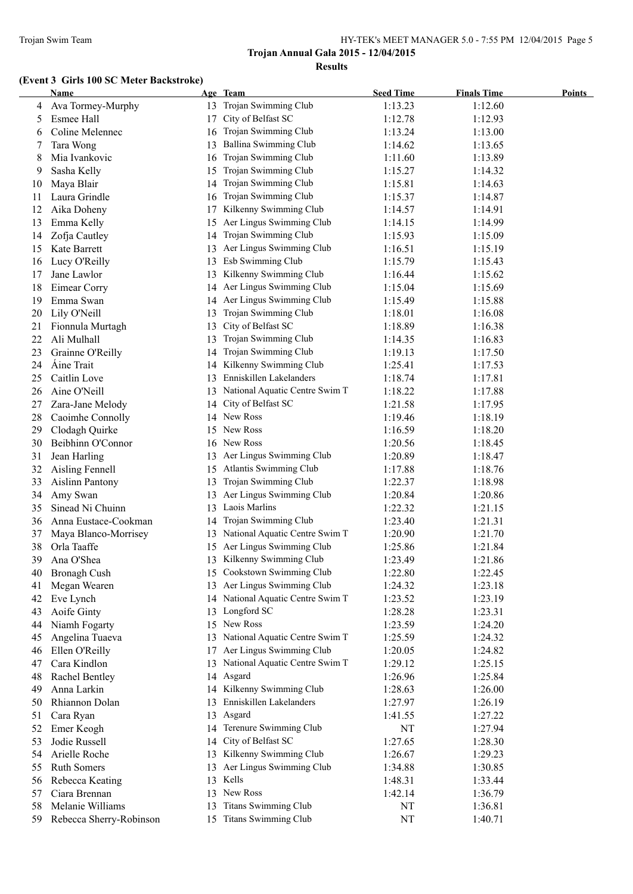**Trojan Annual Gala 2015 - 12/04/2015**

**Results**

### (Event 3 Girls 100 SC Meter Backstroke)

| | Name | Age | Team | Seed Time | Finals Time | Points |
|---|---|---|---|---|---|---|
| 4 | Ava Tormey-Murphy | 13 | Trojan Swimming Club | 1:13.23 | 1:12.60 | |
| 5 | Esmee Hall | 17 | City of Belfast SC | 1:12.78 | 1:12.93 | |
| 6 | Coline Melennec | 16 | Trojan Swimming Club | 1:13.24 | 1:13.00 | |
| 7 | Tara Wong | 13 | Ballina Swimming Club | 1:14.62 | 1:13.65 | |
| 8 | Mia Ivankovic | 16 | Trojan Swimming Club | 1:11.60 | 1:13.89 | |
| 9 | Sasha Kelly | 15 | Trojan Swimming Club | 1:15.27 | 1:14.32 | |
| 10 | Maya Blair | 14 | Trojan Swimming Club | 1:15.81 | 1:14.63 | |
| 11 | Laura Grindle | 16 | Trojan Swimming Club | 1:15.37 | 1:14.87 | |
| 12 | Aika Doheny | 17 | Kilkenny Swimming Club | 1:14.57 | 1:14.91 | |
| 13 | Emma Kelly | 15 | Aer Lingus Swimming Club | 1:14.15 | 1:14.99 | |
| 14 | Zofja Cautley | 14 | Trojan Swimming Club | 1:15.93 | 1:15.09 | |
| 15 | Kate Barrett | 13 | Aer Lingus Swimming Club | 1:16.51 | 1:15.19 | |
| 16 | Lucy O'Reilly | 13 | Esb Swimming Club | 1:15.79 | 1:15.43 | |
| 17 | Jane Lawlor | 13 | Kilkenny Swimming Club | 1:16.44 | 1:15.62 | |
| 18 | Eimear Corry | 14 | Aer Lingus Swimming Club | 1:15.04 | 1:15.69 | |
| 19 | Emma Swan | 14 | Aer Lingus Swimming Club | 1:15.49 | 1:15.88 | |
| 20 | Lily O'Neill | 13 | Trojan Swimming Club | 1:18.01 | 1:16.08 | |
| 21 | Fionnula Murtagh | 13 | City of Belfast SC | 1:18.89 | 1:16.38 | |
| 22 | Ali Mulhall | 13 | Trojan Swimming Club | 1:14.35 | 1:16.83 | |
| 23 | Grainne O'Reilly | 14 | Trojan Swimming Club | 1:19.13 | 1:17.50 | |
| 24 | Áine Trait | 14 | Kilkenny Swimming Club | 1:25.41 | 1:17.53 | |
| 25 | Caitlin Love | 13 | Enniskillen Lakelanders | 1:18.74 | 1:17.81 | |
| 26 | Aine O'Neill | 13 | National Aquatic Centre Swim T | 1:18.22 | 1:17.88 | |
| 27 | Zara-Jane Melody | 14 | City of Belfast SC | 1:21.58 | 1:17.95 | |
| 28 | Caoimhe Connolly | 14 | New Ross | 1:19.46 | 1:18.19 | |
| 29 | Clodagh Quirke | 15 | New Ross | 1:16.59 | 1:18.20 | |
| 30 | Beibhinn O'Connor | 16 | New Ross | 1:20.56 | 1:18.45 | |
| 31 | Jean Harling | 13 | Aer Lingus Swimming Club | 1:20.89 | 1:18.47 | |
| 32 | Aisling Fennell | 15 | Atlantis Swimming Club | 1:17.88 | 1:18.76 | |
| 33 | Aislinn Pantony | 13 | Trojan Swimming Club | 1:22.37 | 1:18.98 | |
| 34 | Amy Swan | 13 | Aer Lingus Swimming Club | 1:20.84 | 1:20.86 | |
| 35 | Sinead Ni Chuinn | 13 | Laois Marlins | 1:22.32 | 1:21.15 | |
| 36 | Anna Eustace-Cookman | 14 | Trojan Swimming Club | 1:23.40 | 1:21.31 | |
| 37 | Maya Blanco-Morrisey | 13 | National Aquatic Centre Swim T | 1:20.90 | 1:21.70 | |
| 38 | Orla Taaffe | 15 | Aer Lingus Swimming Club | 1:25.86 | 1:21.84 | |
| 39 | Ana O'Shea | 13 | Kilkenny Swimming Club | 1:23.49 | 1:21.86 | |
| 40 | Bronagh Cush | 15 | Cookstown Swimming Club | 1:22.80 | 1:22.45 | |
| 41 | Megan Wearen | 13 | Aer Lingus Swimming Club | 1:24.32 | 1:23.18 | |
| 42 | Eve Lynch | 14 | National Aquatic Centre Swim T | 1:23.52 | 1:23.19 | |
| 43 | Aoife Ginty | 13 | Longford SC | 1:28.28 | 1:23.31 | |
| 44 | Niamh Fogarty | 15 | New Ross | 1:23.59 | 1:24.20 | |
| 45 | Angelina Tuaeva | 13 | National Aquatic Centre Swim T | 1:25.59 | 1:24.32 | |
| 46 | Ellen O'Reilly | 17 | Aer Lingus Swimming Club | 1:20.05 | 1:24.82 | |
| 47 | Cara Kindlon | 13 | National Aquatic Centre Swim T | 1:29.12 | 1:25.15 | |
| 48 | Rachel Bentley | 14 | Asgard | 1:26.96 | 1:25.84 | |
| 49 | Anna Larkin | 14 | Kilkenny Swimming Club | 1:28.63 | 1:26.00 | |
| 50 | Rhiannon Dolan | 13 | Enniskillen Lakelanders | 1:27.97 | 1:26.19 | |
| 51 | Cara Ryan | 13 | Asgard | 1:41.55 | 1:27.22 | |
| 52 | Emer Keogh | 14 | Terenure Swimming Club | NT | 1:27.94 | |
| 53 | Jodie Russell | 14 | City of Belfast SC | 1:27.65 | 1:28.30 | |
| 54 | Arielle Roche | 13 | Kilkenny Swimming Club | 1:26.67 | 1:29.23 | |
| 55 | Ruth Somers | 13 | Aer Lingus Swimming Club | 1:34.88 | 1:30.85 | |
| 56 | Rebecca Keating | 13 | Kells | 1:48.31 | 1:33.44 | |
| 57 | Ciara Brennan | 13 | New Ross | 1:42.14 | 1:36.79 | |
| 58 | Melanie Williams | 13 | Titans Swimming Club | NT | 1:36.81 | |
| 59 | Rebecca Sherry-Robinson | 15 | Titans Swimming Club | NT | 1:40.71 | |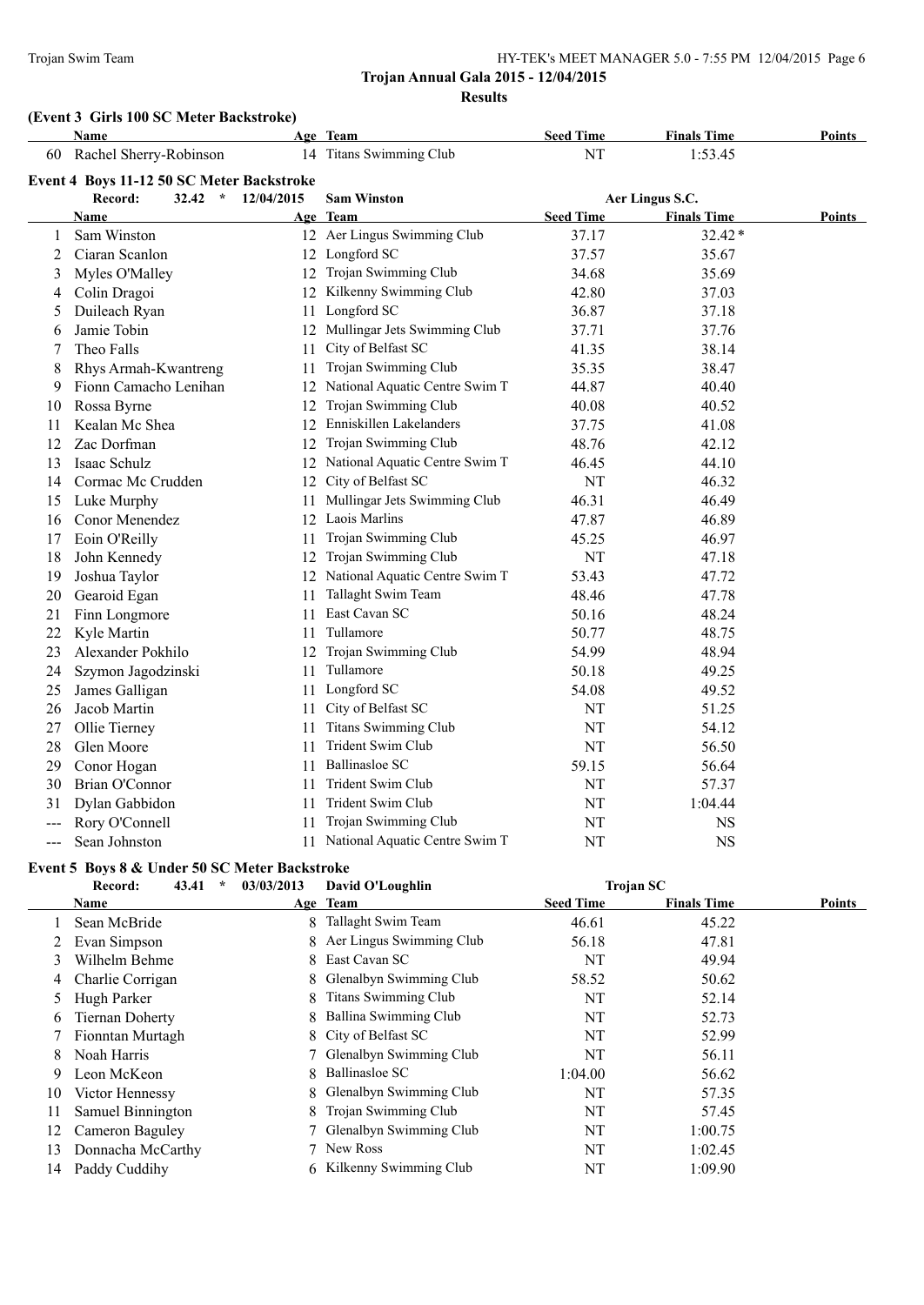**Trojan Annual Gala 2015 - 12/04/2015**

**Results**

## (Event 3 Girls 100 SC Meter Backstroke)

| | Name | Age | Team | Seed Time | Finals Time | Points |
|---|---|---|---|---|---|---|
| 60 | Rachel Sherry-Robinson | 14 | Titans Swimming Club | NT | 1:53.45 | |

## Event 4 Boys 11-12 50 SC Meter Backstroke

Record: 32.42 * 12/04/2015 Sam Winston Aer Lingus S.C.

| | Name | Age | Team | Seed Time | Finals Time | Points |
|---|---|---|---|---|---|---|
| 1 | Sam Winston | 12 | Aer Lingus Swimming Club | 37.17 | 32.42* | |
| 2 | Ciaran Scanlon | 12 | Longford SC | 37.57 | 35.67 | |
| 3 | Myles O'Malley | 12 | Trojan Swimming Club | 34.68 | 35.69 | |
| 4 | Colin Dragoi | 12 | Kilkenny Swimming Club | 42.80 | 37.03 | |
| 5 | Duileach Ryan | 11 | Longford SC | 36.87 | 37.18 | |
| 6 | Jamie Tobin | 12 | Mullingar Jets Swimming Club | 37.71 | 37.76 | |
| 7 | Theo Falls | 11 | City of Belfast SC | 41.35 | 38.14 | |
| 8 | Rhys Armah-Kwantreng | 11 | Trojan Swimming Club | 35.35 | 38.47 | |
| 9 | Fionn Camacho Lenihan | 12 | National Aquatic Centre Swim T | 44.87 | 40.40 | |
| 10 | Rossa Byrne | 12 | Trojan Swimming Club | 40.08 | 40.52 | |
| 11 | Kealan Mc Shea | 12 | Enniskillen Lakelanders | 37.75 | 41.08 | |
| 12 | Zac Dorfman | 12 | Trojan Swimming Club | 48.76 | 42.12 | |
| 13 | Isaac Schulz | 12 | National Aquatic Centre Swim T | 46.45 | 44.10 | |
| 14 | Cormac Mc Crudden | 12 | City of Belfast SC | NT | 46.32 | |
| 15 | Luke Murphy | 11 | Mullingar Jets Swimming Club | 46.31 | 46.49 | |
| 16 | Conor Menendez | 12 | Laois Marlins | 47.87 | 46.89 | |
| 17 | Eoin O'Reilly | 11 | Trojan Swimming Club | 45.25 | 46.97 | |
| 18 | John Kennedy | 12 | Trojan Swimming Club | NT | 47.18 | |
| 19 | Joshua Taylor | 12 | National Aquatic Centre Swim T | 53.43 | 47.72 | |
| 20 | Gearoid Egan | 11 | Tallaght Swim Team | 48.46 | 47.78 | |
| 21 | Finn Longmore | 11 | East Cavan SC | 50.16 | 48.24 | |
| 22 | Kyle Martin | 11 | Tullamore | 50.77 | 48.75 | |
| 23 | Alexander Pokhilo | 12 | Trojan Swimming Club | 54.99 | 48.94 | |
| 24 | Szymon Jagodzinski | 11 | Tullamore | 50.18 | 49.25 | |
| 25 | James Galligan | 11 | Longford SC | 54.08 | 49.52 | |
| 26 | Jacob Martin | 11 | City of Belfast SC | NT | 51.25 | |
| 27 | Ollie Tierney | 11 | Titans Swimming Club | NT | 54.12 | |
| 28 | Glen Moore | 11 | Trident Swim Club | NT | 56.50 | |
| 29 | Conor Hogan | 11 | Ballinasloe SC | 59.15 | 56.64 | |
| 30 | Brian O'Connor | 11 | Trident Swim Club | NT | 57.37 | |
| 31 | Dylan Gabbidon | 11 | Trident Swim Club | NT | 1:04.44 | |
| --- | Rory O'Connell | 11 | Trojan Swimming Club | NT | NS | |
| --- | Sean Johnston | 11 | National Aquatic Centre Swim T | NT | NS | |

## Event 5 Boys 8 & Under 50 SC Meter Backstroke

Record: 43.41 * 03/03/2013 David O'Loughlin Trojan SC

| | Name | Age | Team | Seed Time | Finals Time | Points |
|---|---|---|---|---|---|---|
| 1 | Sean McBride | 8 | Tallaght Swim Team | 46.61 | 45.22 | |
| 2 | Evan Simpson | 8 | Aer Lingus Swimming Club | 56.18 | 47.81 | |
| 3 | Wilhelm Behme | 8 | East Cavan SC | NT | 49.94 | |
| 4 | Charlie Corrigan | 8 | Glenalbyn Swimming Club | 58.52 | 50.62 | |
| 5 | Hugh Parker | 8 | Titans Swimming Club | NT | 52.14 | |
| 6 | Tiernan Doherty | 8 | Ballina Swimming Club | NT | 52.73 | |
| 7 | Fionntan Murtagh | 8 | City of Belfast SC | NT | 52.99 | |
| 8 | Noah Harris | 7 | Glenalbyn Swimming Club | NT | 56.11 | |
| 9 | Leon McKeon | 8 | Ballinasloe SC | 1:04.00 | 56.62 | |
| 10 | Victor Hennessy | 8 | Glenalbyn Swimming Club | NT | 57.35 | |
| 11 | Samuel Binnington | 8 | Trojan Swimming Club | NT | 57.45 | |
| 12 | Cameron Baguley | 7 | Glenalbyn Swimming Club | NT | 1:00.75 | |
| 13 | Donnacha McCarthy | 7 | New Ross | NT | 1:02.45 | |
| 14 | Paddy Cuddihy | 6 | Kilkenny Swimming Club | NT | 1:09.90 | |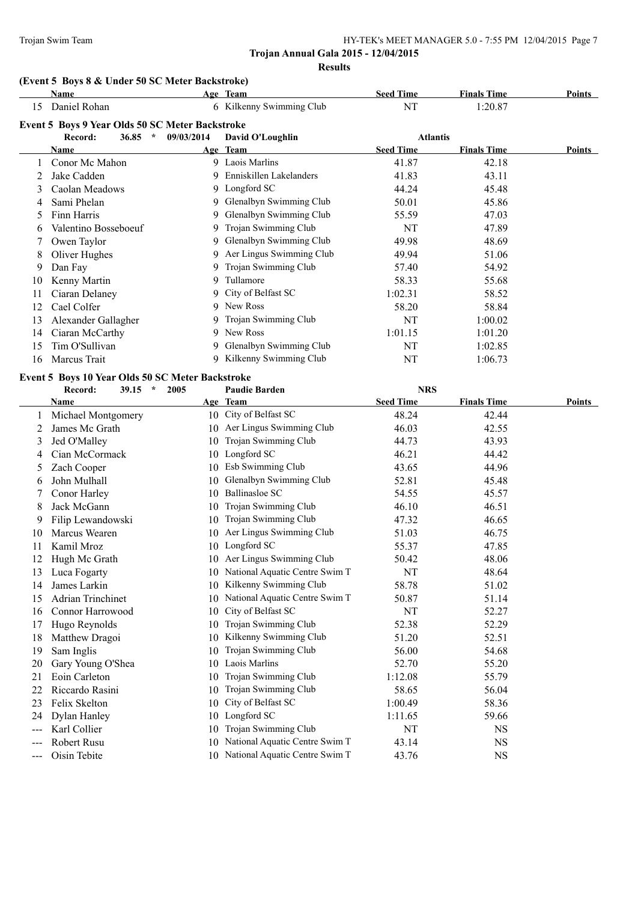**Trojan Annual Gala 2015 - 12/04/2015**

**Results**

### (Event 5 Boys 8 & Under 50 SC Meter Backstroke)

| | Name | Age | Team | Seed Time | Finals Time | Points |
|---|---|---|---|---|---|---|
| 15 | Daniel Rohan | 6 | Kilkenny Swimming Club | NT | 1:20.87 | |

### Event 5 Boys 9 Year Olds 50 SC Meter Backstroke

**Record:** 36.85 * 09/03/2014 David O'Loughlin Atlantis

| | Name | Age | Team | Seed Time | Finals Time | Points |
|---|---|---|---|---|---|---|
| 1 | Conor Mc Mahon | 9 | Laois Marlins | 41.87 | 42.18 | |
| 2 | Jake Cadden | 9 | Enniskillen Lakelanders | 41.83 | 43.11 | |
| 3 | Caolan Meadows | 9 | Longford SC | 44.24 | 45.48 | |
| 4 | Sami Phelan | 9 | Glenalbyn Swimming Club | 50.01 | 45.86 | |
| 5 | Finn Harris | 9 | Glenalbyn Swimming Club | 55.59 | 47.03 | |
| 6 | Valentino Bosseboeuf | 9 | Trojan Swimming Club | NT | 47.89 | |
| 7 | Owen Taylor | 9 | Glenalbyn Swimming Club | 49.98 | 48.69 | |
| 8 | Oliver Hughes | 9 | Aer Lingus Swimming Club | 49.94 | 51.06 | |
| 9 | Dan Fay | 9 | Trojan Swimming Club | 57.40 | 54.92 | |
| 10 | Kenny Martin | 9 | Tullamore | 58.33 | 55.68 | |
| 11 | Ciaran Delaney | 9 | City of Belfast SC | 1:02.31 | 58.52 | |
| 12 | Cael Colfer | 9 | New Ross | 58.20 | 58.84 | |
| 13 | Alexander Gallagher | 9 | Trojan Swimming Club | NT | 1:00.02 | |
| 14 | Ciaran McCarthy | 9 | New Ross | 1:01.15 | 1:01.20 | |
| 15 | Tim O'Sullivan | 9 | Glenalbyn Swimming Club | NT | 1:02.85 | |
| 16 | Marcus Trait | 9 | Kilkenny Swimming Club | NT | 1:06.73 | |

### Event 5 Boys 10 Year Olds 50 SC Meter Backstroke

**Record:** 39.15 * 2005 Paudie Barden NRS

| | Name | Age | Team | Seed Time | Finals Time | Points |
|---|---|---|---|---|---|---|
| 1 | Michael Montgomery | 10 | City of Belfast SC | 48.24 | 42.44 | |
| 2 | James Mc Grath | 10 | Aer Lingus Swimming Club | 46.03 | 42.55 | |
| 3 | Jed O'Malley | 10 | Trojan Swimming Club | 44.73 | 43.93 | |
| 4 | Cian McCormack | 10 | Longford SC | 46.21 | 44.42 | |
| 5 | Zach Cooper | 10 | Esb Swimming Club | 43.65 | 44.96 | |
| 6 | John Mulhall | 10 | Glenalbyn Swimming Club | 52.81 | 45.48 | |
| 7 | Conor Harley | 10 | Ballinasloe SC | 54.55 | 45.57 | |
| 8 | Jack McGann | 10 | Trojan Swimming Club | 46.10 | 46.51 | |
| 9 | Filip Lewandowski | 10 | Trojan Swimming Club | 47.32 | 46.65 | |
| 10 | Marcus Wearen | 10 | Aer Lingus Swimming Club | 51.03 | 46.75 | |
| 11 | Kamil Mroz | 10 | Longford SC | 55.37 | 47.85 | |
| 12 | Hugh Mc Grath | 10 | Aer Lingus Swimming Club | 50.42 | 48.06 | |
| 13 | Luca Fogarty | 10 | National Aquatic Centre Swim T | NT | 48.64 | |
| 14 | James Larkin | 10 | Kilkenny Swimming Club | 58.78 | 51.02 | |
| 15 | Adrian Trinchinet | 10 | National Aquatic Centre Swim T | 50.87 | 51.14 | |
| 16 | Connor Harrowood | 10 | City of Belfast SC | NT | 52.27 | |
| 17 | Hugo Reynolds | 10 | Trojan Swimming Club | 52.38 | 52.29 | |
| 18 | Matthew Dragoi | 10 | Kilkenny Swimming Club | 51.20 | 52.51 | |
| 19 | Sam Inglis | 10 | Trojan Swimming Club | 56.00 | 54.68 | |
| 20 | Gary Young O'Shea | 10 | Laois Marlins | 52.70 | 55.20 | |
| 21 | Eoin Carleton | 10 | Trojan Swimming Club | 1:12.08 | 55.79 | |
| 22 | Riccardo Rasini | 10 | Trojan Swimming Club | 58.65 | 56.04 | |
| 23 | Felix Skelton | 10 | City of Belfast SC | 1:00.49 | 58.36 | |
| 24 | Dylan Hanley | 10 | Longford SC | 1:11.65 | 59.66 | |
| --- | Karl Collier | 10 | Trojan Swimming Club | NT | NS | |
| --- | Robert Rusu | 10 | National Aquatic Centre Swim T | 43.14 | NS | |
| --- | Oisin Tebite | 10 | National Aquatic Centre Swim T | 43.76 | NS | |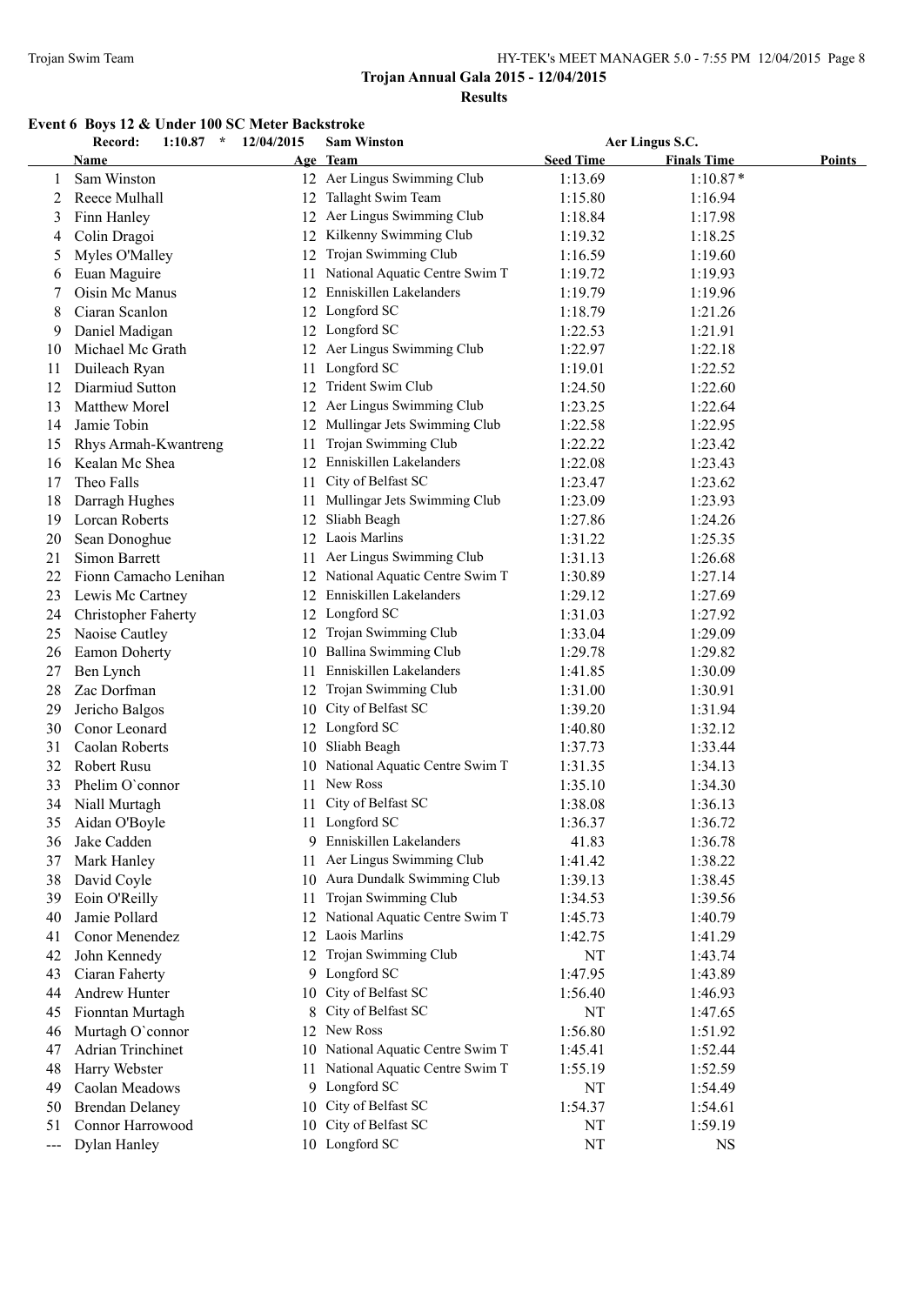Trojan Annual Gala 2015 - 12/04/2015

**Results**

### Event 6 Boys 12 & Under 100 SC Meter Backstroke

Record: 1:10.87 * 12/04/2015 Sam Winston Aer Lingus S.C.

| | Name | Age | Team | Seed Time | Finals Time | Points |
|---|---|---|---|---|---|---|
| 1 | Sam Winston | 12 | Aer Lingus Swimming Club | 1:13.69 | 1:10.87* | |
| 2 | Reece Mulhall | 12 | Tallaght Swim Team | 1:15.80 | 1:16.94 | |
| 3 | Finn Hanley | 12 | Aer Lingus Swimming Club | 1:18.84 | 1:17.98 | |
| 4 | Colin Dragoi | 12 | Kilkenny Swimming Club | 1:19.32 | 1:18.25 | |
| 5 | Myles O'Malley | 12 | Trojan Swimming Club | 1:16.59 | 1:19.60 | |
| 6 | Euan Maguire | 11 | National Aquatic Centre Swim T | 1:19.72 | 1:19.93 | |
| 7 | Oisin Mc Manus | 12 | Enniskillen Lakelanders | 1:19.79 | 1:19.96 | |
| 8 | Ciaran Scanlon | 12 | Longford SC | 1:18.79 | 1:21.26 | |
| 9 | Daniel Madigan | 12 | Longford SC | 1:22.53 | 1:21.91 | |
| 10 | Michael Mc Grath | 12 | Aer Lingus Swimming Club | 1:22.97 | 1:22.18 | |
| 11 | Duileach Ryan | 11 | Longford SC | 1:19.01 | 1:22.52 | |
| 12 | Diarmiud Sutton | 12 | Trident Swim Club | 1:24.50 | 1:22.60 | |
| 13 | Matthew Morel | 12 | Aer Lingus Swimming Club | 1:23.25 | 1:22.64 | |
| 14 | Jamie Tobin | 12 | Mullingar Jets Swimming Club | 1:22.58 | 1:22.95 | |
| 15 | Rhys Armah-Kwantreng | 11 | Trojan Swimming Club | 1:22.22 | 1:23.42 | |
| 16 | Kealan Mc Shea | 12 | Enniskillen Lakelanders | 1:22.08 | 1:23.43 | |
| 17 | Theo Falls | 11 | City of Belfast SC | 1:23.47 | 1:23.62 | |
| 18 | Darragh Hughes | 11 | Mullingar Jets Swimming Club | 1:23.09 | 1:23.93 | |
| 19 | Lorcan Roberts | 12 | Sliabh Beagh | 1:27.86 | 1:24.26 | |
| 20 | Sean Donoghue | 12 | Laois Marlins | 1:31.22 | 1:25.35 | |
| 21 | Simon Barrett | 11 | Aer Lingus Swimming Club | 1:31.13 | 1:26.68 | |
| 22 | Fionn Camacho Lenihan | 12 | National Aquatic Centre Swim T | 1:30.89 | 1:27.14 | |
| 23 | Lewis Mc Cartney | 12 | Enniskillen Lakelanders | 1:29.12 | 1:27.69 | |
| 24 | Christopher Faherty | 12 | Longford SC | 1:31.03 | 1:27.92 | |
| 25 | Naoise Cautley | 12 | Trojan Swimming Club | 1:33.04 | 1:29.09 | |
| 26 | Eamon Doherty | 10 | Ballina Swimming Club | 1:29.78 | 1:29.82 | |
| 27 | Ben Lynch | 11 | Enniskillen Lakelanders | 1:41.85 | 1:30.09 | |
| 28 | Zac Dorfman | 12 | Trojan Swimming Club | 1:31.00 | 1:30.91 | |
| 29 | Jericho Balgos | 10 | City of Belfast SC | 1:39.20 | 1:31.94 | |
| 30 | Conor Leonard | 12 | Longford SC | 1:40.80 | 1:32.12 | |
| 31 | Caolan Roberts | 10 | Sliabh Beagh | 1:37.73 | 1:33.44 | |
| 32 | Robert Rusu | 10 | National Aquatic Centre Swim T | 1:31.35 | 1:34.13 | |
| 33 | Phelim O`connor | 11 | New Ross | 1:35.10 | 1:34.30 | |
| 34 | Niall Murtagh | 11 | City of Belfast SC | 1:38.08 | 1:36.13 | |
| 35 | Aidan O'Boyle | 11 | Longford SC | 1:36.37 | 1:36.72 | |
| 36 | Jake Cadden | 9 | Enniskillen Lakelanders | 41.83 | 1:36.78 | |
| 37 | Mark Hanley | 11 | Aer Lingus Swimming Club | 1:41.42 | 1:38.22 | |
| 38 | David Coyle | 10 | Aura Dundalk Swimming Club | 1:39.13 | 1:38.45 | |
| 39 | Eoin O'Reilly | 11 | Trojan Swimming Club | 1:34.53 | 1:39.56 | |
| 40 | Jamie Pollard | 12 | National Aquatic Centre Swim T | 1:45.73 | 1:40.79 | |
| 41 | Conor Menendez | 12 | Laois Marlins | 1:42.75 | 1:41.29 | |
| 42 | John Kennedy | 12 | Trojan Swimming Club | NT | 1:43.74 | |
| 43 | Ciaran Faherty | 9 | Longford SC | 1:47.95 | 1:43.89 | |
| 44 | Andrew Hunter | 10 | City of Belfast SC | 1:56.40 | 1:46.93 | |
| 45 | Fionntan Murtagh | 8 | City of Belfast SC | NT | 1:47.65 | |
| 46 | Murtagh O`connor | 12 | New Ross | 1:56.80 | 1:51.92 | |
| 47 | Adrian Trinchinet | 10 | National Aquatic Centre Swim T | 1:45.41 | 1:52.44 | |
| 48 | Harry Webster | 11 | National Aquatic Centre Swim T | 1:55.19 | 1:52.59 | |
| 49 | Caolan Meadows | 9 | Longford SC | NT | 1:54.49 | |
| 50 | Brendan Delaney | 10 | City of Belfast SC | 1:54.37 | 1:54.61 | |
| 51 | Connor Harrowood | 10 | City of Belfast SC | NT | 1:59.19 | |
| --- | Dylan Hanley | 10 | Longford SC | NT | NS | |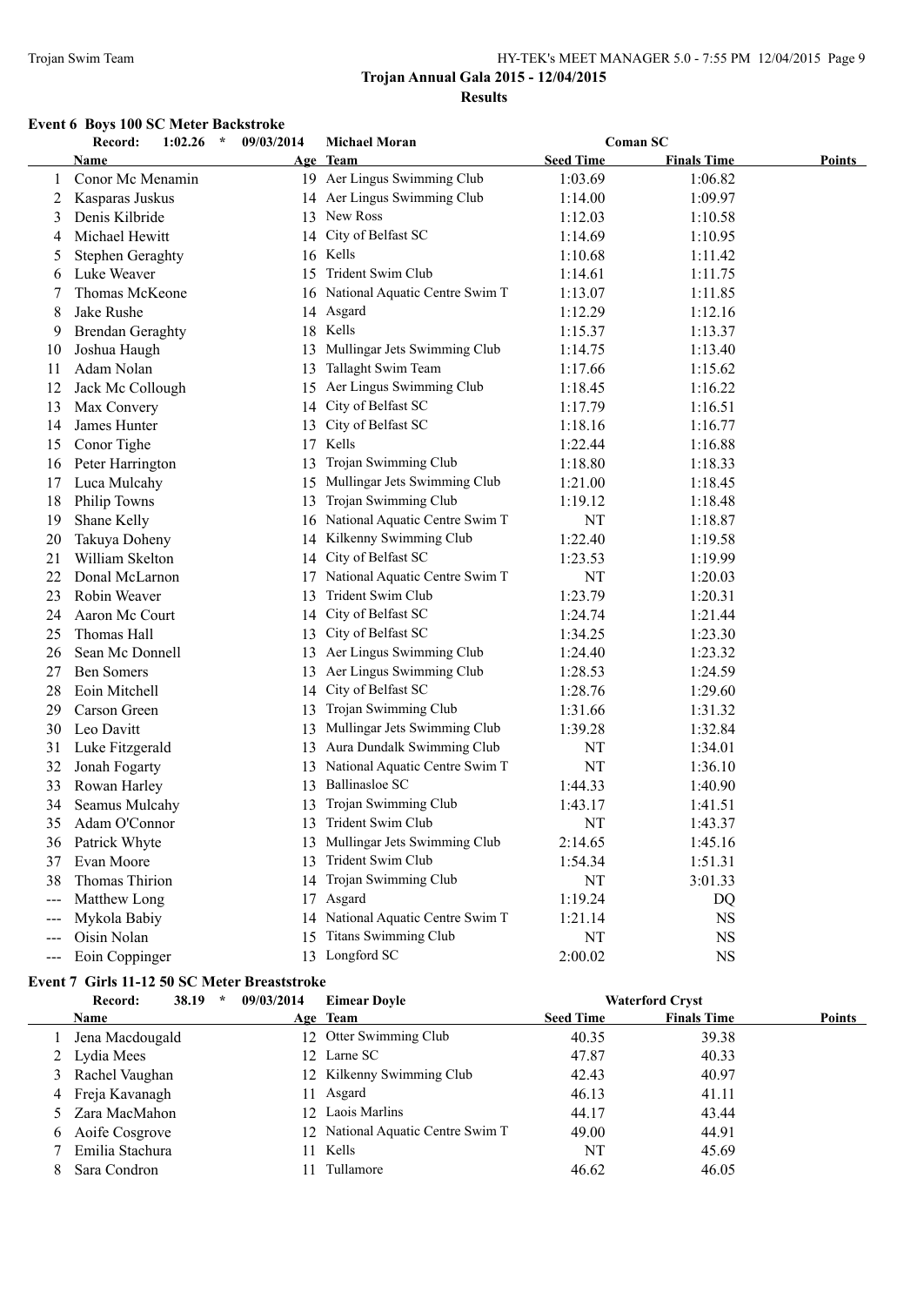**Trojan Annual Gala 2015 - 12/04/2015**

**Results**

### Event 6 Boys 100 SC Meter Backstroke

| | Name | Age | Team | Seed Time | Finals Time | Points |
|---|---|---|---|---|---|---|
| Record: | 1:02.26 * | 09/03/2014 | Michael Moran | Coman SC | | |
| 1 | Conor Mc Menamin | 19 | Aer Lingus Swimming Club | 1:03.69 | 1:06.82 | |
| 2 | Kasparas Juskus | 14 | Aer Lingus Swimming Club | 1:14.00 | 1:09.97 | |
| 3 | Denis Kilbride | 13 | New Ross | 1:12.03 | 1:10.58 | |
| 4 | Michael Hewitt | 14 | City of Belfast SC | 1:14.69 | 1:10.95 | |
| 5 | Stephen Geraghty | 16 | Kells | 1:10.68 | 1:11.42 | |
| 6 | Luke Weaver | 15 | Trident Swim Club | 1:14.61 | 1:11.75 | |
| 7 | Thomas McKeone | 16 | National Aquatic Centre Swim T | 1:13.07 | 1:11.85 | |
| 8 | Jake Rushe | 14 | Asgard | 1:12.29 | 1:12.16 | |
| 9 | Brendan Geraghty | 18 | Kells | 1:15.37 | 1:13.37 | |
| 10 | Joshua Haugh | 13 | Mullingar Jets Swimming Club | 1:14.75 | 1:13.40 | |
| 11 | Adam Nolan | 13 | Tallaght Swim Team | 1:17.66 | 1:15.62 | |
| 12 | Jack Mc Collough | 15 | Aer Lingus Swimming Club | 1:18.45 | 1:16.22 | |
| 13 | Max Convery | 14 | City of Belfast SC | 1:17.79 | 1:16.51 | |
| 14 | James Hunter | 13 | City of Belfast SC | 1:18.16 | 1:16.77 | |
| 15 | Conor Tighe | 17 | Kells | 1:22.44 | 1:16.88 | |
| 16 | Peter Harrington | 13 | Trojan Swimming Club | 1:18.80 | 1:18.33 | |
| 17 | Luca Mulcahy | 15 | Mullingar Jets Swimming Club | 1:21.00 | 1:18.45 | |
| 18 | Philip Towns | 13 | Trojan Swimming Club | 1:19.12 | 1:18.48 | |
| 19 | Shane Kelly | 16 | National Aquatic Centre Swim T | NT | 1:18.87 | |
| 20 | Takuya Doheny | 14 | Kilkenny Swimming Club | 1:22.40 | 1:19.58 | |
| 21 | William Skelton | 14 | City of Belfast SC | 1:23.53 | 1:19.99 | |
| 22 | Donal McLarnon | 17 | National Aquatic Centre Swim T | NT | 1:20.03 | |
| 23 | Robin Weaver | 13 | Trident Swim Club | 1:23.79 | 1:20.31 | |
| 24 | Aaron Mc Court | 14 | City of Belfast SC | 1:24.74 | 1:21.44 | |
| 25 | Thomas Hall | 13 | City of Belfast SC | 1:34.25 | 1:23.30 | |
| 26 | Sean Mc Donnell | 13 | Aer Lingus Swimming Club | 1:24.40 | 1:23.32 | |
| 27 | Ben Somers | 13 | Aer Lingus Swimming Club | 1:28.53 | 1:24.59 | |
| 28 | Eoin Mitchell | 14 | City of Belfast SC | 1:28.76 | 1:29.60 | |
| 29 | Carson Green | 13 | Trojan Swimming Club | 1:31.66 | 1:31.32 | |
| 30 | Leo Davitt | 13 | Mullingar Jets Swimming Club | 1:39.28 | 1:32.84 | |
| 31 | Luke Fitzgerald | 13 | Aura Dundalk Swimming Club | NT | 1:34.01 | |
| 32 | Jonah Fogarty | 13 | National Aquatic Centre Swim T | NT | 1:36.10 | |
| 33 | Rowan Harley | 13 | Ballinasloe SC | 1:44.33 | 1:40.90 | |
| 34 | Seamus Mulcahy | 13 | Trojan Swimming Club | 1:43.17 | 1:41.51 | |
| 35 | Adam O'Connor | 13 | Trident Swim Club | NT | 1:43.37 | |
| 36 | Patrick Whyte | 13 | Mullingar Jets Swimming Club | 2:14.65 | 1:45.16 | |
| 37 | Evan Moore | 13 | Trident Swim Club | 1:54.34 | 1:51.31 | |
| 38 | Thomas Thirion | 14 | Trojan Swimming Club | NT | 3:01.33 | |
| --- | Matthew Long | 17 | Asgard | 1:19.24 | DQ | |
| --- | Mykola Babiy | 14 | National Aquatic Centre Swim T | 1:21.14 | NS | |
| --- | Oisin Nolan | 15 | Titans Swimming Club | NT | NS | |
| --- | Eoin Coppinger | 13 | Longford SC | 2:00.02 | NS | |

### Event 7 Girls 11-12 50 SC Meter Breaststroke

| | Name | Age | Team | Seed Time | Finals Time | Points |
|---|---|---|---|---|---|---|
| Record: | 38.19 * | 09/03/2014 | Eimear Doyle | Waterford Cryst | | |
| 1 | Jena Macdougald | 12 | Otter Swimming Club | 40.35 | 39.38 | |
| 2 | Lydia Mees | 12 | Larne SC | 47.87 | 40.33 | |
| 3 | Rachel Vaughan | 12 | Kilkenny Swimming Club | 42.43 | 40.97 | |
| 4 | Freja Kavanagh | 11 | Asgard | 46.13 | 41.11 | |
| 5 | Zara MacMahon | 12 | Laois Marlins | 44.17 | 43.44 | |
| 6 | Aoife Cosgrove | 12 | National Aquatic Centre Swim T | 49.00 | 44.91 | |
| 7 | Emilia Stachura | 11 | Kells | NT | 45.69 | |
| 8 | Sara Condron | 11 | Tullamore | 46.62 | 46.05 | |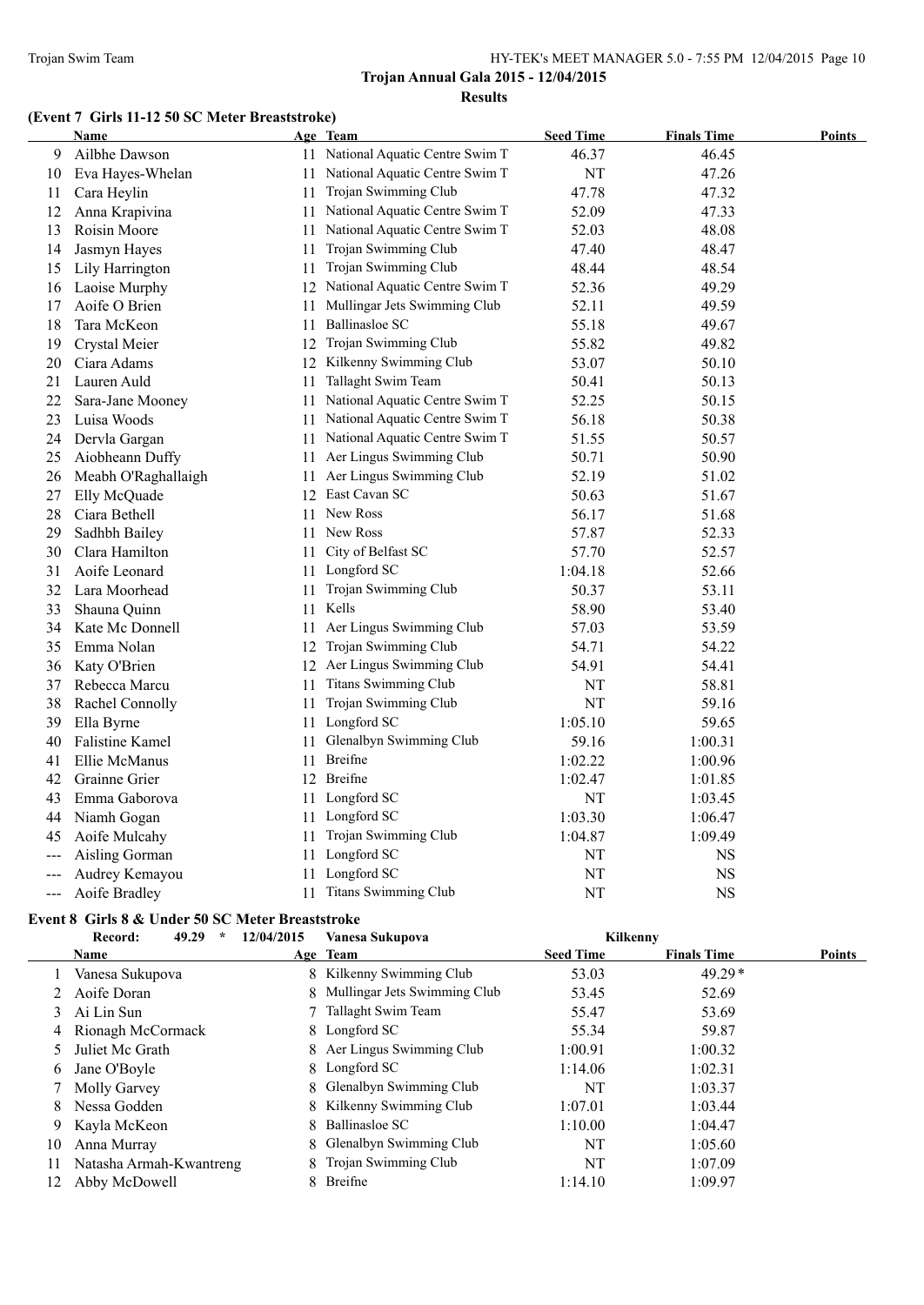Trojan Annual Gala 2015 - 12/04/2015

Results

### (Event 7 Girls 11-12 50 SC Meter Breaststroke)

| | Name | Age | Team | Seed Time | Finals Time | Points |
|---|---|---|---|---|---|---|
| 9 | Ailbhe Dawson | 11 | National Aquatic Centre Swim T | 46.37 | 46.45 | |
| 10 | Eva Hayes-Whelan | 11 | National Aquatic Centre Swim T | NT | 47.26 | |
| 11 | Cara Heylin | 11 | Trojan Swimming Club | 47.78 | 47.32 | |
| 12 | Anna Krapivina | 11 | National Aquatic Centre Swim T | 52.09 | 47.33 | |
| 13 | Roisin Moore | 11 | National Aquatic Centre Swim T | 52.03 | 48.08 | |
| 14 | Jasmyn Hayes | 11 | Trojan Swimming Club | 47.40 | 48.47 | |
| 15 | Lily Harrington | 11 | Trojan Swimming Club | 48.44 | 48.54 | |
| 16 | Laoise Murphy | 12 | National Aquatic Centre Swim T | 52.36 | 49.29 | |
| 17 | Aoife O Brien | 11 | Mullingar Jets Swimming Club | 52.11 | 49.59 | |
| 18 | Tara McKeon | 11 | Ballinasloe SC | 55.18 | 49.67 | |
| 19 | Crystal Meier | 12 | Trojan Swimming Club | 55.82 | 49.82 | |
| 20 | Ciara Adams | 12 | Kilkenny Swimming Club | 53.07 | 50.10 | |
| 21 | Lauren Auld | 11 | Tallaght Swim Team | 50.41 | 50.13 | |
| 22 | Sara-Jane Mooney | 11 | National Aquatic Centre Swim T | 52.25 | 50.15 | |
| 23 | Luisa Woods | 11 | National Aquatic Centre Swim T | 56.18 | 50.38 | |
| 24 | Dervla Gargan | 11 | National Aquatic Centre Swim T | 51.55 | 50.57 | |
| 25 | Aiobheann Duffy | 11 | Aer Lingus Swimming Club | 50.71 | 50.90 | |
| 26 | Meabh O'Raghallaigh | 11 | Aer Lingus Swimming Club | 52.19 | 51.02 | |
| 27 | Elly McQuade | 12 | East Cavan SC | 50.63 | 51.67 | |
| 28 | Ciara Bethell | 11 | New Ross | 56.17 | 51.68 | |
| 29 | Sadhbh Bailey | 11 | New Ross | 57.87 | 52.33 | |
| 30 | Clara Hamilton | 11 | City of Belfast SC | 57.70 | 52.57 | |
| 31 | Aoife Leonard | 11 | Longford SC | 1:04.18 | 52.66 | |
| 32 | Lara Moorhead | 11 | Trojan Swimming Club | 50.37 | 53.11 | |
| 33 | Shauna Quinn | 11 | Kells | 58.90 | 53.40 | |
| 34 | Kate Mc Donnell | 11 | Aer Lingus Swimming Club | 57.03 | 53.59 | |
| 35 | Emma Nolan | 12 | Trojan Swimming Club | 54.71 | 54.22 | |
| 36 | Katy O'Brien | 12 | Aer Lingus Swimming Club | 54.91 | 54.41 | |
| 37 | Rebecca Marcu | 11 | Titans Swimming Club | NT | 58.81 | |
| 38 | Rachel Connolly | 11 | Trojan Swimming Club | NT | 59.16 | |
| 39 | Ella Byrne | 11 | Longford SC | 1:05.10 | 59.65 | |
| 40 | Falistine Kamel | 11 | Glenalbyn Swimming Club | 59.16 | 1:00.31 | |
| 41 | Ellie McManus | 11 | Breifne | 1:02.22 | 1:00.96 | |
| 42 | Grainne Grier | 12 | Breifne | 1:02.47 | 1:01.85 | |
| 43 | Emma Gaborova | 11 | Longford SC | NT | 1:03.45 | |
| 44 | Niamh Gogan | 11 | Longford SC | 1:03.30 | 1:06.47 | |
| 45 | Aoife Mulcahy | 11 | Trojan Swimming Club | 1:04.87 | 1:09.49 | |
| --- | Aisling Gorman | 11 | Longford SC | NT | NS | |
| --- | Audrey Kemayou | 11 | Longford SC | NT | NS | |
| --- | Aoife Bradley | 11 | Titans Swimming Club | NT | NS | |

### Event 8 Girls 8 & Under 50 SC Meter Breaststroke

Record: 49.29 * 12/04/2015 Vanesa Sukupova Kilkenny

| | Name | Age | Team | Seed Time | Finals Time | Points |
|---|---|---|---|---|---|---|
| 1 | Vanesa Sukupova | 8 | Kilkenny Swimming Club | 53.03 | 49.29* | |
| 2 | Aoife Doran | 8 | Mullingar Jets Swimming Club | 53.45 | 52.69 | |
| 3 | Ai Lin Sun | 7 | Tallaght Swim Team | 55.47 | 53.69 | |
| 4 | Rionagh McCormack | 8 | Longford SC | 55.34 | 59.87 | |
| 5 | Juliet Mc Grath | 8 | Aer Lingus Swimming Club | 1:00.91 | 1:00.32 | |
| 6 | Jane O'Boyle | 8 | Longford SC | 1:14.06 | 1:02.31 | |
| 7 | Molly Garvey | 8 | Glenalbyn Swimming Club | NT | 1:03.37 | |
| 8 | Nessa Godden | 8 | Kilkenny Swimming Club | 1:07.01 | 1:03.44 | |
| 9 | Kayla McKeon | 8 | Ballinasloe SC | 1:10.00 | 1:04.47 | |
| 10 | Anna Murray | 8 | Glenalbyn Swimming Club | NT | 1:05.60 | |
| 11 | Natasha Armah-Kwantreng | 8 | Trojan Swimming Club | NT | 1:07.09 | |
| 12 | Abby McDowell | 8 | Breifne | 1:14.10 | 1:09.97 | |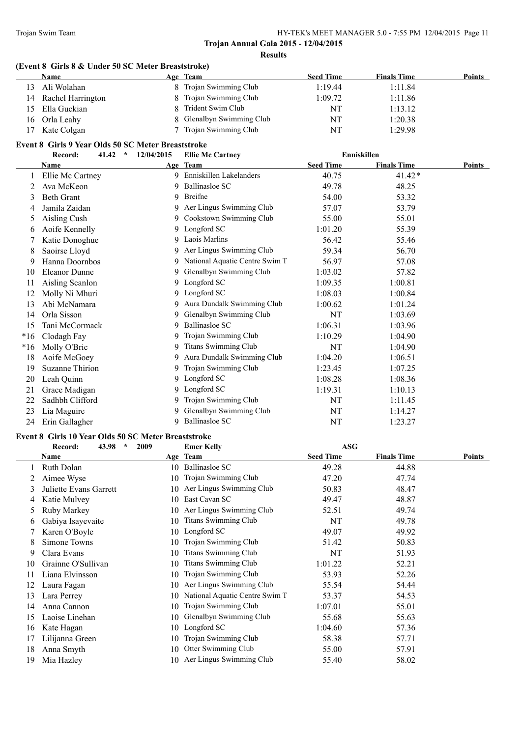**Trojan Annual Gala 2015 - 12/04/2015**

**Results**

### (Event 8 Girls 8 & Under 50 SC Meter Breaststroke)

| | Name | Age | Team | Seed Time | Finals Time | Points |
|---|---|---|---|---|---|---|
| 13 | Ali Wolahan | 8 | Trojan Swimming Club | 1:19.44 | 1:11.84 | |
| 14 | Rachel Harrington | 8 | Trojan Swimming Club | 1:09.72 | 1:11.86 | |
| 15 | Ella Guckian | 8 | Trident Swim Club | NT | 1:13.12 | |
| 16 | Orla Leahy | 8 | Glenalbyn Swimming Club | NT | 1:20.38 | |
| 17 | Kate Colgan | 7 | Trojan Swimming Club | NT | 1:29.98 | |

### Event 8 Girls 9 Year Olds 50 SC Meter Breaststroke

Record: 41.42 * 12/04/2015 Ellie Mc Cartney Enniskillen

| | Name | Age | Team | Seed Time | Finals Time | Points |
|---|---|---|---|---|---|---|
| 1 | Ellie Mc Cartney | 9 | Enniskillen Lakelanders | 40.75 | 41.42* | |
| 2 | Ava McKeon | 9 | Ballinasloe SC | 49.78 | 48.25 | |
| 3 | Beth Grant | 9 | Breifne | 54.00 | 53.32 | |
| 4 | Jamila Zaidan | 9 | Aer Lingus Swimming Club | 57.07 | 53.79 | |
| 5 | Aisling Cush | 9 | Cookstown Swimming Club | 55.00 | 55.01 | |
| 6 | Aoife Kennelly | 9 | Longford SC | 1:01.20 | 55.39 | |
| 7 | Katie Donoghue | 9 | Laois Marlins | 56.42 | 55.46 | |
| 8 | Saoirse Lloyd | 9 | Aer Lingus Swimming Club | 59.34 | 56.70 | |
| 9 | Hanna Doornbos | 9 | National Aquatic Centre Swim T | 56.97 | 57.08 | |
| 10 | Eleanor Dunne | 9 | Glenalbyn Swimming Club | 1:03.02 | 57.82 | |
| 11 | Aisling Scanlon | 9 | Longford SC | 1:09.35 | 1:00.81 | |
| 12 | Molly Ni Mhuri | 9 | Longford SC | 1:08.03 | 1:00.84 | |
| 13 | Abi McNamara | 9 | Aura Dundalk Swimming Club | 1:00.62 | 1:01.24 | |
| 14 | Orla Sisson | 9 | Glenalbyn Swimming Club | NT | 1:03.69 | |
| 15 | Tani McCormack | 9 | Ballinasloe SC | 1:06.31 | 1:03.96 | |
| *16 | Clodagh Fay | 9 | Trojan Swimming Club | 1:10.29 | 1:04.90 | |
| *16 | Molly O'Bric | 9 | Titans Swimming Club | NT | 1:04.90 | |
| 18 | Aoife McGoey | 9 | Aura Dundalk Swimming Club | 1:04.20 | 1:06.51 | |
| 19 | Suzanne Thirion | 9 | Trojan Swimming Club | 1:23.45 | 1:07.25 | |
| 20 | Leah Quinn | 9 | Longford SC | 1:08.28 | 1:08.36 | |
| 21 | Grace Madigan | 9 | Longford SC | 1:19.31 | 1:10.13 | |
| 22 | Sadhbh Clifford | 9 | Trojan Swimming Club | NT | 1:11.45 | |
| 23 | Lia Maguire | 9 | Glenalbyn Swimming Club | NT | 1:14.27 | |
| 24 | Erin Gallagher | 9 | Ballinasloe SC | NT | 1:23.27 | |

### Event 8 Girls 10 Year Olds 50 SC Meter Breaststroke

Record: 43.98 * 2009 Emer Kelly ASG

| | Name | Age | Team | Seed Time | Finals Time | Points |
|---|---|---|---|---|---|---|
| 1 | Ruth Dolan | 10 | Ballinasloe SC | 49.28 | 44.88 | |
| 2 | Aimee Wyse | 10 | Trojan Swimming Club | 47.20 | 47.74 | |
| 3 | Juliette Evans Garrett | 10 | Aer Lingus Swimming Club | 50.83 | 48.47 | |
| 4 | Katie Mulvey | 10 | East Cavan SC | 49.47 | 48.87 | |
| 5 | Ruby Markey | 10 | Aer Lingus Swimming Club | 52.51 | 49.74 | |
| 6 | Gabiya Isayevaite | 10 | Titans Swimming Club | NT | 49.78 | |
| 7 | Karen O'Boyle | 10 | Longford SC | 49.07 | 49.92 | |
| 8 | Simone Towns | 10 | Trojan Swimming Club | 51.42 | 50.83 | |
| 9 | Clara Evans | 10 | Titans Swimming Club | NT | 51.93 | |
| 10 | Grainne O'Sullivan | 10 | Titans Swimming Club | 1:01.22 | 52.21 | |
| 11 | Liana Elvinsson | 10 | Trojan Swimming Club | 53.93 | 52.26 | |
| 12 | Laura Fagan | 10 | Aer Lingus Swimming Club | 55.54 | 54.44 | |
| 13 | Lara Perrey | 10 | National Aquatic Centre Swim T | 53.37 | 54.53 | |
| 14 | Anna Cannon | 10 | Trojan Swimming Club | 1:07.01 | 55.01 | |
| 15 | Laoise Linehan | 10 | Glenalbyn Swimming Club | 55.68 | 55.63 | |
| 16 | Kate Hagan | 10 | Longford SC | 1:04.60 | 57.36 | |
| 17 | Lilijanna Green | 10 | Trojan Swimming Club | 58.38 | 57.71 | |
| 18 | Anna Smyth | 10 | Otter Swimming Club | 55.00 | 57.91 | |
| 19 | Mia Hazley | 10 | Aer Lingus Swimming Club | 55.40 | 58.02 | |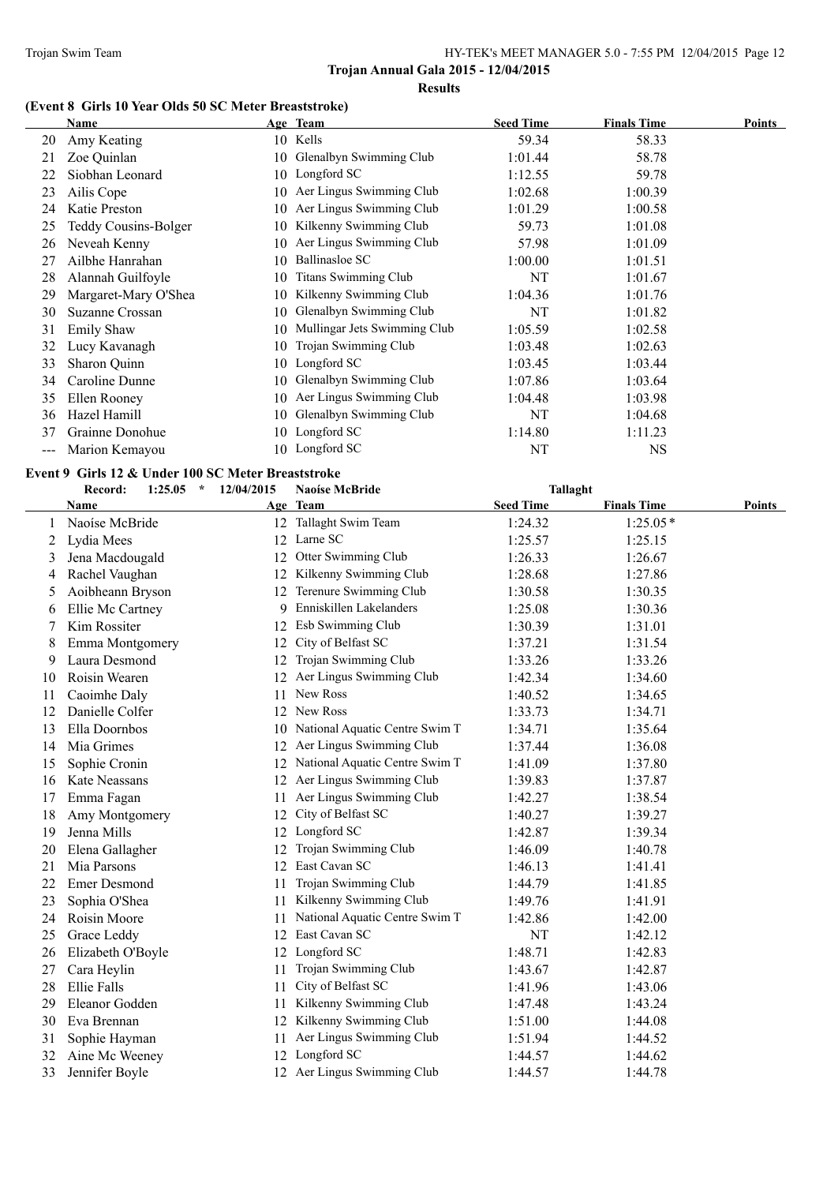## Trojan Annual Gala 2015 - 12/04/2015

### Results

#### (Event 8 Girls 10 Year Olds 50 SC Meter Breaststroke)

| | Name | Age | Team | Seed Time | Finals Time | Points |
|---|---|---|---|---|---|---|
| 20 | Amy Keating | 10 | Kells | 59.34 | 58.33 | |
| 21 | Zoe Quinlan | 10 | Glenalbyn Swimming Club | 1:01.44 | 58.78 | |
| 22 | Siobhan Leonard | 10 | Longford SC | 1:12.55 | 59.78 | |
| 23 | Ailis Cope | 10 | Aer Lingus Swimming Club | 1:02.68 | 1:00.39 | |
| 24 | Katie Preston | 10 | Aer Lingus Swimming Club | 1:01.29 | 1:00.58 | |
| 25 | Teddy Cousins-Bolger | 10 | Kilkenny Swimming Club | 59.73 | 1:01.08 | |
| 26 | Neveah Kenny | 10 | Aer Lingus Swimming Club | 57.98 | 1:01.09 | |
| 27 | Ailbhe Hanrahan | 10 | Ballinasloe SC | 1:00.00 | 1:01.51 | |
| 28 | Alannah Guilfoyle | 10 | Titans Swimming Club | NT | 1:01.67 | |
| 29 | Margaret-Mary O'Shea | 10 | Kilkenny Swimming Club | 1:04.36 | 1:01.76 | |
| 30 | Suzanne Crossan | 10 | Glenalbyn Swimming Club | NT | 1:01.82 | |
| 31 | Emily Shaw | 10 | Mullingar Jets Swimming Club | 1:05.59 | 1:02.58 | |
| 32 | Lucy Kavanagh | 10 | Trojan Swimming Club | 1:03.48 | 1:02.63 | |
| 33 | Sharon Quinn | 10 | Longford SC | 1:03.45 | 1:03.44 | |
| 34 | Caroline Dunne | 10 | Glenalbyn Swimming Club | 1:07.86 | 1:03.64 | |
| 35 | Ellen Rooney | 10 | Aer Lingus Swimming Club | 1:04.48 | 1:03.98 | |
| 36 | Hazel Hamill | 10 | Glenalbyn Swimming Club | NT | 1:04.68 | |
| 37 | Grainne Donohue | 10 | Longford SC | 1:14.80 | 1:11.23 | |
| --- | Marion Kemayou | 10 | Longford SC | NT | NS | |

#### Event 9 Girls 12 & Under 100 SC Meter Breaststroke

Record: 1:25.05 * 12/04/2015 Naoíse McBride Tallaght

| | Name | Age | Team | Seed Time | Finals Time | Points |
|---|---|---|---|---|---|---|
| 1 | Naoíse McBride | 12 | Tallaght Swim Team | 1:24.32 | 1:25.05* | |
| 2 | Lydia Mees | 12 | Larne SC | 1:25.57 | 1:25.15 | |
| 3 | Jena Macdougald | 12 | Otter Swimming Club | 1:26.33 | 1:26.67 | |
| 4 | Rachel Vaughan | 12 | Kilkenny Swimming Club | 1:28.68 | 1:27.86 | |
| 5 | Aoibheann Bryson | 12 | Terenure Swimming Club | 1:30.58 | 1:30.35 | |
| 6 | Ellie Mc Cartney | 9 | Enniskillen Lakelanders | 1:25.08 | 1:30.36 | |
| 7 | Kim Rossiter | 12 | Esb Swimming Club | 1:30.39 | 1:31.01 | |
| 8 | Emma Montgomery | 12 | City of Belfast SC | 1:37.21 | 1:31.54 | |
| 9 | Laura Desmond | 12 | Trojan Swimming Club | 1:33.26 | 1:33.26 | |
| 10 | Roisin Wearen | 12 | Aer Lingus Swimming Club | 1:42.34 | 1:34.60 | |
| 11 | Caoimhe Daly | 11 | New Ross | 1:40.52 | 1:34.65 | |
| 12 | Danielle Colfer | 12 | New Ross | 1:33.73 | 1:34.71 | |
| 13 | Ella Doornbos | 10 | National Aquatic Centre Swim T | 1:34.71 | 1:35.64 | |
| 14 | Mia Grimes | 12 | Aer Lingus Swimming Club | 1:37.44 | 1:36.08 | |
| 15 | Sophie Cronin | 12 | National Aquatic Centre Swim T | 1:41.09 | 1:37.80 | |
| 16 | Kate Neassans | 12 | Aer Lingus Swimming Club | 1:39.83 | 1:37.87 | |
| 17 | Emma Fagan | 11 | Aer Lingus Swimming Club | 1:42.27 | 1:38.54 | |
| 18 | Amy Montgomery | 12 | City of Belfast SC | 1:40.27 | 1:39.27 | |
| 19 | Jenna Mills | 12 | Longford SC | 1:42.87 | 1:39.34 | |
| 20 | Elena Gallagher | 12 | Trojan Swimming Club | 1:46.09 | 1:40.78 | |
| 21 | Mia Parsons | 12 | East Cavan SC | 1:46.13 | 1:41.41 | |
| 22 | Emer Desmond | 11 | Trojan Swimming Club | 1:44.79 | 1:41.85 | |
| 23 | Sophia O'Shea | 11 | Kilkenny Swimming Club | 1:49.76 | 1:41.91 | |
| 24 | Roisin Moore | 11 | National Aquatic Centre Swim T | 1:42.86 | 1:42.00 | |
| 25 | Grace Leddy | 12 | East Cavan SC | NT | 1:42.12 | |
| 26 | Elizabeth O'Boyle | 12 | Longford SC | 1:48.71 | 1:42.83 | |
| 27 | Cara Heylin | 11 | Trojan Swimming Club | 1:43.67 | 1:42.87 | |
| 28 | Ellie Falls | 11 | City of Belfast SC | 1:41.96 | 1:43.06 | |
| 29 | Eleanor Godden | 11 | Kilkenny Swimming Club | 1:47.48 | 1:43.24 | |
| 30 | Eva Brennan | 12 | Kilkenny Swimming Club | 1:51.00 | 1:44.08 | |
| 31 | Sophie Hayman | 11 | Aer Lingus Swimming Club | 1:51.94 | 1:44.52 | |
| 32 | Aine Mc Weeney | 12 | Longford SC | 1:44.57 | 1:44.62 | |
| 33 | Jennifer Boyle | 12 | Aer Lingus Swimming Club | 1:44.57 | 1:44.78 | |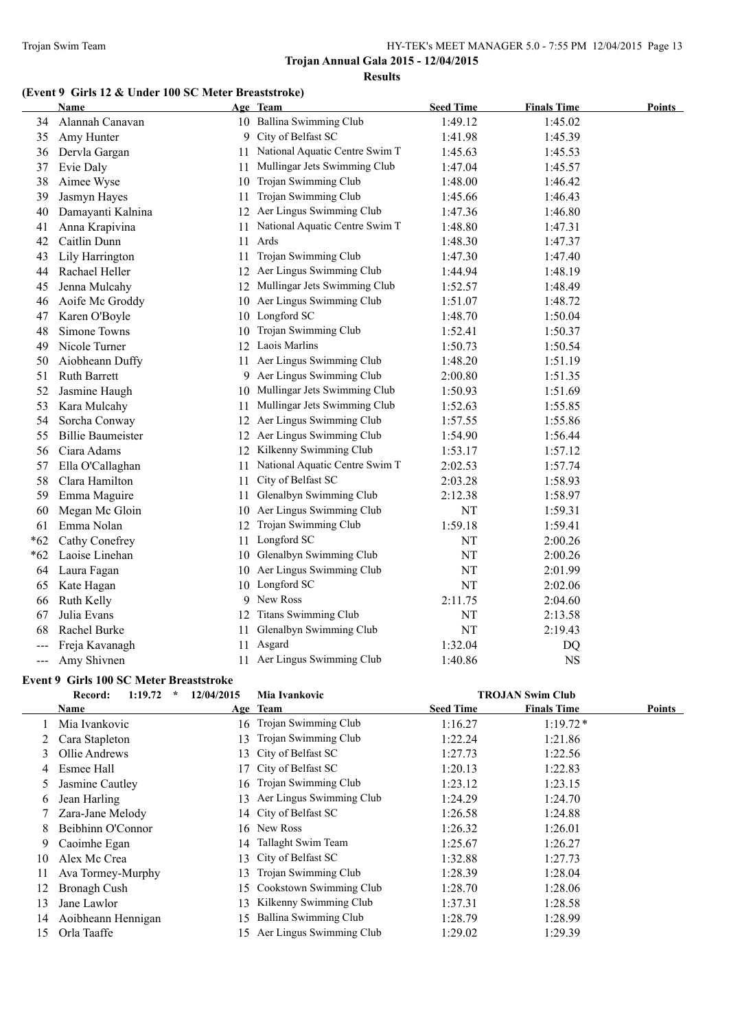**Trojan Annual Gala 2015 - 12/04/2015**

**Results**

### (Event 9 Girls 12 & Under 100 SC Meter Breaststroke)

| | Name | Age | Team | Seed Time | Finals Time | Points |
|---|---|---|---|---|---|---|
| 34 | Alannah Canavan | 10 | Ballina Swimming Club | 1:49.12 | 1:45.02 | |
| 35 | Amy Hunter | 9 | City of Belfast SC | 1:41.98 | 1:45.39 | |
| 36 | Dervla Gargan | 11 | National Aquatic Centre Swim T | 1:45.63 | 1:45.53 | |
| 37 | Evie Daly | 11 | Mullingar Jets Swimming Club | 1:47.04 | 1:45.57 | |
| 38 | Aimee Wyse | 10 | Trojan Swimming Club | 1:48.00 | 1:46.42 | |
| 39 | Jasmyn Hayes | 11 | Trojan Swimming Club | 1:45.66 | 1:46.43 | |
| 40 | Damayanti Kalnina | 12 | Aer Lingus Swimming Club | 1:47.36 | 1:46.80 | |
| 41 | Anna Krapivina | 11 | National Aquatic Centre Swim T | 1:48.80 | 1:47.31 | |
| 42 | Caitlin Dunn | 11 | Ards | 1:48.30 | 1:47.37 | |
| 43 | Lily Harrington | 11 | Trojan Swimming Club | 1:47.30 | 1:47.40 | |
| 44 | Rachael Heller | 12 | Aer Lingus Swimming Club | 1:44.94 | 1:48.19 | |
| 45 | Jenna Mulcahy | 12 | Mullingar Jets Swimming Club | 1:52.57 | 1:48.49 | |
| 46 | Aoife Mc Groddy | 10 | Aer Lingus Swimming Club | 1:51.07 | 1:48.72 | |
| 47 | Karen O'Boyle | 10 | Longford SC | 1:48.70 | 1:50.04 | |
| 48 | Simone Towns | 10 | Trojan Swimming Club | 1:52.41 | 1:50.37 | |
| 49 | Nicole Turner | 12 | Laois Marlins | 1:50.73 | 1:50.54 | |
| 50 | Aiobheann Duffy | 11 | Aer Lingus Swimming Club | 1:48.20 | 1:51.19 | |
| 51 | Ruth Barrett | 9 | Aer Lingus Swimming Club | 2:00.80 | 1:51.35 | |
| 52 | Jasmine Haugh | 10 | Mullingar Jets Swimming Club | 1:50.93 | 1:51.69 | |
| 53 | Kara Mulcahy | 11 | Mullingar Jets Swimming Club | 1:52.63 | 1:55.85 | |
| 54 | Sorcha Conway | 12 | Aer Lingus Swimming Club | 1:57.55 | 1:55.86 | |
| 55 | Billie Baumeister | 12 | Aer Lingus Swimming Club | 1:54.90 | 1:56.44 | |
| 56 | Ciara Adams | 12 | Kilkenny Swimming Club | 1:53.17 | 1:57.12 | |
| 57 | Ella O'Callaghan | 11 | National Aquatic Centre Swim T | 2:02.53 | 1:57.74 | |
| 58 | Clara Hamilton | 11 | City of Belfast SC | 2:03.28 | 1:58.93 | |
| 59 | Emma Maguire | 11 | Glenalbyn Swimming Club | 2:12.38 | 1:58.97 | |
| 60 | Megan Mc Gloin | 10 | Aer Lingus Swimming Club | NT | 1:59.31 | |
| 61 | Emma Nolan | 12 | Trojan Swimming Club | 1:59.18 | 1:59.41 | |
| *62 | Cathy Conefrey | 11 | Longford SC | NT | 2:00.26 | |
| *62 | Laoise Linehan | 10 | Glenalbyn Swimming Club | NT | 2:00.26 | |
| 64 | Laura Fagan | 10 | Aer Lingus Swimming Club | NT | 2:01.99 | |
| 65 | Kate Hagan | 10 | Longford SC | NT | 2:02.06 | |
| 66 | Ruth Kelly | 9 | New Ross | 2:11.75 | 2:04.60 | |
| 67 | Julia Evans | 12 | Titans Swimming Club | NT | 2:13.58 | |
| 68 | Rachel Burke | 11 | Glenalbyn Swimming Club | NT | 2:19.43 | |
| --- | Freja Kavanagh | 11 | Asgard | 1:32.04 | DQ | |
| --- | Amy Shivnen | 11 | Aer Lingus Swimming Club | 1:40.86 | NS | |

### Event 9 Girls 100 SC Meter Breaststroke

Record: 1:19.72 * 12/04/2015 Mia Ivankovic TROJAN Swim Club

| | Name | Age | Team | Seed Time | Finals Time | Points |
|---|---|---|---|---|---|---|
| 1 | Mia Ivankovic | 16 | Trojan Swimming Club | 1:16.27 | 1:19.72* | |
| 2 | Cara Stapleton | 13 | Trojan Swimming Club | 1:22.24 | 1:21.86 | |
| 3 | Ollie Andrews | 13 | City of Belfast SC | 1:27.73 | 1:22.56 | |
| 4 | Esmee Hall | 17 | City of Belfast SC | 1:20.13 | 1:22.83 | |
| 5 | Jasmine Cautley | 16 | Trojan Swimming Club | 1:23.12 | 1:23.15 | |
| 6 | Jean Harling | 13 | Aer Lingus Swimming Club | 1:24.29 | 1:24.70 | |
| 7 | Zara-Jane Melody | 14 | City of Belfast SC | 1:26.58 | 1:24.88 | |
| 8 | Beibhinn O'Connor | 16 | New Ross | 1:26.32 | 1:26.01 | |
| 9 | Caoimhe Egan | 14 | Tallaght Swim Team | 1:25.67 | 1:26.27 | |
| 10 | Alex Mc Crea | 13 | City of Belfast SC | 1:32.88 | 1:27.73 | |
| 11 | Ava Tormey-Murphy | 13 | Trojan Swimming Club | 1:28.39 | 1:28.04 | |
| 12 | Bronagh Cush | 15 | Cookstown Swimming Club | 1:28.70 | 1:28.06 | |
| 13 | Jane Lawlor | 13 | Kilkenny Swimming Club | 1:37.31 | 1:28.58 | |
| 14 | Aoibheann Hennigan | 15 | Ballina Swimming Club | 1:28.79 | 1:28.99 | |
| 15 | Orla Taaffe | 15 | Aer Lingus Swimming Club | 1:29.02 | 1:29.39 | |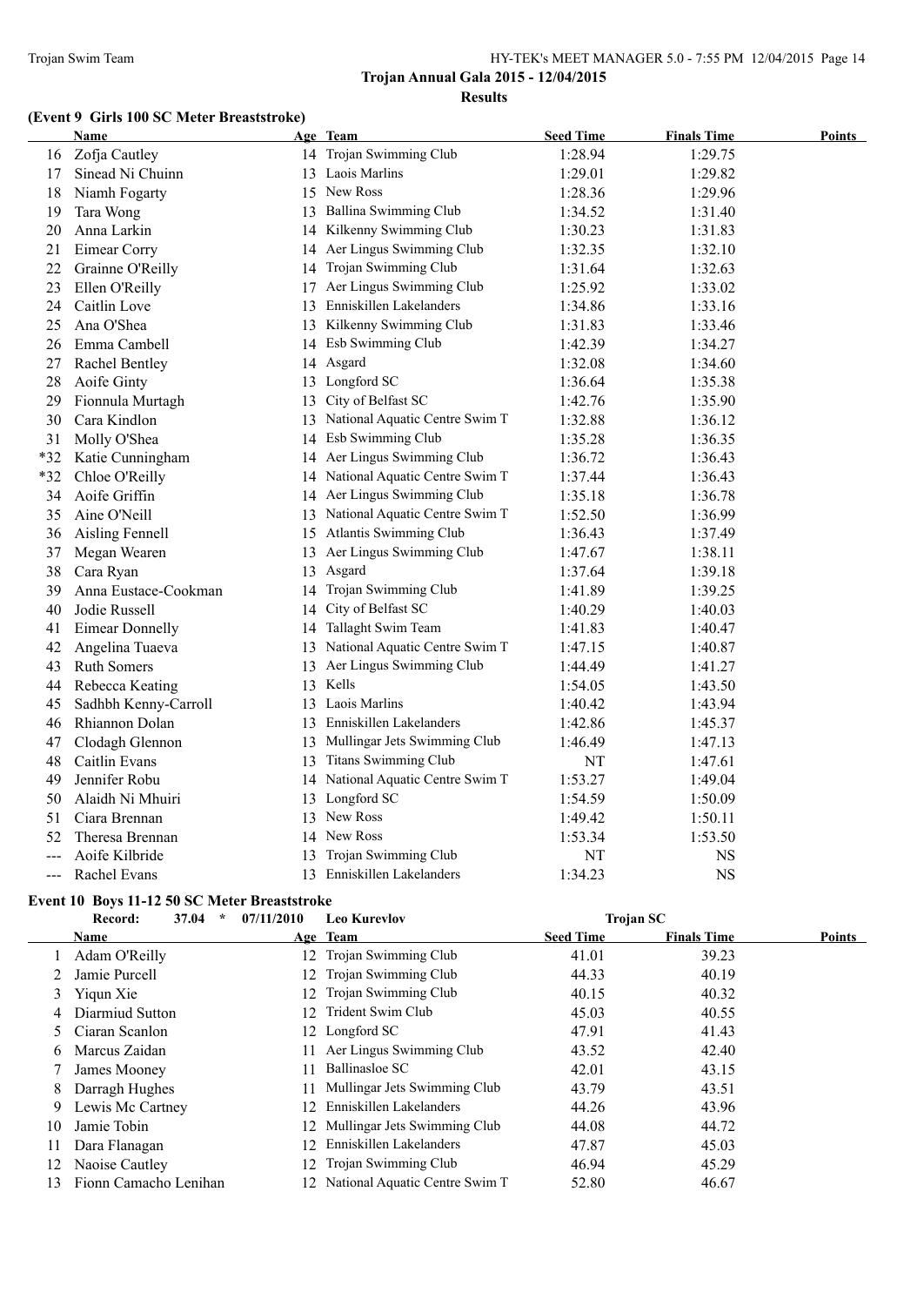Trojan Annual Gala 2015 - 12/04/2015

Results

### (Event 9 Girls 100 SC Meter Breaststroke)

| | Name | Age | Team | Seed Time | Finals Time | Points |
|---|---|---|---|---|---|---|
| 16 | Zofja Cautley | 14 | Trojan Swimming Club | 1:28.94 | 1:29.75 | |
| 17 | Sinead Ni Chuinn | 13 | Laois Marlins | 1:29.01 | 1:29.82 | |
| 18 | Niamh Fogarty | 15 | New Ross | 1:28.36 | 1:29.96 | |
| 19 | Tara Wong | 13 | Ballina Swimming Club | 1:34.52 | 1:31.40 | |
| 20 | Anna Larkin | 14 | Kilkenny Swimming Club | 1:30.23 | 1:31.83 | |
| 21 | Eimear Corry | 14 | Aer Lingus Swimming Club | 1:32.35 | 1:32.10 | |
| 22 | Grainne O'Reilly | 14 | Trojan Swimming Club | 1:31.64 | 1:32.63 | |
| 23 | Ellen O'Reilly | 17 | Aer Lingus Swimming Club | 1:25.92 | 1:33.02 | |
| 24 | Caitlin Love | 13 | Enniskillen Lakelanders | 1:34.86 | 1:33.16 | |
| 25 | Ana O'Shea | 13 | Kilkenny Swimming Club | 1:31.83 | 1:33.46 | |
| 26 | Emma Cambell | 14 | Esb Swimming Club | 1:42.39 | 1:34.27 | |
| 27 | Rachel Bentley | 14 | Asgard | 1:32.08 | 1:34.60 | |
| 28 | Aoife Ginty | 13 | Longford SC | 1:36.64 | 1:35.38 | |
| 29 | Fionnula Murtagh | 13 | City of Belfast SC | 1:42.76 | 1:35.90 | |
| 30 | Cara Kindlon | 13 | National Aquatic Centre Swim T | 1:32.88 | 1:36.12 | |
| 31 | Molly O'Shea | 14 | Esb Swimming Club | 1:35.28 | 1:36.35 | |
| *32 | Katie Cunningham | 14 | Aer Lingus Swimming Club | 1:36.72 | 1:36.43 | |
| *32 | Chloe O'Reilly | 14 | National Aquatic Centre Swim T | 1:37.44 | 1:36.43 | |
| 34 | Aoife Griffin | 14 | Aer Lingus Swimming Club | 1:35.18 | 1:36.78 | |
| 35 | Aine O'Neill | 13 | National Aquatic Centre Swim T | 1:52.50 | 1:36.99 | |
| 36 | Aisling Fennell | 15 | Atlantis Swimming Club | 1:36.43 | 1:37.49 | |
| 37 | Megan Wearen | 13 | Aer Lingus Swimming Club | 1:47.67 | 1:38.11 | |
| 38 | Cara Ryan | 13 | Asgard | 1:37.64 | 1:39.18 | |
| 39 | Anna Eustace-Cookman | 14 | Trojan Swimming Club | 1:41.89 | 1:39.25 | |
| 40 | Jodie Russell | 14 | City of Belfast SC | 1:40.29 | 1:40.03 | |
| 41 | Eimear Donnelly | 14 | Tallaght Swim Team | 1:41.83 | 1:40.47 | |
| 42 | Angelina Tuaeva | 13 | National Aquatic Centre Swim T | 1:47.15 | 1:40.87 | |
| 43 | Ruth Somers | 13 | Aer Lingus Swimming Club | 1:44.49 | 1:41.27 | |
| 44 | Rebecca Keating | 13 | Kells | 1:54.05 | 1:43.50 | |
| 45 | Sadhbh Kenny-Carroll | 13 | Laois Marlins | 1:40.42 | 1:43.94 | |
| 46 | Rhiannon Dolan | 13 | Enniskillen Lakelanders | 1:42.86 | 1:45.37 | |
| 47 | Clodagh Glennon | 13 | Mullingar Jets Swimming Club | 1:46.49 | 1:47.13 | |
| 48 | Caitlin Evans | 13 | Titans Swimming Club | NT | 1:47.61 | |
| 49 | Jennifer Robu | 14 | National Aquatic Centre Swim T | 1:53.27 | 1:49.04 | |
| 50 | Alaidh Ni Mhuiri | 13 | Longford SC | 1:54.59 | 1:50.09 | |
| 51 | Ciara Brennan | 13 | New Ross | 1:49.42 | 1:50.11 | |
| 52 | Theresa Brennan | 14 | New Ross | 1:53.34 | 1:53.50 | |
| --- | Aoife Kilbride | 13 | Trojan Swimming Club | NT | NS | |
| --- | Rachel Evans | 13 | Enniskillen Lakelanders | 1:34.23 | NS | |

### Event 10 Boys 11-12 50 SC Meter Breaststroke

Record: 37.04 * 07/11/2010 Leo Kurevlov Trojan SC

| | Name | Age | Team | Seed Time | Finals Time | Points |
|---|---|---|---|---|---|---|
| 1 | Adam O'Reilly | 12 | Trojan Swimming Club | 41.01 | 39.23 | |
| 2 | Jamie Purcell | 12 | Trojan Swimming Club | 44.33 | 40.19 | |
| 3 | Yiqun Xie | 12 | Trojan Swimming Club | 40.15 | 40.32 | |
| 4 | Diarmiud Sutton | 12 | Trident Swim Club | 45.03 | 40.55 | |
| 5 | Ciaran Scanlon | 12 | Longford SC | 47.91 | 41.43 | |
| 6 | Marcus Zaidan | 11 | Aer Lingus Swimming Club | 43.52 | 42.40 | |
| 7 | James Mooney | 11 | Ballinasloe SC | 42.01 | 43.15 | |
| 8 | Darragh Hughes | 11 | Mullingar Jets Swimming Club | 43.79 | 43.51 | |
| 9 | Lewis Mc Cartney | 12 | Enniskillen Lakelanders | 44.26 | 43.96 | |
| 10 | Jamie Tobin | 12 | Mullingar Jets Swimming Club | 44.08 | 44.72 | |
| 11 | Dara Flanagan | 12 | Enniskillen Lakelanders | 47.87 | 45.03 | |
| 12 | Naoise Cautley | 12 | Trojan Swimming Club | 46.94 | 45.29 | |
| 13 | Fionn Camacho Lenihan | 12 | National Aquatic Centre Swim T | 52.80 | 46.67 | |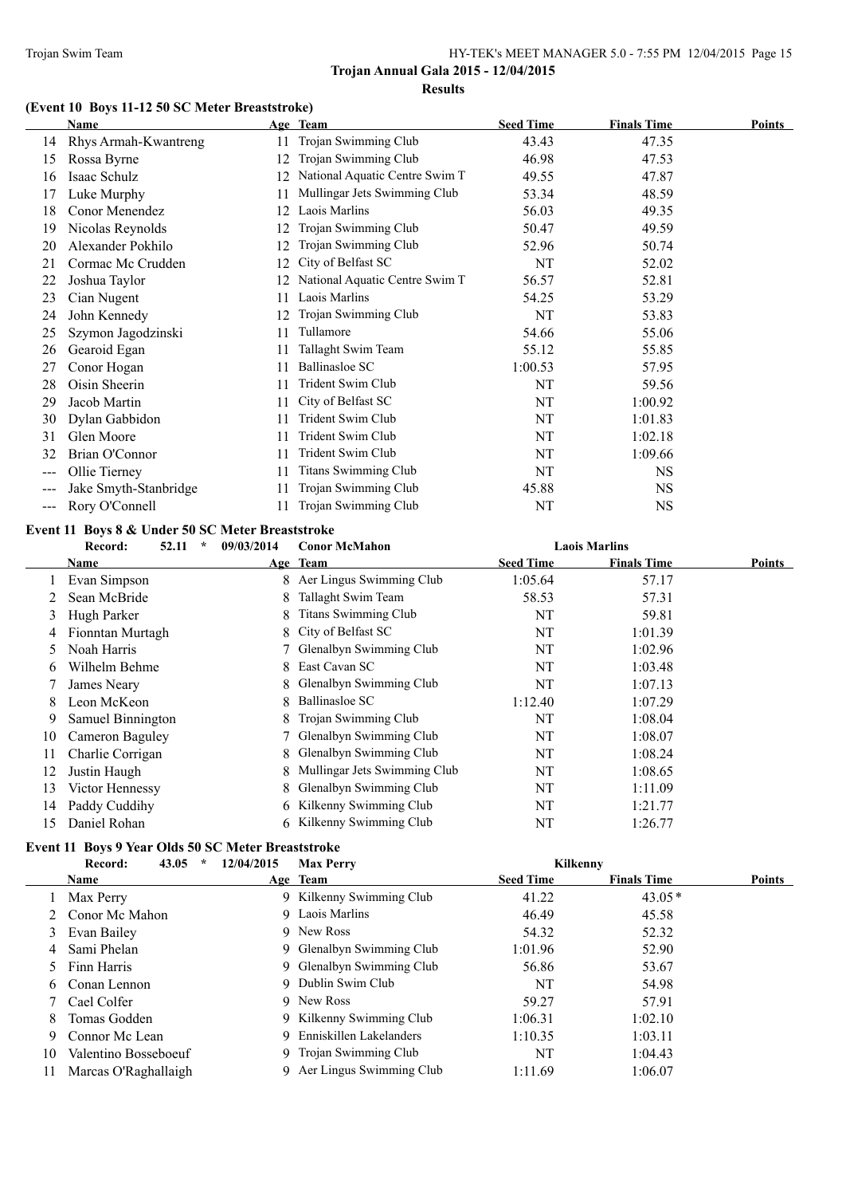### (Event 10 Boys 11-12 50 SC Meter Breaststroke)

| | Name | Age | Team | Seed Time | Finals Time | Points |
|---|---|---|---|---|---|---|
| 14 | Rhys Armah-Kwantreng | 11 | Trojan Swimming Club | 43.43 | 47.35 | |
| 15 | Rossa Byrne | 12 | Trojan Swimming Club | 46.98 | 47.53 | |
| 16 | Isaac Schulz | 12 | National Aquatic Centre Swim T | 49.55 | 47.87 | |
| 17 | Luke Murphy | 11 | Mullingar Jets Swimming Club | 53.34 | 48.59 | |
| 18 | Conor Menendez | 12 | Laois Marlins | 56.03 | 49.35 | |
| 19 | Nicolas Reynolds | 12 | Trojan Swimming Club | 50.47 | 49.59 | |
| 20 | Alexander Pokhilo | 12 | Trojan Swimming Club | 52.96 | 50.74 | |
| 21 | Cormac Mc Crudden | 12 | City of Belfast SC | NT | 52.02 | |
| 22 | Joshua Taylor | 12 | National Aquatic Centre Swim T | 56.57 | 52.81 | |
| 23 | Cian Nugent | 11 | Laois Marlins | 54.25 | 53.29 | |
| 24 | John Kennedy | 12 | Trojan Swimming Club | NT | 53.83 | |
| 25 | Szymon Jagodzinski | 11 | Tullamore | 54.66 | 55.06 | |
| 26 | Gearoid Egan | 11 | Tallaght Swim Team | 55.12 | 55.85 | |
| 27 | Conor Hogan | 11 | Ballinasloe SC | 1:00.53 | 57.95 | |
| 28 | Oisin Sheerin | 11 | Trident Swim Club | NT | 59.56 | |
| 29 | Jacob Martin | 11 | City of Belfast SC | NT | 1:00.92 | |
| 30 | Dylan Gabbidon | 11 | Trident Swim Club | NT | 1:01.83 | |
| 31 | Glen Moore | 11 | Trident Swim Club | NT | 1:02.18 | |
| 32 | Brian O'Connor | 11 | Trident Swim Club | NT | 1:09.66 | |
| --- | Ollie Tierney | 11 | Titans Swimming Club | NT | NS | |
| --- | Jake Smyth-Stanbridge | 11 | Trojan Swimming Club | 45.88 | NS | |
| --- | Rory O'Connell | 11 | Trojan Swimming Club | NT | NS | |

### Event 11 Boys 8 & Under 50 SC Meter Breaststroke

Record: 52.11 * 09/03/2014 Conor McMahon — Laois Marlins

| | Name | Age | Team | Seed Time | Finals Time | Points |
|---|---|---|---|---|---|---|
| 1 | Evan Simpson | 8 | Aer Lingus Swimming Club | 1:05.64 | 57.17 | |
| 2 | Sean McBride | 8 | Tallaght Swim Team | 58.53 | 57.31 | |
| 3 | Hugh Parker | 8 | Titans Swimming Club | NT | 59.81 | |
| 4 | Fionntan Murtagh | 8 | City of Belfast SC | NT | 1:01.39 | |
| 5 | Noah Harris | 7 | Glenalbyn Swimming Club | NT | 1:02.96 | |
| 6 | Wilhelm Behme | 8 | East Cavan SC | NT | 1:03.48 | |
| 7 | James Neary | 8 | Glenalbyn Swimming Club | NT | 1:07.13 | |
| 8 | Leon McKeon | 8 | Ballinasloe SC | 1:12.40 | 1:07.29 | |
| 9 | Samuel Binnington | 8 | Trojan Swimming Club | NT | 1:08.04 | |
| 10 | Cameron Baguley | 7 | Glenalbyn Swimming Club | NT | 1:08.07 | |
| 11 | Charlie Corrigan | 8 | Glenalbyn Swimming Club | NT | 1:08.24 | |
| 12 | Justin Haugh | 8 | Mullingar Jets Swimming Club | NT | 1:08.65 | |
| 13 | Victor Hennessy | 8 | Glenalbyn Swimming Club | NT | 1:11.09 | |
| 14 | Paddy Cuddihy | 6 | Kilkenny Swimming Club | NT | 1:21.77 | |
| 15 | Daniel Rohan | 6 | Kilkenny Swimming Club | NT | 1:26.77 | |

### Event 11 Boys 9 Year Olds 50 SC Meter Breaststroke

Record: 43.05 * 12/04/2015 Max Perry — Kilkenny

| | Name | Age | Team | Seed Time | Finals Time | Points |
|---|---|---|---|---|---|---|
| 1 | Max Perry | 9 | Kilkenny Swimming Club | 41.22 | 43.05* | |
| 2 | Conor Mc Mahon | 9 | Laois Marlins | 46.49 | 45.58 | |
| 3 | Evan Bailey | 9 | New Ross | 54.32 | 52.32 | |
| 4 | Sami Phelan | 9 | Glenalbyn Swimming Club | 1:01.96 | 52.90 | |
| 5 | Finn Harris | 9 | Glenalbyn Swimming Club | 56.86 | 53.67 | |
| 6 | Conan Lennon | 9 | Dublin Swim Club | NT | 54.98 | |
| 7 | Cael Colfer | 9 | New Ross | 59.27 | 57.91 | |
| 8 | Tomas Godden | 9 | Kilkenny Swimming Club | 1:06.31 | 1:02.10 | |
| 9 | Connor Mc Lean | 9 | Enniskillen Lakelanders | 1:10.35 | 1:03.11 | |
| 10 | Valentino Bosseboeuf | 9 | Trojan Swimming Club | NT | 1:04.43 | |
| 11 | Marcas O'Raghallaigh | 9 | Aer Lingus Swimming Club | 1:11.69 | 1:06.07 | |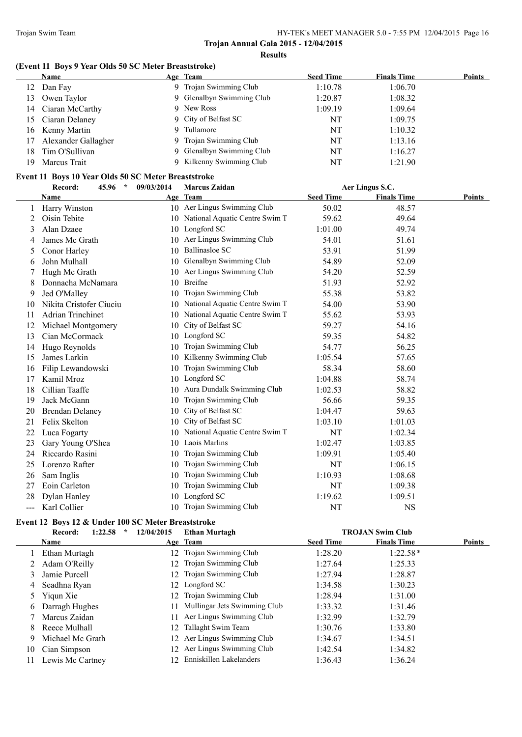**Trojan Annual Gala 2015 - 12/04/2015**

**Results**

### (Event 11 Boys 9 Year Olds 50 SC Meter Breaststroke)

| | Name | Age | Team | Seed Time | Finals Time | Points |
|---|---|---|---|---|---|---|
| 12 | Dan Fay | 9 | Trojan Swimming Club | 1:10.78 | 1:06.70 | |
| 13 | Owen Taylor | 9 | Glenalbyn Swimming Club | 1:20.87 | 1:08.32 | |
| 14 | Ciaran McCarthy | 9 | New Ross | 1:09.19 | 1:09.64 | |
| 15 | Ciaran Delaney | 9 | City of Belfast SC | NT | 1:09.75 | |
| 16 | Kenny Martin | 9 | Tullamore | NT | 1:10.32 | |
| 17 | Alexander Gallagher | 9 | Trojan Swimming Club | NT | 1:13.16 | |
| 18 | Tim O'Sullivan | 9 | Glenalbyn Swimming Club | NT | 1:16.27 | |
| 19 | Marcus Trait | 9 | Kilkenny Swimming Club | NT | 1:21.90 | |

### Event 11 Boys 10 Year Olds 50 SC Meter Breaststroke

Record: 45.96 * 09/03/2014 Marcus Zaidan — Aer Lingus S.C.

| | Name | Age | Team | Seed Time | Finals Time | Points |
|---|---|---|---|---|---|---|
| 1 | Harry Winston | 10 | Aer Lingus Swimming Club | 50.02 | 48.57 | |
| 2 | Oisin Tebite | 10 | National Aquatic Centre Swim T | 59.62 | 49.64 | |
| 3 | Alan Dzaee | 10 | Longford SC | 1:01.00 | 49.74 | |
| 4 | James Mc Grath | 10 | Aer Lingus Swimming Club | 54.01 | 51.61 | |
| 5 | Conor Harley | 10 | Ballinasloe SC | 53.91 | 51.99 | |
| 6 | John Mulhall | 10 | Glenalbyn Swimming Club | 54.89 | 52.09 | |
| 7 | Hugh Mc Grath | 10 | Aer Lingus Swimming Club | 54.20 | 52.59 | |
| 8 | Donnacha McNamara | 10 | Breifne | 51.93 | 52.92 | |
| 9 | Jed O'Malley | 10 | Trojan Swimming Club | 55.38 | 53.82 | |
| 10 | Nikita Cristofer Ciuciu | 10 | National Aquatic Centre Swim T | 54.00 | 53.90 | |
| 11 | Adrian Trinchinet | 10 | National Aquatic Centre Swim T | 55.62 | 53.93 | |
| 12 | Michael Montgomery | 10 | City of Belfast SC | 59.27 | 54.16 | |
| 13 | Cian McCormack | 10 | Longford SC | 59.35 | 54.82 | |
| 14 | Hugo Reynolds | 10 | Trojan Swimming Club | 54.77 | 56.25 | |
| 15 | James Larkin | 10 | Kilkenny Swimming Club | 1:05.54 | 57.65 | |
| 16 | Filip Lewandowski | 10 | Trojan Swimming Club | 58.34 | 58.60 | |
| 17 | Kamil Mroz | 10 | Longford SC | 1:04.88 | 58.74 | |
| 18 | Cillian Taaffe | 10 | Aura Dundalk Swimming Club | 1:02.53 | 58.82 | |
| 19 | Jack McGann | 10 | Trojan Swimming Club | 56.66 | 59.35 | |
| 20 | Brendan Delaney | 10 | City of Belfast SC | 1:04.47 | 59.63 | |
| 21 | Felix Skelton | 10 | City of Belfast SC | 1:03.10 | 1:01.03 | |
| 22 | Luca Fogarty | 10 | National Aquatic Centre Swim T | NT | 1:02.34 | |
| 23 | Gary Young O'Shea | 10 | Laois Marlins | 1:02.47 | 1:03.85 | |
| 24 | Riccardo Rasini | 10 | Trojan Swimming Club | 1:09.91 | 1:05.40 | |
| 25 | Lorenzo Rafter | 10 | Trojan Swimming Club | NT | 1:06.15 | |
| 26 | Sam Inglis | 10 | Trojan Swimming Club | 1:10.93 | 1:08.68 | |
| 27 | Eoin Carleton | 10 | Trojan Swimming Club | NT | 1:09.38 | |
| 28 | Dylan Hanley | 10 | Longford SC | 1:19.62 | 1:09.51 | |
| --- | Karl Collier | 10 | Trojan Swimming Club | NT | NS | |

### Event 12 Boys 12 & Under 100 SC Meter Breaststroke

Record: 1:22.58 * 12/04/2015 Ethan Murtagh — TROJAN Swim Club

| | Name | Age | Team | Seed Time | Finals Time | Points |
|---|---|---|---|---|---|---|
| 1 | Ethan Murtagh | 12 | Trojan Swimming Club | 1:28.20 | 1:22.58* | |
| 2 | Adam O'Reilly | 12 | Trojan Swimming Club | 1:27.64 | 1:25.33 | |
| 3 | Jamie Purcell | 12 | Trojan Swimming Club | 1:27.94 | 1:28.87 | |
| 4 | Seadhna Ryan | 12 | Longford SC | 1:34.58 | 1:30.23 | |
| 5 | Yiqun Xie | 12 | Trojan Swimming Club | 1:28.94 | 1:31.00 | |
| 6 | Darragh Hughes | 11 | Mullingar Jets Swimming Club | 1:33.32 | 1:31.46 | |
| 7 | Marcus Zaidan | 11 | Aer Lingus Swimming Club | 1:32.99 | 1:32.79 | |
| 8 | Reece Mulhall | 12 | Tallaght Swim Team | 1:30.76 | 1:33.80 | |
| 9 | Michael Mc Grath | 12 | Aer Lingus Swimming Club | 1:34.67 | 1:34.51 | |
| 10 | Cian Simpson | 12 | Aer Lingus Swimming Club | 1:42.54 | 1:34.82 | |
| 11 | Lewis Mc Cartney | 12 | Enniskillen Lakelanders | 1:36.43 | 1:36.24 | |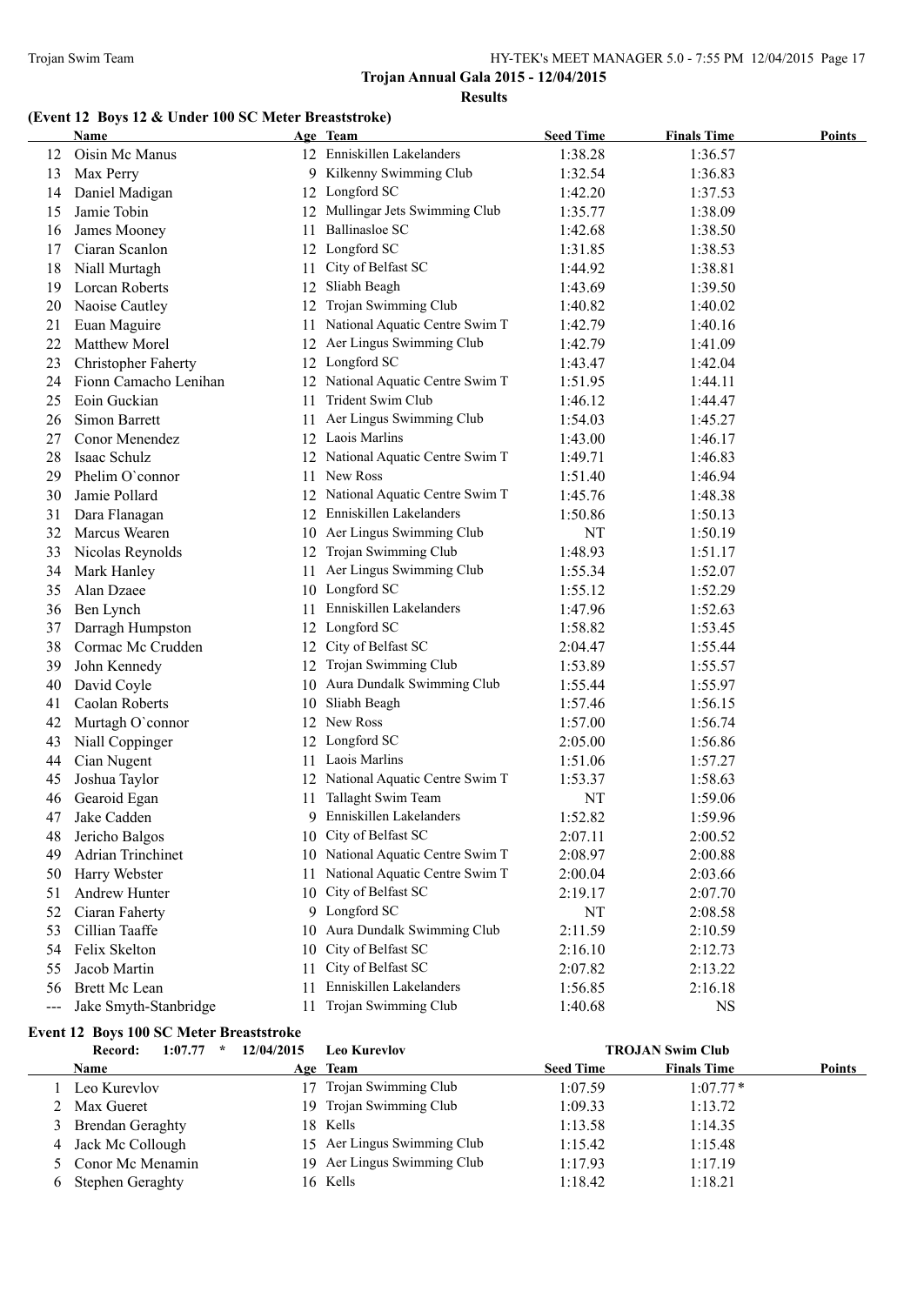**Trojan Annual Gala 2015 - 12/04/2015**

**Results**

### (Event 12 Boys 12 & Under 100 SC Meter Breaststroke)

| | Name | Age | Team | Seed Time | Finals Time | Points |
|---|---|---|---|---|---|---|
| 12 | Oisin Mc Manus | 12 | Enniskillen Lakelanders | 1:38.28 | 1:36.57 | |
| 13 | Max Perry | 9 | Kilkenny Swimming Club | 1:32.54 | 1:36.83 | |
| 14 | Daniel Madigan | 12 | Longford SC | 1:42.20 | 1:37.53 | |
| 15 | Jamie Tobin | 12 | Mullingar Jets Swimming Club | 1:35.77 | 1:38.09 | |
| 16 | James Mooney | 11 | Ballinasloe SC | 1:42.68 | 1:38.50 | |
| 17 | Ciaran Scanlon | 12 | Longford SC | 1:31.85 | 1:38.53 | |
| 18 | Niall Murtagh | 11 | City of Belfast SC | 1:44.92 | 1:38.81 | |
| 19 | Lorcan Roberts | 12 | Sliabh Beagh | 1:43.69 | 1:39.50 | |
| 20 | Naoise Cautley | 12 | Trojan Swimming Club | 1:40.82 | 1:40.02 | |
| 21 | Euan Maguire | 11 | National Aquatic Centre Swim T | 1:42.79 | 1:40.16 | |
| 22 | Matthew Morel | 12 | Aer Lingus Swimming Club | 1:42.79 | 1:41.09 | |
| 23 | Christopher Faherty | 12 | Longford SC | 1:43.47 | 1:42.04 | |
| 24 | Fionn Camacho Lenihan | 12 | National Aquatic Centre Swim T | 1:51.95 | 1:44.11 | |
| 25 | Eoin Guckian | 11 | Trident Swim Club | 1:46.12 | 1:44.47 | |
| 26 | Simon Barrett | 11 | Aer Lingus Swimming Club | 1:54.03 | 1:45.27 | |
| 27 | Conor Menendez | 12 | Laois Marlins | 1:43.00 | 1:46.17 | |
| 28 | Isaac Schulz | 12 | National Aquatic Centre Swim T | 1:49.71 | 1:46.83 | |
| 29 | Phelim O`connor | 11 | New Ross | 1:51.40 | 1:46.94 | |
| 30 | Jamie Pollard | 12 | National Aquatic Centre Swim T | 1:45.76 | 1:48.38 | |
| 31 | Dara Flanagan | 12 | Enniskillen Lakelanders | 1:50.86 | 1:50.13 | |
| 32 | Marcus Wearen | 10 | Aer Lingus Swimming Club | NT | 1:50.19 | |
| 33 | Nicolas Reynolds | 12 | Trojan Swimming Club | 1:48.93 | 1:51.17 | |
| 34 | Mark Hanley | 11 | Aer Lingus Swimming Club | 1:55.34 | 1:52.07 | |
| 35 | Alan Dzaee | 10 | Longford SC | 1:55.12 | 1:52.29 | |
| 36 | Ben Lynch | 11 | Enniskillen Lakelanders | 1:47.96 | 1:52.63 | |
| 37 | Darragh Humpston | 12 | Longford SC | 1:58.82 | 1:53.45 | |
| 38 | Cormac Mc Crudden | 12 | City of Belfast SC | 2:04.47 | 1:55.44 | |
| 39 | John Kennedy | 12 | Trojan Swimming Club | 1:53.89 | 1:55.57 | |
| 40 | David Coyle | 10 | Aura Dundalk Swimming Club | 1:55.44 | 1:55.97 | |
| 41 | Caolan Roberts | 10 | Sliabh Beagh | 1:57.46 | 1:56.15 | |
| 42 | Murtagh O`connor | 12 | New Ross | 1:57.00 | 1:56.74 | |
| 43 | Niall Coppinger | 12 | Longford SC | 2:05.00 | 1:56.86 | |
| 44 | Cian Nugent | 11 | Laois Marlins | 1:51.06 | 1:57.27 | |
| 45 | Joshua Taylor | 12 | National Aquatic Centre Swim T | 1:53.37 | 1:58.63 | |
| 46 | Gearoid Egan | 11 | Tallaght Swim Team | NT | 1:59.06 | |
| 47 | Jake Cadden | 9 | Enniskillen Lakelanders | 1:52.82 | 1:59.96 | |
| 48 | Jericho Balgos | 10 | City of Belfast SC | 2:07.11 | 2:00.52 | |
| 49 | Adrian Trinchinet | 10 | National Aquatic Centre Swim T | 2:08.97 | 2:00.88 | |
| 50 | Harry Webster | 11 | National Aquatic Centre Swim T | 2:00.04 | 2:03.66 | |
| 51 | Andrew Hunter | 10 | City of Belfast SC | 2:19.17 | 2:07.70 | |
| 52 | Ciaran Faherty | 9 | Longford SC | NT | 2:08.58 | |
| 53 | Cillian Taaffe | 10 | Aura Dundalk Swimming Club | 2:11.59 | 2:10.59 | |
| 54 | Felix Skelton | 10 | City of Belfast SC | 2:16.10 | 2:12.73 | |
| 55 | Jacob Martin | 11 | City of Belfast SC | 2:07.82 | 2:13.22 | |
| 56 | Brett Mc Lean | 11 | Enniskillen Lakelanders | 1:56.85 | 2:16.18 | |
| --- | Jake Smyth-Stanbridge | 11 | Trojan Swimming Club | 1:40.68 | NS | |

### Event 12 Boys 100 SC Meter Breaststroke

**Record:** 1:07.77 * 12/04/2015 **Leo Kurevlov** **TROJAN Swim Club**

| | Name | Age | Team | Seed Time | Finals Time | Points |
|---|---|---|---|---|---|---|
| 1 | Leo Kurevlov | 17 | Trojan Swimming Club | 1:07.59 | 1:07.77* | |
| 2 | Max Gueret | 19 | Trojan Swimming Club | 1:09.33 | 1:13.72 | |
| 3 | Brendan Geraghty | 18 | Kells | 1:13.58 | 1:14.35 | |
| 4 | Jack Mc Collough | 15 | Aer Lingus Swimming Club | 1:15.42 | 1:15.48 | |
| 5 | Conor Mc Menamin | 19 | Aer Lingus Swimming Club | 1:17.93 | 1:17.19 | |
| 6 | Stephen Geraghty | 16 | Kells | 1:18.42 | 1:18.21 | |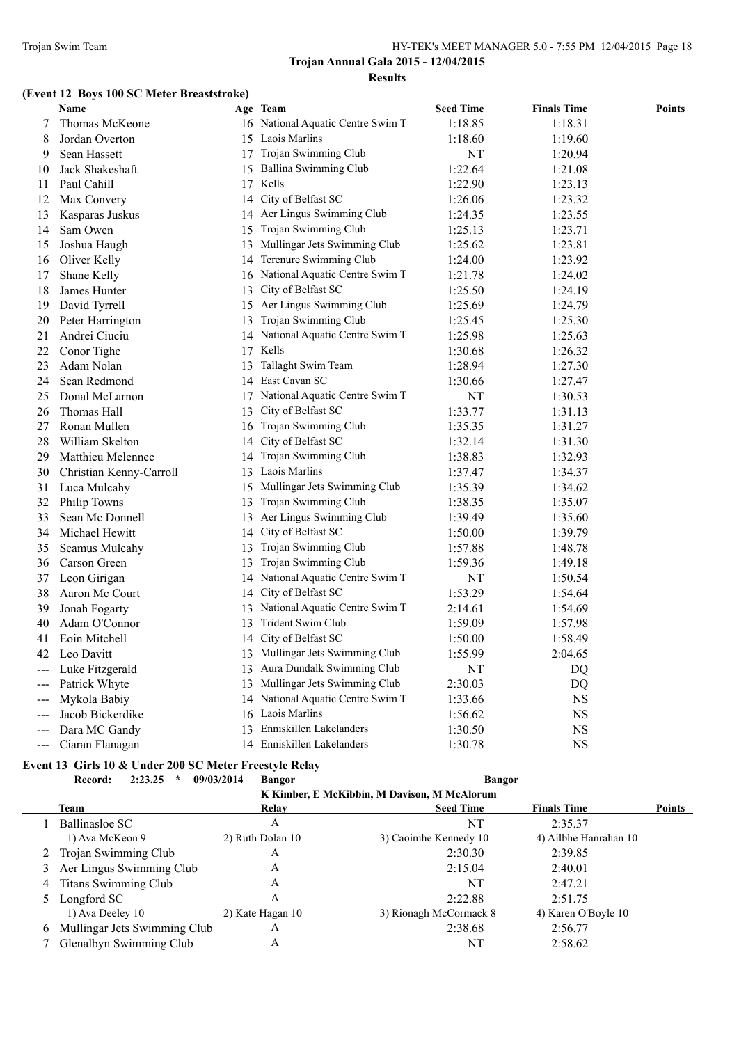## Trojan Annual Gala 2015 - 12/04/2015

### Results

#### (Event 12 Boys 100 SC Meter Breaststroke)

| | Name | Age | Team | Seed Time | Finals Time | Points |
|---|---|---|---|---|---|---|
| 7 | Thomas McKeone | 16 | National Aquatic Centre Swim T | 1:18.85 | 1:18.31 | |
| 8 | Jordan Overton | 15 | Laois Marlins | 1:18.60 | 1:19.60 | |
| 9 | Sean Hassett | 17 | Trojan Swimming Club | NT | 1:20.94 | |
| 10 | Jack Shakeshaft | 15 | Ballina Swimming Club | 1:22.64 | 1:21.08 | |
| 11 | Paul Cahill | 17 | Kells | 1:22.90 | 1:23.13 | |
| 12 | Max Convery | 14 | City of Belfast SC | 1:26.06 | 1:23.32 | |
| 13 | Kasparas Juskus | 14 | Aer Lingus Swimming Club | 1:24.35 | 1:23.55 | |
| 14 | Sam Owen | 15 | Trojan Swimming Club | 1:25.13 | 1:23.71 | |
| 15 | Joshua Haugh | 13 | Mullingar Jets Swimming Club | 1:25.62 | 1:23.81 | |
| 16 | Oliver Kelly | 14 | Terenure Swimming Club | 1:24.00 | 1:23.92 | |
| 17 | Shane Kelly | 16 | National Aquatic Centre Swim T | 1:21.78 | 1:24.02 | |
| 18 | James Hunter | 13 | City of Belfast SC | 1:25.50 | 1:24.19 | |
| 19 | David Tyrrell | 15 | Aer Lingus Swimming Club | 1:25.69 | 1:24.79 | |
| 20 | Peter Harrington | 13 | Trojan Swimming Club | 1:25.45 | 1:25.30 | |
| 21 | Andrei Ciuciu | 14 | National Aquatic Centre Swim T | 1:25.98 | 1:25.63 | |
| 22 | Conor Tighe | 17 | Kells | 1:30.68 | 1:26.32 | |
| 23 | Adam Nolan | 13 | Tallaght Swim Team | 1:28.94 | 1:27.30 | |
| 24 | Sean Redmond | 14 | East Cavan SC | 1:30.66 | 1:27.47 | |
| 25 | Donal McLarnon | 17 | National Aquatic Centre Swim T | NT | 1:30.53 | |
| 26 | Thomas Hall | 13 | City of Belfast SC | 1:33.77 | 1:31.13 | |
| 27 | Ronan Mullen | 16 | Trojan Swimming Club | 1:35.35 | 1:31.27 | |
| 28 | William Skelton | 14 | City of Belfast SC | 1:32.14 | 1:31.30 | |
| 29 | Matthieu Melennec | 14 | Trojan Swimming Club | 1:38.83 | 1:32.93 | |
| 30 | Christian Kenny-Carroll | 13 | Laois Marlins | 1:37.47 | 1:34.37 | |
| 31 | Luca Mulcahy | 15 | Mullingar Jets Swimming Club | 1:35.39 | 1:34.62 | |
| 32 | Philip Towns | 13 | Trojan Swimming Club | 1:38.35 | 1:35.07 | |
| 33 | Sean Mc Donnell | 13 | Aer Lingus Swimming Club | 1:39.49 | 1:35.60 | |
| 34 | Michael Hewitt | 14 | City of Belfast SC | 1:50.00 | 1:39.79 | |
| 35 | Seamus Mulcahy | 13 | Trojan Swimming Club | 1:57.88 | 1:48.78 | |
| 36 | Carson Green | 13 | Trojan Swimming Club | 1:59.36 | 1:49.18 | |
| 37 | Leon Girigan | 14 | National Aquatic Centre Swim T | NT | 1:50.54 | |
| 38 | Aaron Mc Court | 14 | City of Belfast SC | 1:53.29 | 1:54.64 | |
| 39 | Jonah Fogarty | 13 | National Aquatic Centre Swim T | 2:14.61 | 1:54.69 | |
| 40 | Adam O'Connor | 13 | Trident Swim Club | 1:59.09 | 1:57.98 | |
| 41 | Eoin Mitchell | 14 | City of Belfast SC | 1:50.00 | 1:58.49 | |
| 42 | Leo Davitt | 13 | Mullingar Jets Swimming Club | 1:55.99 | 2:04.65 | |
| --- | Luke Fitzgerald | 13 | Aura Dundalk Swimming Club | NT | DQ | |
| --- | Patrick Whyte | 13 | Mullingar Jets Swimming Club | 2:30.03 | DQ | |
| --- | Mykola Babiy | 14 | National Aquatic Centre Swim T | 1:33.66 | NS | |
| --- | Jacob Bickerdike | 16 | Laois Marlins | 1:56.62 | NS | |
| --- | Dara MC Gandy | 13 | Enniskillen Lakelanders | 1:30.50 | NS | |
| --- | Ciaran Flanagan | 14 | Enniskillen Lakelanders | 1:30.78 | NS | |

#### Event 13 Girls 10 & Under 200 SC Meter Freestyle Relay

**Record: 2:23.25 * 09/03/2014 Bangor — Bangor**

K Kimber, E McKibbin, M Davison, M McAlorum

| | Team | Relay | Seed Time | Finals Time | Points |
|---|---|---|---|---|---|
| 1 | Ballinasloe SC | A | NT | 2:35.37 | |
| | 1) Ava McKeon 9 | 2) Ruth Dolan 10 | 3) Caoimhe Kennedy 10 | 4) Ailbhe Hanrahan 10 | |
| 2 | Trojan Swimming Club | A | 2:30.30 | 2:39.85 | |
| 3 | Aer Lingus Swimming Club | A | 2:15.04 | 2:40.01 | |
| 4 | Titans Swimming Club | A | NT | 2:47.21 | |
| 5 | Longford SC | A | 2:22.88 | 2:51.75 | |
| | 1) Ava Deeley 10 | 2) Kate Hagan 10 | 3) Rionagh McCormack 8 | 4) Karen O'Boyle 10 | |
| 6 | Mullingar Jets Swimming Club | A | 2:38.68 | 2:56.77 | |
| 7 | Glenalbyn Swimming Club | A | NT | 2:58.62 | |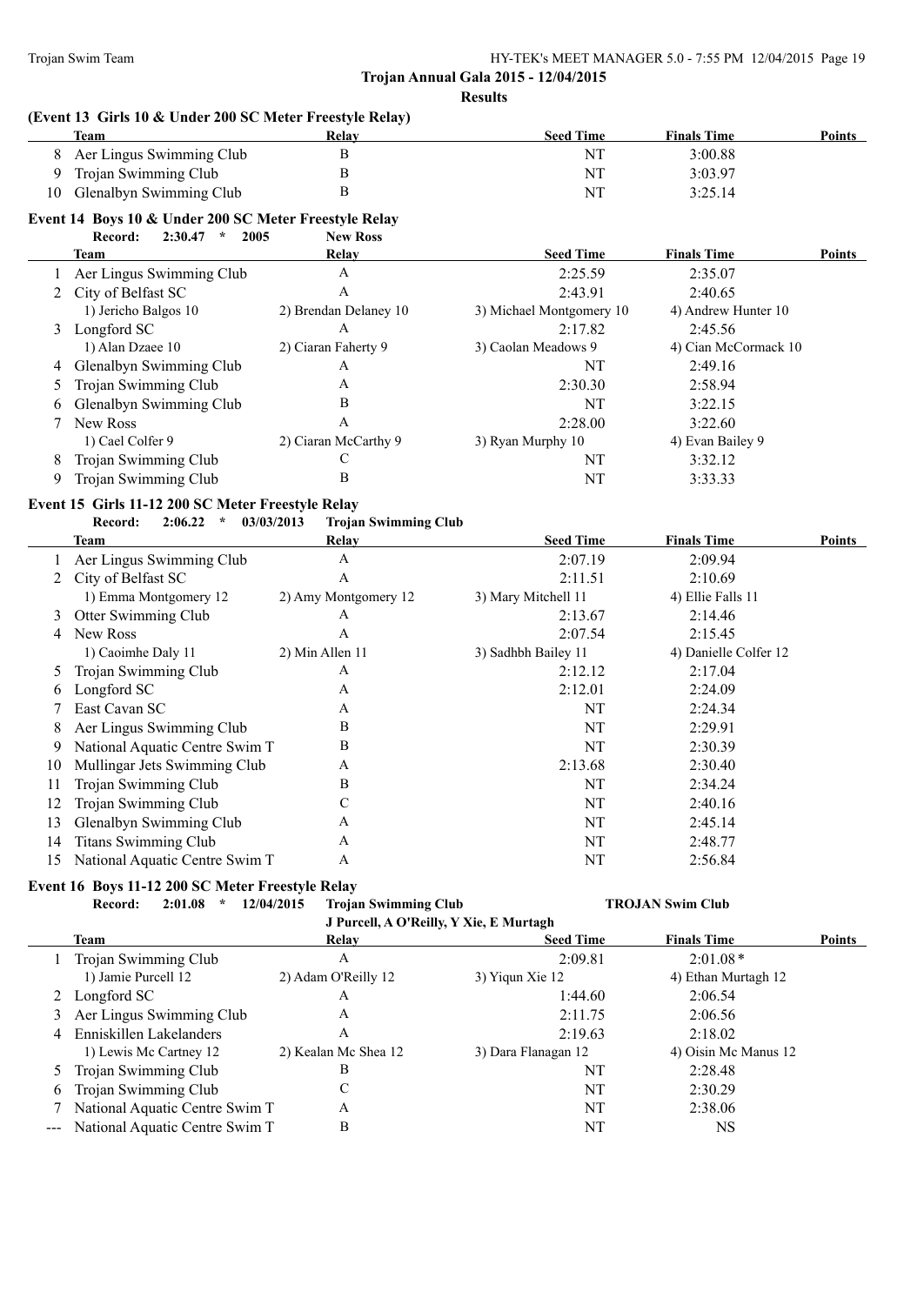**Trojan Annual Gala 2015 - 12/04/2015**

**Results**

### (Event 13 Girls 10 & Under 200 SC Meter Freestyle Relay)

| | Team | Relay | Seed Time | Finals Time | Points |
|---|---|---|---|---|---|
| 8 | Aer Lingus Swimming Club | B | NT | 3:00.88 | |
| 9 | Trojan Swimming Club | B | NT | 3:03.97 | |
| 10 | Glenalbyn Swimming Club | B | NT | 3:25.14 | |

### Event 14 Boys 10 & Under 200 SC Meter Freestyle Relay

**Record:** 2:30.47 * 2005 New Ross

| | Team | Relay | Seed Time | Finals Time | Points |
|---|---|---|---|---|---|
| 1 | Aer Lingus Swimming Club | A | 2:25.59 | 2:35.07 | |
| 2 | City of Belfast SC | A | 2:43.91 | 2:40.65 | |
| | 1) Jericho Balgos 10 | 2) Brendan Delaney 10 | 3) Michael Montgomery 10 | 4) Andrew Hunter 10 | |
| 3 | Longford SC | A | 2:17.82 | 2:45.56 | |
| | 1) Alan Dzaee 10 | 2) Ciaran Faherty 9 | 3) Caolan Meadows 9 | 4) Cian McCormack 10 | |
| 4 | Glenalbyn Swimming Club | A | NT | 2:49.16 | |
| 5 | Trojan Swimming Club | A | 2:30.30 | 2:58.94 | |
| 6 | Glenalbyn Swimming Club | B | NT | 3:22.15 | |
| 7 | New Ross | A | 2:28.00 | 3:22.60 | |
| | 1) Cael Colfer 9 | 2) Ciaran McCarthy 9 | 3) Ryan Murphy 10 | 4) Evan Bailey 9 | |
| 8 | Trojan Swimming Club | C | NT | 3:32.12 | |
| 9 | Trojan Swimming Club | B | NT | 3:33.33 | |

### Event 15 Girls 11-12 200 SC Meter Freestyle Relay

**Record:** 2:06.22 * 03/03/2013 Trojan Swimming Club

| | Team | Relay | Seed Time | Finals Time | Points |
|---|---|---|---|---|---|
| 1 | Aer Lingus Swimming Club | A | 2:07.19 | 2:09.94 | |
| 2 | City of Belfast SC | A | 2:11.51 | 2:10.69 | |
| | 1) Emma Montgomery 12 | 2) Amy Montgomery 12 | 3) Mary Mitchell 11 | 4) Ellie Falls 11 | |
| 3 | Otter Swimming Club | A | 2:13.67 | 2:14.46 | |
| 4 | New Ross | A | 2:07.54 | 2:15.45 | |
| | 1) Caoimhe Daly 11 | 2) Min Allen 11 | 3) Sadhbh Bailey 11 | 4) Danielle Colfer 12 | |
| 5 | Trojan Swimming Club | A | 2:12.12 | 2:17.04 | |
| 6 | Longford SC | A | 2:12.01 | 2:24.09 | |
| 7 | East Cavan SC | A | NT | 2:24.34 | |
| 8 | Aer Lingus Swimming Club | B | NT | 2:29.91 | |
| 9 | National Aquatic Centre Swim T | B | NT | 2:30.39 | |
| 10 | Mullingar Jets Swimming Club | A | 2:13.68 | 2:30.40 | |
| 11 | Trojan Swimming Club | B | NT | 2:34.24 | |
| 12 | Trojan Swimming Club | C | NT | 2:40.16 | |
| 13 | Glenalbyn Swimming Club | A | NT | 2:45.14 | |
| 14 | Titans Swimming Club | A | NT | 2:48.77 | |
| 15 | National Aquatic Centre Swim T | A | NT | 2:56.84 | |

### Event 16 Boys 11-12 200 SC Meter Freestyle Relay

**Record:** 2:01.08 * 12/04/2015 Trojan Swimming Club — TROJAN Swim Club
J Purcell, A O'Reilly, Y Xie, E Murtagh

| | Team | Relay | Seed Time | Finals Time | Points |
|---|---|---|---|---|---|
| 1 | Trojan Swimming Club | A | 2:09.81 | 2:01.08* | |
| | 1) Jamie Purcell 12 | 2) Adam O'Reilly 12 | 3) Yiqun Xie 12 | 4) Ethan Murtagh 12 | |
| 2 | Longford SC | A | 1:44.60 | 2:06.54 | |
| 3 | Aer Lingus Swimming Club | A | 2:11.75 | 2:06.56 | |
| 4 | Enniskillen Lakelanders | A | 2:19.63 | 2:18.02 | |
| | 1) Lewis Mc Cartney 12 | 2) Kealan Mc Shea 12 | 3) Dara Flanagan 12 | 4) Oisin Mc Manus 12 | |
| 5 | Trojan Swimming Club | B | NT | 2:28.48 | |
| 6 | Trojan Swimming Club | C | NT | 2:30.29 | |
| 7 | National Aquatic Centre Swim T | A | NT | 2:38.06 | |
| --- | National Aquatic Centre Swim T | B | NT | NS | |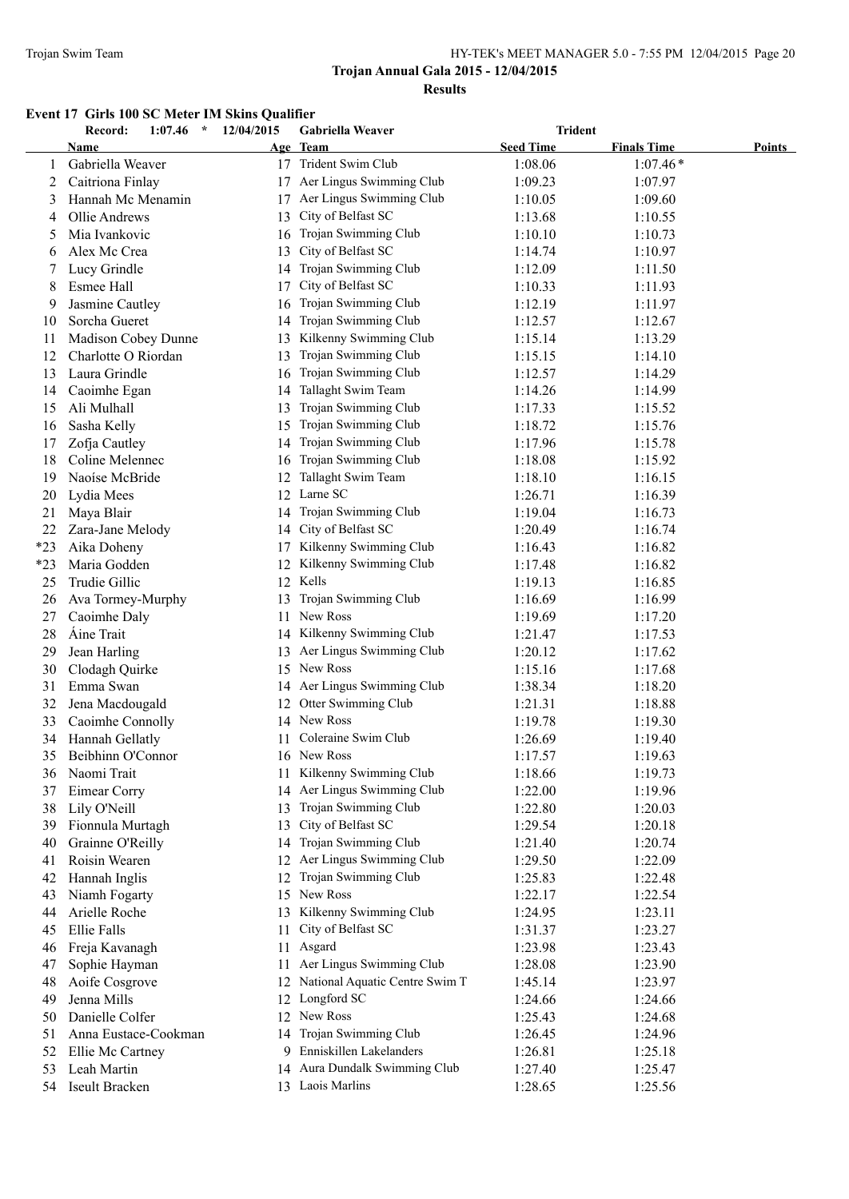**Trojan Annual Gala 2015 - 12/04/2015**

**Results**

### Event 17 Girls 100 SC Meter IM Skins Qualifier

Record: 1:07.46 * 12/04/2015 Gabriella Weaver Trident

| | Name | Age | Team | Seed Time | Finals Time | Points |
|---|---|---|---|---|---|---|
| 1 | Gabriella Weaver | 17 | Trident Swim Club | 1:08.06 | 1:07.46* | |
| 2 | Caitriona Finlay | 17 | Aer Lingus Swimming Club | 1:09.23 | 1:07.97 | |
| 3 | Hannah Mc Menamin | 17 | Aer Lingus Swimming Club | 1:10.05 | 1:09.60 | |
| 4 | Ollie Andrews | 13 | City of Belfast SC | 1:13.68 | 1:10.55 | |
| 5 | Mia Ivankovic | 16 | Trojan Swimming Club | 1:10.10 | 1:10.73 | |
| 6 | Alex Mc Crea | 13 | City of Belfast SC | 1:14.74 | 1:10.97 | |
| 7 | Lucy Grindle | 14 | Trojan Swimming Club | 1:12.09 | 1:11.50 | |
| 8 | Esmee Hall | 17 | City of Belfast SC | 1:10.33 | 1:11.93 | |
| 9 | Jasmine Cautley | 16 | Trojan Swimming Club | 1:12.19 | 1:11.97 | |
| 10 | Sorcha Gueret | 14 | Trojan Swimming Club | 1:12.57 | 1:12.67 | |
| 11 | Madison Cobey Dunne | 13 | Kilkenny Swimming Club | 1:15.14 | 1:13.29 | |
| 12 | Charlotte O Riordan | 13 | Trojan Swimming Club | 1:15.15 | 1:14.10 | |
| 13 | Laura Grindle | 16 | Trojan Swimming Club | 1:12.57 | 1:14.29 | |
| 14 | Caoimhe Egan | 14 | Tallaght Swim Team | 1:14.26 | 1:14.99 | |
| 15 | Ali Mulhall | 13 | Trojan Swimming Club | 1:17.33 | 1:15.52 | |
| 16 | Sasha Kelly | 15 | Trojan Swimming Club | 1:18.72 | 1:15.76 | |
| 17 | Zofja Cautley | 14 | Trojan Swimming Club | 1:17.96 | 1:15.78 | |
| 18 | Coline Melennec | 16 | Trojan Swimming Club | 1:18.08 | 1:15.92 | |
| 19 | Naoíse McBride | 12 | Tallaght Swim Team | 1:18.10 | 1:16.15 | |
| 20 | Lydia Mees | 12 | Larne SC | 1:26.71 | 1:16.39 | |
| 21 | Maya Blair | 14 | Trojan Swimming Club | 1:19.04 | 1:16.73 | |
| 22 | Zara-Jane Melody | 14 | City of Belfast SC | 1:20.49 | 1:16.74 | |
| *23 | Aika Doheny | 17 | Kilkenny Swimming Club | 1:16.43 | 1:16.82 | |
| *23 | Maria Godden | 12 | Kilkenny Swimming Club | 1:17.48 | 1:16.82 | |
| 25 | Trudie Gillic | 12 | Kells | 1:19.13 | 1:16.85 | |
| 26 | Ava Tormey-Murphy | 13 | Trojan Swimming Club | 1:16.69 | 1:16.99 | |
| 27 | Caoimhe Daly | 11 | New Ross | 1:19.69 | 1:17.20 | |
| 28 | Áine Trait | 14 | Kilkenny Swimming Club | 1:21.47 | 1:17.53 | |
| 29 | Jean Harling | 13 | Aer Lingus Swimming Club | 1:20.12 | 1:17.62 | |
| 30 | Clodagh Quirke | 15 | New Ross | 1:15.16 | 1:17.68 | |
| 31 | Emma Swan | 14 | Aer Lingus Swimming Club | 1:38.34 | 1:18.20 | |
| 32 | Jena Macdougald | 12 | Otter Swimming Club | 1:21.31 | 1:18.88 | |
| 33 | Caoimhe Connolly | 14 | New Ross | 1:19.78 | 1:19.30 | |
| 34 | Hannah Gellatly | 11 | Coleraine Swim Club | 1:26.69 | 1:19.40 | |
| 35 | Beibhinn O'Connor | 16 | New Ross | 1:17.57 | 1:19.63 | |
| 36 | Naomi Trait | 11 | Kilkenny Swimming Club | 1:18.66 | 1:19.73 | |
| 37 | Eimear Corry | 14 | Aer Lingus Swimming Club | 1:22.00 | 1:19.96 | |
| 38 | Lily O'Neill | 13 | Trojan Swimming Club | 1:22.80 | 1:20.03 | |
| 39 | Fionnula Murtagh | 13 | City of Belfast SC | 1:29.54 | 1:20.18 | |
| 40 | Grainne O'Reilly | 14 | Trojan Swimming Club | 1:21.40 | 1:20.74 | |
| 41 | Roisin Wearen | 12 | Aer Lingus Swimming Club | 1:29.50 | 1:22.09 | |
| 42 | Hannah Inglis | 12 | Trojan Swimming Club | 1:25.83 | 1:22.48 | |
| 43 | Niamh Fogarty | 15 | New Ross | 1:22.17 | 1:22.54 | |
| 44 | Arielle Roche | 13 | Kilkenny Swimming Club | 1:24.95 | 1:23.11 | |
| 45 | Ellie Falls | 11 | City of Belfast SC | 1:31.37 | 1:23.27 | |
| 46 | Freja Kavanagh | 11 | Asgard | 1:23.98 | 1:23.43 | |
| 47 | Sophie Hayman | 11 | Aer Lingus Swimming Club | 1:28.08 | 1:23.90 | |
| 48 | Aoife Cosgrove | 12 | National Aquatic Centre Swim T | 1:45.14 | 1:23.97 | |
| 49 | Jenna Mills | 12 | Longford SC | 1:24.66 | 1:24.66 | |
| 50 | Danielle Colfer | 12 | New Ross | 1:25.43 | 1:24.68 | |
| 51 | Anna Eustace-Cookman | 14 | Trojan Swimming Club | 1:26.45 | 1:24.96 | |
| 52 | Ellie Mc Cartney | 9 | Enniskillen Lakelanders | 1:26.81 | 1:25.18 | |
| 53 | Leah Martin | 14 | Aura Dundalk Swimming Club | 1:27.40 | 1:25.47 | |
| 54 | Iseult Bracken | 13 | Laois Marlins | 1:28.65 | 1:25.56 | |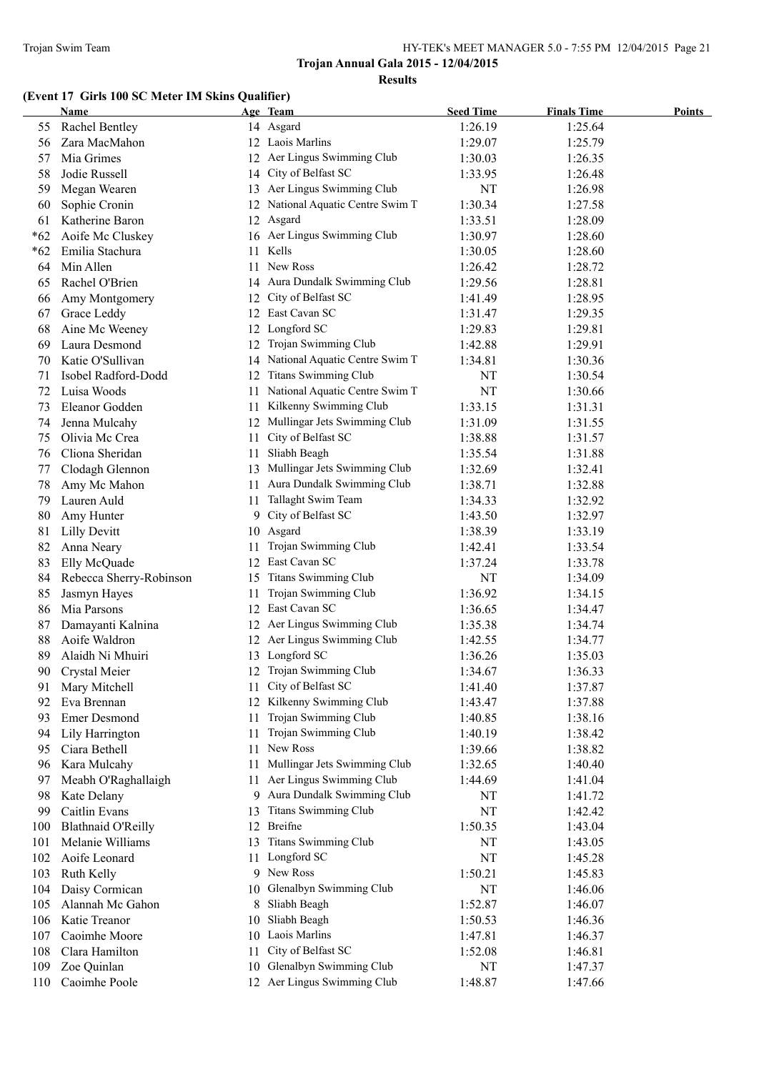**Trojan Annual Gala 2015 - 12/04/2015**

**Results**

### (Event 17 Girls 100 SC Meter IM Skins Qualifier)

| | Name | Age | Team | Seed Time | Finals Time | Points |
|---|---|---|---|---|---|---|
| 55 | Rachel Bentley | 14 | Asgard | 1:26.19 | 1:25.64 | |
| 56 | Zara MacMahon | 12 | Laois Marlins | 1:29.07 | 1:25.79 | |
| 57 | Mia Grimes | 12 | Aer Lingus Swimming Club | 1:30.03 | 1:26.35 | |
| 58 | Jodie Russell | 14 | City of Belfast SC | 1:33.95 | 1:26.48 | |
| 59 | Megan Wearen | 13 | Aer Lingus Swimming Club | NT | 1:26.98 | |
| 60 | Sophie Cronin | 12 | National Aquatic Centre Swim T | 1:30.34 | 1:27.58 | |
| 61 | Katherine Baron | 12 | Asgard | 1:33.51 | 1:28.09 | |
| *62 | Aoife Mc Cluskey | 16 | Aer Lingus Swimming Club | 1:30.97 | 1:28.60 | |
| *62 | Emilia Stachura | 11 | Kells | 1:30.05 | 1:28.60 | |
| 64 | Min Allen | 11 | New Ross | 1:26.42 | 1:28.72 | |
| 65 | Rachel O'Brien | 14 | Aura Dundalk Swimming Club | 1:29.56 | 1:28.81 | |
| 66 | Amy Montgomery | 12 | City of Belfast SC | 1:41.49 | 1:28.95 | |
| 67 | Grace Leddy | 12 | East Cavan SC | 1:31.47 | 1:29.35 | |
| 68 | Aine Mc Weeney | 12 | Longford SC | 1:29.83 | 1:29.81 | |
| 69 | Laura Desmond | 12 | Trojan Swimming Club | 1:42.88 | 1:29.91 | |
| 70 | Katie O'Sullivan | 14 | National Aquatic Centre Swim T | 1:34.81 | 1:30.36 | |
| 71 | Isobel Radford-Dodd | 12 | Titans Swimming Club | NT | 1:30.54 | |
| 72 | Luisa Woods | 11 | National Aquatic Centre Swim T | NT | 1:30.66 | |
| 73 | Eleanor Godden | 11 | Kilkenny Swimming Club | 1:33.15 | 1:31.31 | |
| 74 | Jenna Mulcahy | 12 | Mullingar Jets Swimming Club | 1:31.09 | 1:31.55 | |
| 75 | Olivia Mc Crea | 11 | City of Belfast SC | 1:38.88 | 1:31.57 | |
| 76 | Cliona Sheridan | 11 | Sliabh Beagh | 1:35.54 | 1:31.88 | |
| 77 | Clodagh Glennon | 13 | Mullingar Jets Swimming Club | 1:32.69 | 1:32.41 | |
| 78 | Amy Mc Mahon | 11 | Aura Dundalk Swimming Club | 1:38.71 | 1:32.88 | |
| 79 | Lauren Auld | 11 | Tallaght Swim Team | 1:34.33 | 1:32.92 | |
| 80 | Amy Hunter | 9 | City of Belfast SC | 1:43.50 | 1:32.97 | |
| 81 | Lilly Devitt | 10 | Asgard | 1:38.39 | 1:33.19 | |
| 82 | Anna Neary | 11 | Trojan Swimming Club | 1:42.41 | 1:33.54 | |
| 83 | Elly McQuade | 12 | East Cavan SC | 1:37.24 | 1:33.78 | |
| 84 | Rebecca Sherry-Robinson | 15 | Titans Swimming Club | NT | 1:34.09 | |
| 85 | Jasmyn Hayes | 11 | Trojan Swimming Club | 1:36.92 | 1:34.15 | |
| 86 | Mia Parsons | 12 | East Cavan SC | 1:36.65 | 1:34.47 | |
| 87 | Damayanti Kalnina | 12 | Aer Lingus Swimming Club | 1:35.38 | 1:34.74 | |
| 88 | Aoife Waldron | 12 | Aer Lingus Swimming Club | 1:42.55 | 1:34.77 | |
| 89 | Alaidh Ni Mhuiri | 13 | Longford SC | 1:36.26 | 1:35.03 | |
| 90 | Crystal Meier | 12 | Trojan Swimming Club | 1:34.67 | 1:36.33 | |
| 91 | Mary Mitchell | 11 | City of Belfast SC | 1:41.40 | 1:37.87 | |
| 92 | Eva Brennan | 12 | Kilkenny Swimming Club | 1:43.47 | 1:37.88 | |
| 93 | Emer Desmond | 11 | Trojan Swimming Club | 1:40.85 | 1:38.16 | |
| 94 | Lily Harrington | 11 | Trojan Swimming Club | 1:40.19 | 1:38.42 | |
| 95 | Ciara Bethell | 11 | New Ross | 1:39.66 | 1:38.82 | |
| 96 | Kara Mulcahy | 11 | Mullingar Jets Swimming Club | 1:32.65 | 1:40.40 | |
| 97 | Meabh O'Raghallaigh | 11 | Aer Lingus Swimming Club | 1:44.69 | 1:41.04 | |
| 98 | Kate Delany | 9 | Aura Dundalk Swimming Club | NT | 1:41.72 | |
| 99 | Caitlin Evans | 13 | Titans Swimming Club | NT | 1:42.42 | |
| 100 | Blathnaid O'Reilly | 12 | Breifne | 1:50.35 | 1:43.04 | |
| 101 | Melanie Williams | 13 | Titans Swimming Club | NT | 1:43.05 | |
| 102 | Aoife Leonard | 11 | Longford SC | NT | 1:45.28 | |
| 103 | Ruth Kelly | 9 | New Ross | 1:50.21 | 1:45.83 | |
| 104 | Daisy Cormican | 10 | Glenalbyn Swimming Club | NT | 1:46.06 | |
| 105 | Alannah Mc Gahon | 8 | Sliabh Beagh | 1:52.87 | 1:46.07 | |
| 106 | Katie Treanor | 10 | Sliabh Beagh | 1:50.53 | 1:46.36 | |
| 107 | Caoimhe Moore | 10 | Laois Marlins | 1:47.81 | 1:46.37 | |
| 108 | Clara Hamilton | 11 | City of Belfast SC | 1:52.08 | 1:46.81 | |
| 109 | Zoe Quinlan | 10 | Glenalbyn Swimming Club | NT | 1:47.37 | |
| 110 | Caoimhe Poole | 12 | Aer Lingus Swimming Club | 1:48.87 | 1:47.66 | |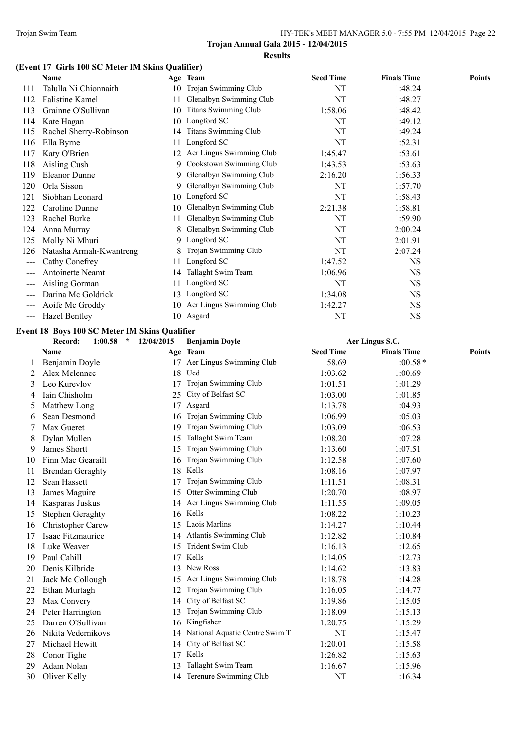**Trojan Annual Gala 2015 - 12/04/2015**

**Results**

### (Event 17 Girls 100 SC Meter IM Skins Qualifier)

| | Name | Age | Team | Seed Time | Finals Time | Points |
|---|---|---|---|---|---|---|
| 111 | Talulla Ni Chionnaith | 10 | Trojan Swimming Club | NT | 1:48.24 | |
| 112 | Falistine Kamel | 11 | Glenalbyn Swimming Club | NT | 1:48.27 | |
| 113 | Grainne O'Sullivan | 10 | Titans Swimming Club | 1:58.06 | 1:48.42 | |
| 114 | Kate Hagan | 10 | Longford SC | NT | 1:49.12 | |
| 115 | Rachel Sherry-Robinson | 14 | Titans Swimming Club | NT | 1:49.24 | |
| 116 | Ella Byrne | 11 | Longford SC | NT | 1:52.31 | |
| 117 | Katy O'Brien | 12 | Aer Lingus Swimming Club | 1:45.47 | 1:53.61 | |
| 118 | Aisling Cush | 9 | Cookstown Swimming Club | 1:43.53 | 1:53.63 | |
| 119 | Eleanor Dunne | 9 | Glenalbyn Swimming Club | 2:16.20 | 1:56.33 | |
| 120 | Orla Sisson | 9 | Glenalbyn Swimming Club | NT | 1:57.70 | |
| 121 | Siobhan Leonard | 10 | Longford SC | NT | 1:58.43 | |
| 122 | Caroline Dunne | 10 | Glenalbyn Swimming Club | 2:21.38 | 1:58.81 | |
| 123 | Rachel Burke | 11 | Glenalbyn Swimming Club | NT | 1:59.90 | |
| 124 | Anna Murray | 8 | Glenalbyn Swimming Club | NT | 2:00.24 | |
| 125 | Molly Ni Mhuri | 9 | Longford SC | NT | 2:01.91 | |
| 126 | Natasha Armah-Kwantreng | 8 | Trojan Swimming Club | NT | 2:07.24 | |
| --- | Cathy Conefrey | 11 | Longford SC | 1:47.52 | NS | |
| --- | Antoinette Neamt | 14 | Tallaght Swim Team | 1:06.96 | NS | |
| --- | Aisling Gorman | 11 | Longford SC | NT | NS | |
| --- | Darina Mc Goldrick | 13 | Longford SC | 1:34.08 | NS | |
| --- | Aoife Mc Groddy | 10 | Aer Lingus Swimming Club | 1:42.27 | NS | |
| --- | Hazel Bentley | 10 | Asgard | NT | NS | |

### Event 18 Boys 100 SC Meter IM Skins Qualifier

**Record:** 1:00.58 * 12/04/2015 Benjamin Doyle Aer Lingus S.C.

| | Name | Age | Team | Seed Time | Finals Time | Points |
|---|---|---|---|---|---|---|
| 1 | Benjamin Doyle | 17 | Aer Lingus Swimming Club | 58.69 | 1:00.58* | |
| 2 | Alex Melennec | 18 | Ucd | 1:03.62 | 1:00.69 | |
| 3 | Leo Kurevlov | 17 | Trojan Swimming Club | 1:01.51 | 1:01.29 | |
| 4 | Iain Chisholm | 25 | City of Belfast SC | 1:03.00 | 1:01.85 | |
| 5 | Matthew Long | 17 | Asgard | 1:13.78 | 1:04.93 | |
| 6 | Sean Desmond | 16 | Trojan Swimming Club | 1:06.99 | 1:05.03 | |
| 7 | Max Gueret | 19 | Trojan Swimming Club | 1:03.09 | 1:06.53 | |
| 8 | Dylan Mullen | 15 | Tallaght Swim Team | 1:08.20 | 1:07.28 | |
| 9 | James Shortt | 15 | Trojan Swimming Club | 1:13.60 | 1:07.51 | |
| 10 | Finn Mac Gearailt | 16 | Trojan Swimming Club | 1:12.58 | 1:07.60 | |
| 11 | Brendan Geraghty | 18 | Kells | 1:08.16 | 1:07.97 | |
| 12 | Sean Hassett | 17 | Trojan Swimming Club | 1:11.51 | 1:08.31 | |
| 13 | James Maguire | 15 | Otter Swimming Club | 1:20.70 | 1:08.97 | |
| 14 | Kasparas Juskus | 14 | Aer Lingus Swimming Club | 1:11.55 | 1:09.05 | |
| 15 | Stephen Geraghty | 16 | Kells | 1:08.22 | 1:10.23 | |
| 16 | Christopher Carew | 15 | Laois Marlins | 1:14.27 | 1:10.44 | |
| 17 | Isaac Fitzmaurice | 14 | Atlantis Swimming Club | 1:12.82 | 1:10.84 | |
| 18 | Luke Weaver | 15 | Trident Swim Club | 1:16.13 | 1:12.65 | |
| 19 | Paul Cahill | 17 | Kells | 1:14.05 | 1:12.73 | |
| 20 | Denis Kilbride | 13 | New Ross | 1:14.62 | 1:13.83 | |
| 21 | Jack Mc Collough | 15 | Aer Lingus Swimming Club | 1:18.78 | 1:14.28 | |
| 22 | Ethan Murtagh | 12 | Trojan Swimming Club | 1:16.05 | 1:14.77 | |
| 23 | Max Convery | 14 | City of Belfast SC | 1:19.86 | 1:15.05 | |
| 24 | Peter Harrington | 13 | Trojan Swimming Club | 1:18.09 | 1:15.13 | |
| 25 | Darren O'Sullivan | 16 | Kingfisher | 1:20.75 | 1:15.29 | |
| 26 | Nikita Vedernikovs | 14 | National Aquatic Centre Swim T | NT | 1:15.47 | |
| 27 | Michael Hewitt | 14 | City of Belfast SC | 1:20.01 | 1:15.58 | |
| 28 | Conor Tighe | 17 | Kells | 1:26.82 | 1:15.63 | |
| 29 | Adam Nolan | 13 | Tallaght Swim Team | 1:16.67 | 1:15.96 | |
| 30 | Oliver Kelly | 14 | Terenure Swimming Club | NT | 1:16.34 | |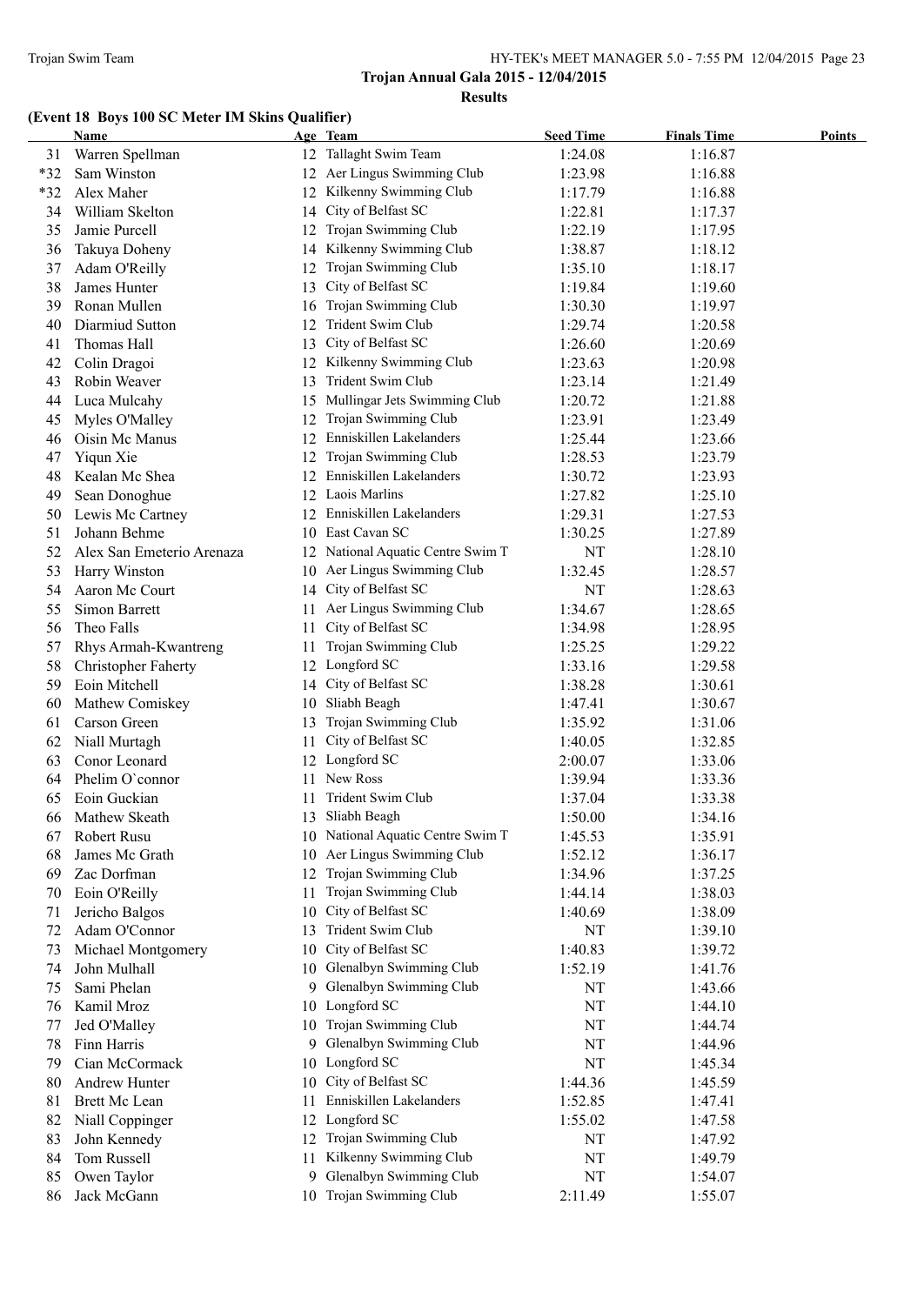**Trojan Annual Gala 2015 - 12/04/2015**

**Results**

### (Event 18 Boys 100 SC Meter IM Skins Qualifier)

| | Name | Age | Team | Seed Time | Finals Time | Points |
|---|---|---|---|---|---|---|
| 31 | Warren Spellman | 12 | Tallaght Swim Team | 1:24.08 | 1:16.87 | |
| *32 | Sam Winston | 12 | Aer Lingus Swimming Club | 1:23.98 | 1:16.88 | |
| *32 | Alex Maher | 12 | Kilkenny Swimming Club | 1:17.79 | 1:16.88 | |
| 34 | William Skelton | 14 | City of Belfast SC | 1:22.81 | 1:17.37 | |
| 35 | Jamie Purcell | 12 | Trojan Swimming Club | 1:22.19 | 1:17.95 | |
| 36 | Takuya Doheny | 14 | Kilkenny Swimming Club | 1:38.87 | 1:18.12 | |
| 37 | Adam O'Reilly | 12 | Trojan Swimming Club | 1:35.10 | 1:18.17 | |
| 38 | James Hunter | 13 | City of Belfast SC | 1:19.84 | 1:19.60 | |
| 39 | Ronan Mullen | 16 | Trojan Swimming Club | 1:30.30 | 1:19.97 | |
| 40 | Diarmiud Sutton | 12 | Trident Swim Club | 1:29.74 | 1:20.58 | |
| 41 | Thomas Hall | 13 | City of Belfast SC | 1:26.60 | 1:20.69 | |
| 42 | Colin Dragoi | 12 | Kilkenny Swimming Club | 1:23.63 | 1:20.98 | |
| 43 | Robin Weaver | 13 | Trident Swim Club | 1:23.14 | 1:21.49 | |
| 44 | Luca Mulcahy | 15 | Mullingar Jets Swimming Club | 1:20.72 | 1:21.88 | |
| 45 | Myles O'Malley | 12 | Trojan Swimming Club | 1:23.91 | 1:23.49 | |
| 46 | Oisin Mc Manus | 12 | Enniskillen Lakelanders | 1:25.44 | 1:23.66 | |
| 47 | Yiqun Xie | 12 | Trojan Swimming Club | 1:28.53 | 1:23.79 | |
| 48 | Kealan Mc Shea | 12 | Enniskillen Lakelanders | 1:30.72 | 1:23.93 | |
| 49 | Sean Donoghue | 12 | Laois Marlins | 1:27.82 | 1:25.10 | |
| 50 | Lewis Mc Cartney | 12 | Enniskillen Lakelanders | 1:29.31 | 1:27.53 | |
| 51 | Johann Behme | 10 | East Cavan SC | 1:30.25 | 1:27.89 | |
| 52 | Alex San Emeterio Arenaza | 12 | National Aquatic Centre Swim T | NT | 1:28.10 | |
| 53 | Harry Winston | 10 | Aer Lingus Swimming Club | 1:32.45 | 1:28.57 | |
| 54 | Aaron Mc Court | 14 | City of Belfast SC | NT | 1:28.63 | |
| 55 | Simon Barrett | 11 | Aer Lingus Swimming Club | 1:34.67 | 1:28.65 | |
| 56 | Theo Falls | 11 | City of Belfast SC | 1:34.98 | 1:28.95 | |
| 57 | Rhys Armah-Kwantreng | 11 | Trojan Swimming Club | 1:25.25 | 1:29.22 | |
| 58 | Christopher Faherty | 12 | Longford SC | 1:33.16 | 1:29.58 | |
| 59 | Eoin Mitchell | 14 | City of Belfast SC | 1:38.28 | 1:30.61 | |
| 60 | Mathew Comiskey | 10 | Sliabh Beagh | 1:47.41 | 1:30.67 | |
| 61 | Carson Green | 13 | Trojan Swimming Club | 1:35.92 | 1:31.06 | |
| 62 | Niall Murtagh | 11 | City of Belfast SC | 1:40.05 | 1:32.85 | |
| 63 | Conor Leonard | 12 | Longford SC | 2:00.07 | 1:33.06 | |
| 64 | Phelim O`connor | 11 | New Ross | 1:39.94 | 1:33.36 | |
| 65 | Eoin Guckian | 11 | Trident Swim Club | 1:37.04 | 1:33.38 | |
| 66 | Mathew Skeath | 13 | Sliabh Beagh | 1:50.00 | 1:34.16 | |
| 67 | Robert Rusu | 10 | National Aquatic Centre Swim T | 1:45.53 | 1:35.91 | |
| 68 | James Mc Grath | 10 | Aer Lingus Swimming Club | 1:52.12 | 1:36.17 | |
| 69 | Zac Dorfman | 12 | Trojan Swimming Club | 1:34.96 | 1:37.25 | |
| 70 | Eoin O'Reilly | 11 | Trojan Swimming Club | 1:44.14 | 1:38.03 | |
| 71 | Jericho Balgos | 10 | City of Belfast SC | 1:40.69 | 1:38.09 | |
| 72 | Adam O'Connor | 13 | Trident Swim Club | NT | 1:39.10 | |
| 73 | Michael Montgomery | 10 | City of Belfast SC | 1:40.83 | 1:39.72 | |
| 74 | John Mulhall | 10 | Glenalbyn Swimming Club | 1:52.19 | 1:41.76 | |
| 75 | Sami Phelan | 9 | Glenalbyn Swimming Club | NT | 1:43.66 | |
| 76 | Kamil Mroz | 10 | Longford SC | NT | 1:44.10 | |
| 77 | Jed O'Malley | 10 | Trojan Swimming Club | NT | 1:44.74 | |
| 78 | Finn Harris | 9 | Glenalbyn Swimming Club | NT | 1:44.96 | |
| 79 | Cian McCormack | 10 | Longford SC | NT | 1:45.34 | |
| 80 | Andrew Hunter | 10 | City of Belfast SC | 1:44.36 | 1:45.59 | |
| 81 | Brett Mc Lean | 11 | Enniskillen Lakelanders | 1:52.85 | 1:47.41 | |
| 82 | Niall Coppinger | 12 | Longford SC | 1:55.02 | 1:47.58 | |
| 83 | John Kennedy | 12 | Trojan Swimming Club | NT | 1:47.92 | |
| 84 | Tom Russell | 11 | Kilkenny Swimming Club | NT | 1:49.79 | |
| 85 | Owen Taylor | 9 | Glenalbyn Swimming Club | NT | 1:54.07 | |
| 86 | Jack McGann | 10 | Trojan Swimming Club | 2:11.49 | 1:55.07 | |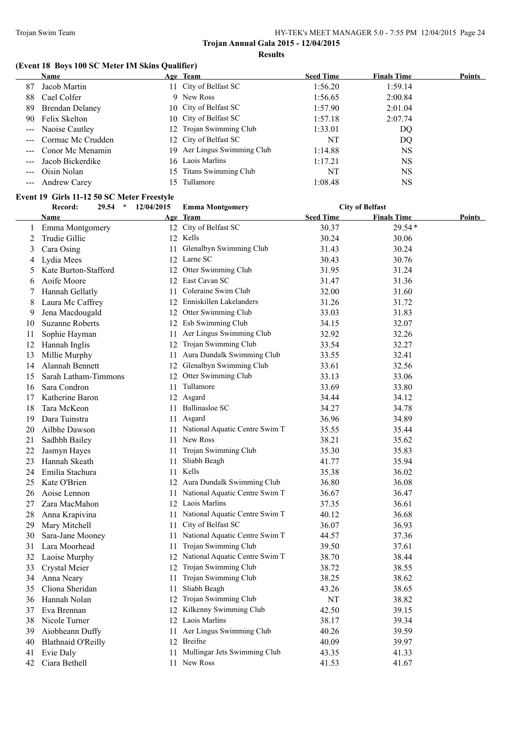**Trojan Annual Gala 2015 - 12/04/2015**

**Results**

### (Event 18 Boys 100 SC Meter IM Skins Qualifier)

| | Name | Age | Team | Seed Time | Finals Time | Points |
|---|---|---|---|---|---|---|
| 87 | Jacob Martin | 11 | City of Belfast SC | 1:56.20 | 1:59.14 | |
| 88 | Cael Colfer | 9 | New Ross | 1:56.65 | 2:00.84 | |
| 89 | Brendan Delaney | 10 | City of Belfast SC | 1:57.90 | 2:01.04 | |
| 90 | Felix Skelton | 10 | City of Belfast SC | 1:57.18 | 2:07.74 | |
| --- | Naoise Cautley | 12 | Trojan Swimming Club | 1:33.01 | DQ | |
| --- | Cormac Mc Crudden | 12 | City of Belfast SC | NT | DQ | |
| --- | Conor Mc Menamin | 19 | Aer Lingus Swimming Club | 1:14.88 | NS | |
| --- | Jacob Bickerdike | 16 | Laois Marlins | 1:17.21 | NS | |
| --- | Oisin Nolan | 15 | Titans Swimming Club | NT | NS | |
| --- | Andrew Carey | 15 | Tullamore | 1:08.48 | NS | |

### Event 19 Girls 11-12 50 SC Meter Freestyle

Record: 29.54 * 12/04/2015 Emma Montgomery City of Belfast

| | Name | Age | Team | Seed Time | Finals Time | Points |
|---|---|---|---|---|---|---|
| 1 | Emma Montgomery | 12 | City of Belfast SC | 30.37 | 29.54* | |
| 2 | Trudie Gillic | 12 | Kells | 30.24 | 30.06 | |
| 3 | Cara Osing | 11 | Glenalbyn Swimming Club | 31.43 | 30.24 | |
| 4 | Lydia Mees | 12 | Larne SC | 30.43 | 30.76 | |
| 5 | Kate Burton-Stafford | 12 | Otter Swimming Club | 31.95 | 31.24 | |
| 6 | Aoife Moore | 12 | East Cavan SC | 31.47 | 31.36 | |
| 7 | Hannah Gellatly | 11 | Coleraine Swim Club | 32.00 | 31.60 | |
| 8 | Laura Mc Caffrey | 12 | Enniskillen Lakelanders | 31.26 | 31.72 | |
| 9 | Jena Macdougald | 12 | Otter Swimming Club | 33.03 | 31.83 | |
| 10 | Suzanne Roberts | 12 | Esb Swimming Club | 34.15 | 32.07 | |
| 11 | Sophie Hayman | 11 | Aer Lingus Swimming Club | 32.92 | 32.26 | |
| 12 | Hannah Inglis | 12 | Trojan Swimming Club | 33.54 | 32.27 | |
| 13 | Millie Murphy | 11 | Aura Dundalk Swimming Club | 33.55 | 32.41 | |
| 14 | Alannah Bennett | 12 | Glenalbyn Swimming Club | 33.61 | 32.56 | |
| 15 | Sarah Latham-Timmons | 12 | Otter Swimming Club | 33.13 | 33.06 | |
| 16 | Sara Condron | 11 | Tullamore | 33.69 | 33.80 | |
| 17 | Katherine Baron | 12 | Asgard | 34.44 | 34.12 | |
| 18 | Tara McKeon | 11 | Ballinasloe SC | 34.27 | 34.78 | |
| 19 | Dara Tuinstra | 11 | Asgard | 36.96 | 34.89 | |
| 20 | Ailbhe Dawson | 11 | National Aquatic Centre Swim T | 35.55 | 35.44 | |
| 21 | Sadhbh Bailey | 11 | New Ross | 38.21 | 35.62 | |
| 22 | Jasmyn Hayes | 11 | Trojan Swimming Club | 35.30 | 35.83 | |
| 23 | Hannah Skeath | 11 | Sliabh Beagh | 41.77 | 35.94 | |
| 24 | Emilia Stachura | 11 | Kells | 35.38 | 36.02 | |
| 25 | Kate O'Brien | 12 | Aura Dundalk Swimming Club | 36.80 | 36.08 | |
| 26 | Aoise Lennon | 11 | National Aquatic Centre Swim T | 36.67 | 36.47 | |
| 27 | Zara MacMahon | 12 | Laois Marlins | 37.35 | 36.61 | |
| 28 | Anna Krapivina | 11 | National Aquatic Centre Swim T | 40.12 | 36.68 | |
| 29 | Mary Mitchell | 11 | City of Belfast SC | 36.07 | 36.93 | |
| 30 | Sara-Jane Mooney | 11 | National Aquatic Centre Swim T | 44.57 | 37.36 | |
| 31 | Lara Moorhead | 11 | Trojan Swimming Club | 39.50 | 37.61 | |
| 32 | Laoise Murphy | 12 | National Aquatic Centre Swim T | 38.70 | 38.44 | |
| 33 | Crystal Meier | 12 | Trojan Swimming Club | 38.72 | 38.55 | |
| 34 | Anna Neary | 11 | Trojan Swimming Club | 38.25 | 38.62 | |
| 35 | Cliona Sheridan | 11 | Sliabh Beagh | 43.26 | 38.65 | |
| 36 | Hannah Nolan | 12 | Trojan Swimming Club | NT | 38.82 | |
| 37 | Eva Brennan | 12 | Kilkenny Swimming Club | 42.50 | 39.15 | |
| 38 | Nicole Turner | 12 | Laois Marlins | 38.17 | 39.34 | |
| 39 | Aiobheann Duffy | 11 | Aer Lingus Swimming Club | 40.26 | 39.59 | |
| 40 | Blathnaid O'Reilly | 12 | Breifne | 40.09 | 39.97 | |
| 41 | Evie Daly | 11 | Mullingar Jets Swimming Club | 43.35 | 41.33 | |
| 42 | Ciara Bethell | 11 | New Ross | 41.53 | 41.67 | |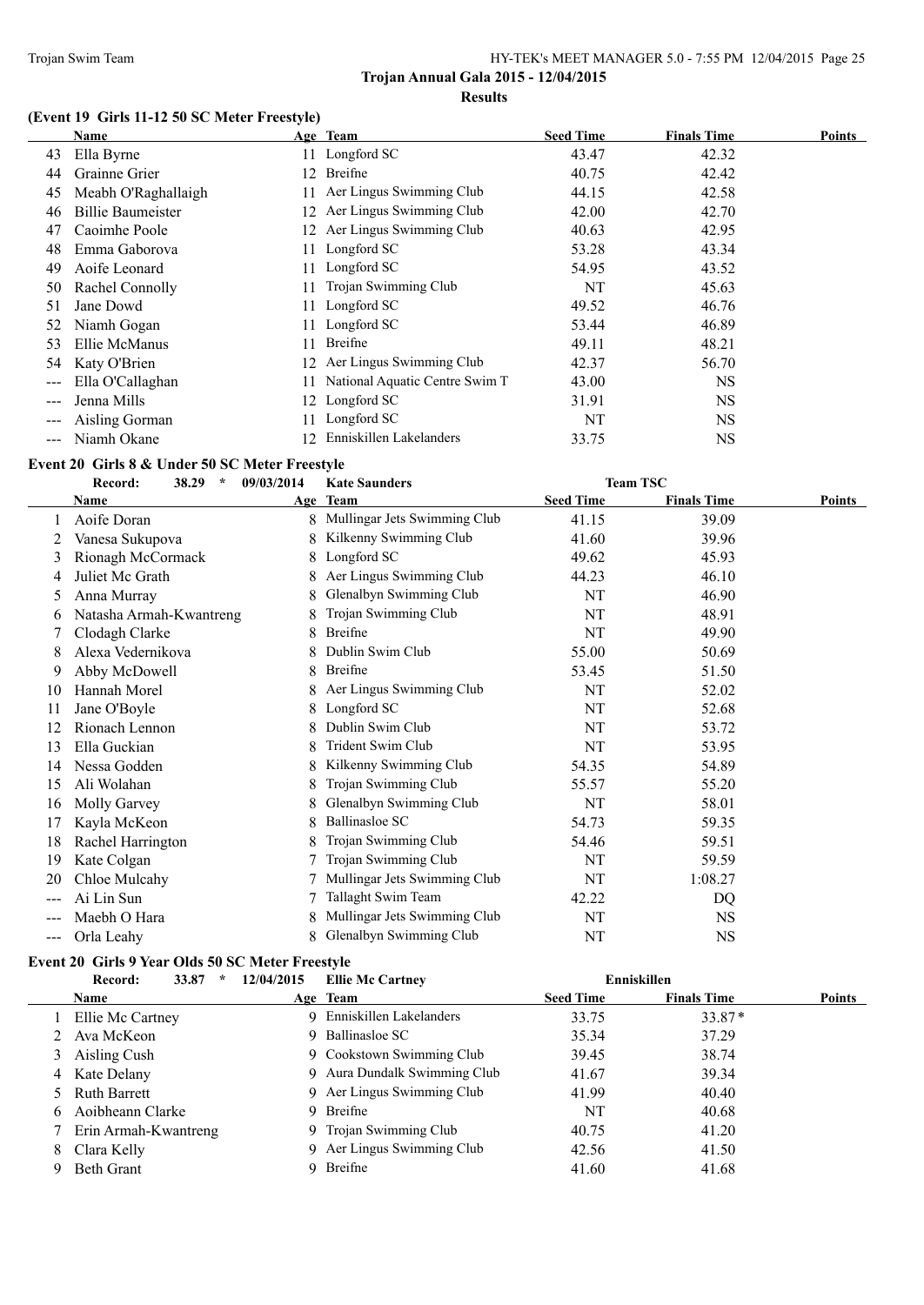**Trojan Annual Gala 2015 - 12/04/2015**

**Results**

### (Event 19 Girls 11-12 50 SC Meter Freestyle)

| | Name | Age | Team | Seed Time | Finals Time | Points |
|---|---|---|---|---|---|---|
| 43 | Ella Byrne | 11 | Longford SC | 43.47 | 42.32 | |
| 44 | Grainne Grier | 12 | Breifne | 40.75 | 42.42 | |
| 45 | Meabh O'Raghallaigh | 11 | Aer Lingus Swimming Club | 44.15 | 42.58 | |
| 46 | Billie Baumeister | 12 | Aer Lingus Swimming Club | 42.00 | 42.70 | |
| 47 | Caoimhe Poole | 12 | Aer Lingus Swimming Club | 40.63 | 42.95 | |
| 48 | Emma Gaborova | 11 | Longford SC | 53.28 | 43.34 | |
| 49 | Aoife Leonard | 11 | Longford SC | 54.95 | 43.52 | |
| 50 | Rachel Connolly | 11 | Trojan Swimming Club | NT | 45.63 | |
| 51 | Jane Dowd | 11 | Longford SC | 49.52 | 46.76 | |
| 52 | Niamh Gogan | 11 | Longford SC | 53.44 | 46.89 | |
| 53 | Ellie McManus | 11 | Breifne | 49.11 | 48.21 | |
| 54 | Katy O'Brien | 12 | Aer Lingus Swimming Club | 42.37 | 56.70 | |
| --- | Ella O'Callaghan | 11 | National Aquatic Centre Swim T | 43.00 | NS | |
| --- | Jenna Mills | 12 | Longford SC | 31.91 | NS | |
| --- | Aisling Gorman | 11 | Longford SC | NT | NS | |
| --- | Niamh Okane | 12 | Enniskillen Lakelanders | 33.75 | NS | |

### Event 20 Girls 8 & Under 50 SC Meter Freestyle

**Record: 38.29 * 09/03/2014 Kate Saunders Team TSC**

| | Name | Age | Team | Seed Time | Finals Time | Points |
|---|---|---|---|---|---|---|
| 1 | Aoife Doran | 8 | Mullingar Jets Swimming Club | 41.15 | 39.09 | |
| 2 | Vanesa Sukupova | 8 | Kilkenny Swimming Club | 41.60 | 39.96 | |
| 3 | Rionagh McCormack | 8 | Longford SC | 49.62 | 45.93 | |
| 4 | Juliet Mc Grath | 8 | Aer Lingus Swimming Club | 44.23 | 46.10 | |
| 5 | Anna Murray | 8 | Glenalbyn Swimming Club | NT | 46.90 | |
| 6 | Natasha Armah-Kwantreng | 8 | Trojan Swimming Club | NT | 48.91 | |
| 7 | Clodagh Clarke | 8 | Breifne | NT | 49.90 | |
| 8 | Alexa Vedernikova | 8 | Dublin Swim Club | 55.00 | 50.69 | |
| 9 | Abby McDowell | 8 | Breifne | 53.45 | 51.50 | |
| 10 | Hannah Morel | 8 | Aer Lingus Swimming Club | NT | 52.02 | |
| 11 | Jane O'Boyle | 8 | Longford SC | NT | 52.68 | |
| 12 | Rionach Lennon | 8 | Dublin Swim Club | NT | 53.72 | |
| 13 | Ella Guckian | 8 | Trident Swim Club | NT | 53.95 | |
| 14 | Nessa Godden | 8 | Kilkenny Swimming Club | 54.35 | 54.89 | |
| 15 | Ali Wolahan | 8 | Trojan Swimming Club | 55.57 | 55.20 | |
| 16 | Molly Garvey | 8 | Glenalbyn Swimming Club | NT | 58.01 | |
| 17 | Kayla McKeon | 8 | Ballinasloe SC | 54.73 | 59.35 | |
| 18 | Rachel Harrington | 8 | Trojan Swimming Club | 54.46 | 59.51 | |
| 19 | Kate Colgan | 7 | Trojan Swimming Club | NT | 59.59 | |
| 20 | Chloe Mulcahy | 7 | Mullingar Jets Swimming Club | NT | 1:08.27 | |
| --- | Ai Lin Sun | 7 | Tallaght Swim Team | 42.22 | DQ | |
| --- | Maebh O Hara | 8 | Mullingar Jets Swimming Club | NT | NS | |
| --- | Orla Leahy | 8 | Glenalbyn Swimming Club | NT | NS | |

### Event 20 Girls 9 Year Olds 50 SC Meter Freestyle

**Record: 33.87 * 12/04/2015 Ellie Mc Cartney Enniskillen**

| | Name | Age | Team | Seed Time | Finals Time | Points |
|---|---|---|---|---|---|---|
| 1 | Ellie Mc Cartney | 9 | Enniskillen Lakelanders | 33.75 | 33.87* | |
| 2 | Ava McKeon | 9 | Ballinasloe SC | 35.34 | 37.29 | |
| 3 | Aisling Cush | 9 | Cookstown Swimming Club | 39.45 | 38.74 | |
| 4 | Kate Delany | 9 | Aura Dundalk Swimming Club | 41.67 | 39.34 | |
| 5 | Ruth Barrett | 9 | Aer Lingus Swimming Club | 41.99 | 40.40 | |
| 6 | Aoibheann Clarke | 9 | Breifne | NT | 40.68 | |
| 7 | Erin Armah-Kwantreng | 9 | Trojan Swimming Club | 40.75 | 41.20 | |
| 8 | Clara Kelly | 9 | Aer Lingus Swimming Club | 42.56 | 41.50 | |
| 9 | Beth Grant | 9 | Breifne | 41.60 | 41.68 | |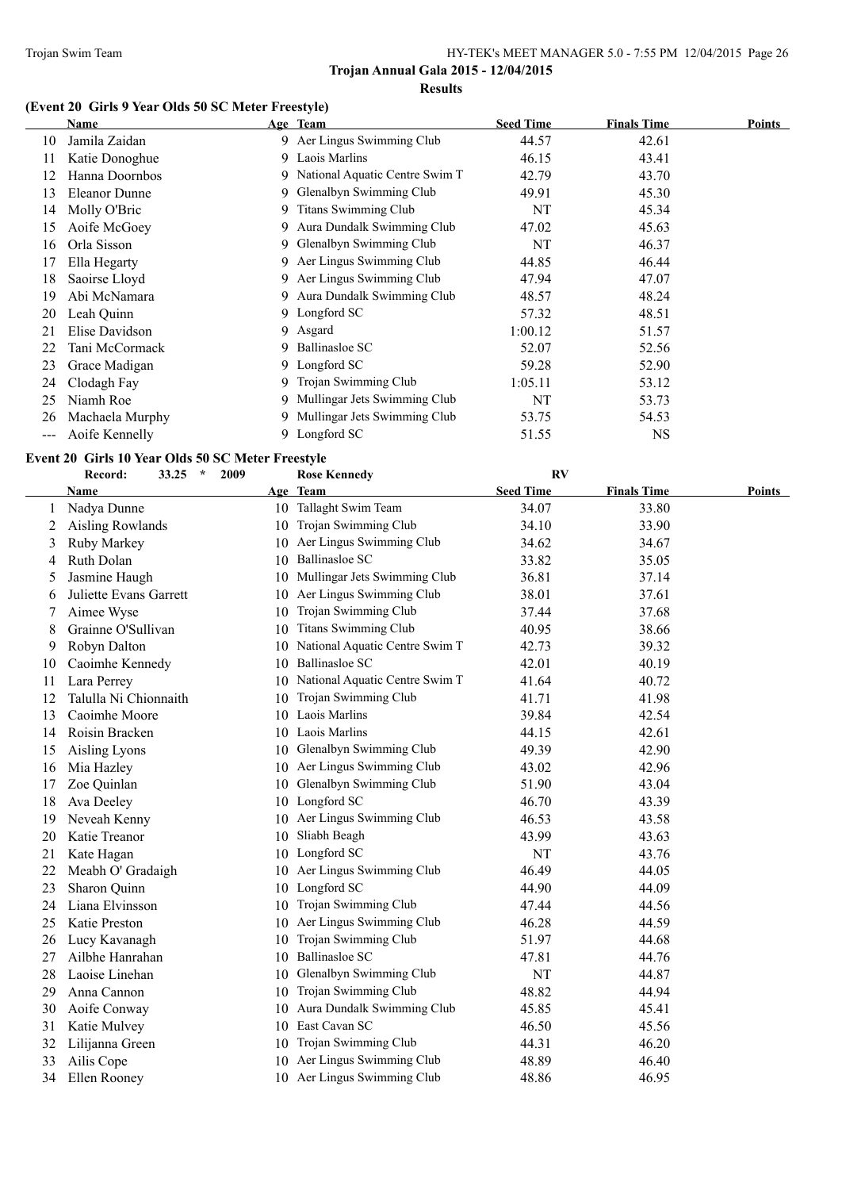**Trojan Annual Gala 2015 - 12/04/2015**

**Results**

### (Event 20 Girls 9 Year Olds 50 SC Meter Freestyle)

| | Name | Age | Team | Seed Time | Finals Time | Points |
|---|---|---|---|---|---|---|
| 10 | Jamila Zaidan | 9 | Aer Lingus Swimming Club | 44.57 | 42.61 | |
| 11 | Katie Donoghue | 9 | Laois Marlins | 46.15 | 43.41 | |
| 12 | Hanna Doornbos | 9 | National Aquatic Centre Swim T | 42.79 | 43.70 | |
| 13 | Eleanor Dunne | 9 | Glenalbyn Swimming Club | 49.91 | 45.30 | |
| 14 | Molly O'Bric | 9 | Titans Swimming Club | NT | 45.34 | |
| 15 | Aoife McGoey | 9 | Aura Dundalk Swimming Club | 47.02 | 45.63 | |
| 16 | Orla Sisson | 9 | Glenalbyn Swimming Club | NT | 46.37 | |
| 17 | Ella Hegarty | 9 | Aer Lingus Swimming Club | 44.85 | 46.44 | |
| 18 | Saoirse Lloyd | 9 | Aer Lingus Swimming Club | 47.94 | 47.07 | |
| 19 | Abi McNamara | 9 | Aura Dundalk Swimming Club | 48.57 | 48.24 | |
| 20 | Leah Quinn | 9 | Longford SC | 57.32 | 48.51 | |
| 21 | Elise Davidson | 9 | Asgard | 1:00.12 | 51.57 | |
| 22 | Tani McCormack | 9 | Ballinasloe SC | 52.07 | 52.56 | |
| 23 | Grace Madigan | 9 | Longford SC | 59.28 | 52.90 | |
| 24 | Clodagh Fay | 9 | Trojan Swimming Club | 1:05.11 | 53.12 | |
| 25 | Niamh Roe | 9 | Mullingar Jets Swimming Club | NT | 53.73 | |
| 26 | Machaela Murphy | 9 | Mullingar Jets Swimming Club | 53.75 | 54.53 | |
| --- | Aoife Kennelly | 9 | Longford SC | 51.55 | NS | |

### Event 20 Girls 10 Year Olds 50 SC Meter Freestyle

Record: 33.25 * 2009 Rose Kennedy RV

| | Name | Age | Team | Seed Time | Finals Time | Points |
|---|---|---|---|---|---|---|
| 1 | Nadya Dunne | 10 | Tallaght Swim Team | 34.07 | 33.80 | |
| 2 | Aisling Rowlands | 10 | Trojan Swimming Club | 34.10 | 33.90 | |
| 3 | Ruby Markey | 10 | Aer Lingus Swimming Club | 34.62 | 34.67 | |
| 4 | Ruth Dolan | 10 | Ballinasloe SC | 33.82 | 35.05 | |
| 5 | Jasmine Haugh | 10 | Mullingar Jets Swimming Club | 36.81 | 37.14 | |
| 6 | Juliette Evans Garrett | 10 | Aer Lingus Swimming Club | 38.01 | 37.61 | |
| 7 | Aimee Wyse | 10 | Trojan Swimming Club | 37.44 | 37.68 | |
| 8 | Grainne O'Sullivan | 10 | Titans Swimming Club | 40.95 | 38.66 | |
| 9 | Robyn Dalton | 10 | National Aquatic Centre Swim T | 42.73 | 39.32 | |
| 10 | Caoimhe Kennedy | 10 | Ballinasloe SC | 42.01 | 40.19 | |
| 11 | Lara Perrey | 10 | National Aquatic Centre Swim T | 41.64 | 40.72 | |
| 12 | Talulla Ni Chionnaith | 10 | Trojan Swimming Club | 41.71 | 41.98 | |
| 13 | Caoimhe Moore | 10 | Laois Marlins | 39.84 | 42.54 | |
| 14 | Roisin Bracken | 10 | Laois Marlins | 44.15 | 42.61 | |
| 15 | Aisling Lyons | 10 | Glenalbyn Swimming Club | 49.39 | 42.90 | |
| 16 | Mia Hazley | 10 | Aer Lingus Swimming Club | 43.02 | 42.96 | |
| 17 | Zoe Quinlan | 10 | Glenalbyn Swimming Club | 51.90 | 43.04 | |
| 18 | Ava Deeley | 10 | Longford SC | 46.70 | 43.39 | |
| 19 | Neveah Kenny | 10 | Aer Lingus Swimming Club | 46.53 | 43.58 | |
| 20 | Katie Treanor | 10 | Sliabh Beagh | 43.99 | 43.63 | |
| 21 | Kate Hagan | 10 | Longford SC | NT | 43.76 | |
| 22 | Meabh O' Gradaigh | 10 | Aer Lingus Swimming Club | 46.49 | 44.05 | |
| 23 | Sharon Quinn | 10 | Longford SC | 44.90 | 44.09 | |
| 24 | Liana Elvinsson | 10 | Trojan Swimming Club | 47.44 | 44.56 | |
| 25 | Katie Preston | 10 | Aer Lingus Swimming Club | 46.28 | 44.59 | |
| 26 | Lucy Kavanagh | 10 | Trojan Swimming Club | 51.97 | 44.68 | |
| 27 | Ailbhe Hanrahan | 10 | Ballinasloe SC | 47.81 | 44.76 | |
| 28 | Laoise Linehan | 10 | Glenalbyn Swimming Club | NT | 44.87 | |
| 29 | Anna Cannon | 10 | Trojan Swimming Club | 48.82 | 44.94 | |
| 30 | Aoife Conway | 10 | Aura Dundalk Swimming Club | 45.85 | 45.41 | |
| 31 | Katie Mulvey | 10 | East Cavan SC | 46.50 | 45.56 | |
| 32 | Lilijanna Green | 10 | Trojan Swimming Club | 44.31 | 46.20 | |
| 33 | Ailis Cope | 10 | Aer Lingus Swimming Club | 48.89 | 46.40 | |
| 34 | Ellen Rooney | 10 | Aer Lingus Swimming Club | 48.86 | 46.95 | |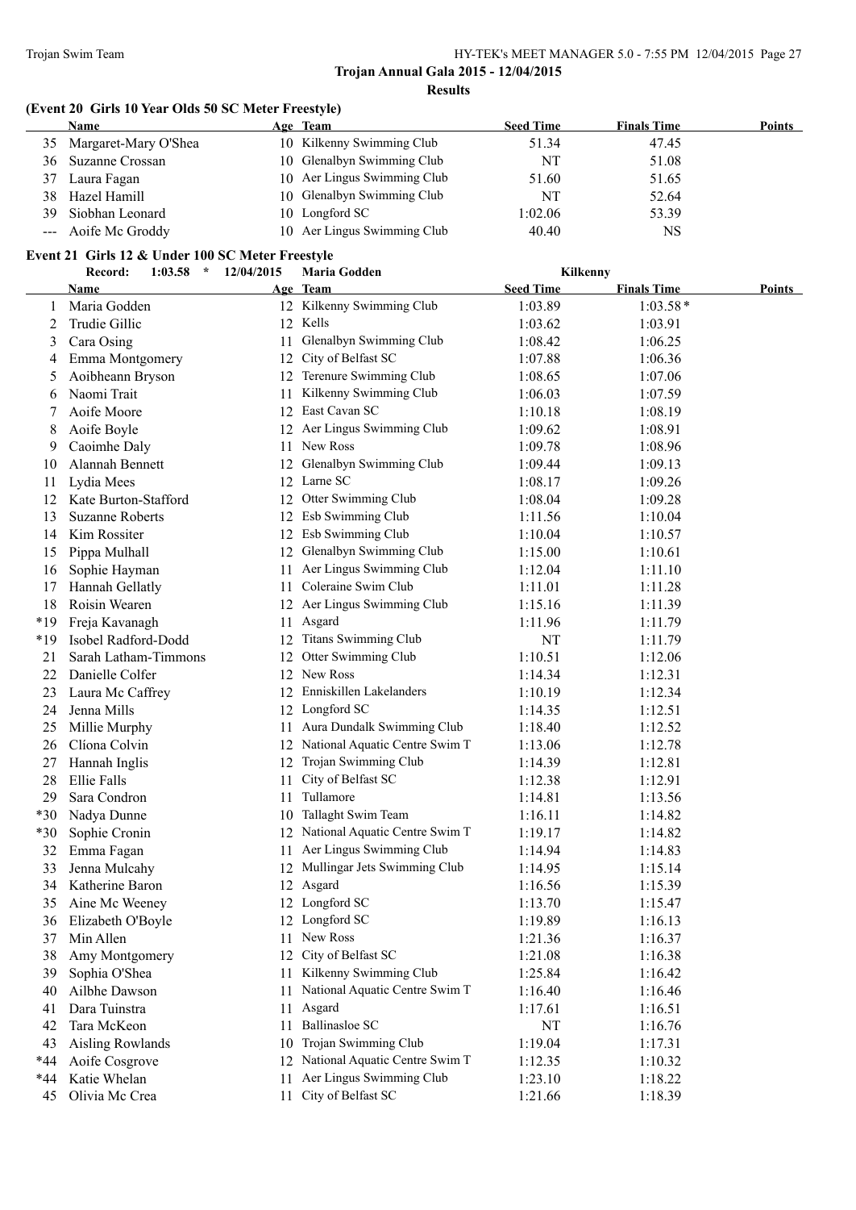**Trojan Annual Gala 2015 - 12/04/2015**

**Results**

### (Event 20 Girls 10 Year Olds 50 SC Meter Freestyle)

| | Name | Age | Team | Seed Time | Finals Time | Points |
|---|---|---|---|---|---|---|
| 35 | Margaret-Mary O'Shea | 10 | Kilkenny Swimming Club | 51.34 | 47.45 | |
| 36 | Suzanne Crossan | 10 | Glenalbyn Swimming Club | NT | 51.08 | |
| 37 | Laura Fagan | 10 | Aer Lingus Swimming Club | 51.60 | 51.65 | |
| 38 | Hazel Hamill | 10 | Glenalbyn Swimming Club | NT | 52.64 | |
| 39 | Siobhan Leonard | 10 | Longford SC | 1:02.06 | 53.39 | |
| --- | Aoife Mc Groddy | 10 | Aer Lingus Swimming Club | 40.40 | NS | |

### Event 21 Girls 12 & Under 100 SC Meter Freestyle

**Record: 1:03.58 * 12/04/2015 Maria Godden Kilkenny**

| | Name | Age | Team | Seed Time | Finals Time | Points |
|---|---|---|---|---|---|---|
| 1 | Maria Godden | 12 | Kilkenny Swimming Club | 1:03.89 | 1:03.58* | |
| 2 | Trudie Gillic | 12 | Kells | 1:03.62 | 1:03.91 | |
| 3 | Cara Osing | 11 | Glenalbyn Swimming Club | 1:08.42 | 1:06.25 | |
| 4 | Emma Montgomery | 12 | City of Belfast SC | 1:07.88 | 1:06.36 | |
| 5 | Aoibheann Bryson | 12 | Terenure Swimming Club | 1:08.65 | 1:07.06 | |
| 6 | Naomi Trait | 11 | Kilkenny Swimming Club | 1:06.03 | 1:07.59 | |
| 7 | Aoife Moore | 12 | East Cavan SC | 1:10.18 | 1:08.19 | |
| 8 | Aoife Boyle | 12 | Aer Lingus Swimming Club | 1:09.62 | 1:08.91 | |
| 9 | Caoimhe Daly | 11 | New Ross | 1:09.78 | 1:08.96 | |
| 10 | Alannah Bennett | 12 | Glenalbyn Swimming Club | 1:09.44 | 1:09.13 | |
| 11 | Lydia Mees | 12 | Larne SC | 1:08.17 | 1:09.26 | |
| 12 | Kate Burton-Stafford | 12 | Otter Swimming Club | 1:08.04 | 1:09.28 | |
| 13 | Suzanne Roberts | 12 | Esb Swimming Club | 1:11.56 | 1:10.04 | |
| 14 | Kim Rossiter | 12 | Esb Swimming Club | 1:10.04 | 1:10.57 | |
| 15 | Pippa Mulhall | 12 | Glenalbyn Swimming Club | 1:15.00 | 1:10.61 | |
| 16 | Sophie Hayman | 11 | Aer Lingus Swimming Club | 1:12.04 | 1:11.10 | |
| 17 | Hannah Gellatly | 11 | Coleraine Swim Club | 1:11.01 | 1:11.28 | |
| 18 | Roisin Wearen | 12 | Aer Lingus Swimming Club | 1:15.16 | 1:11.39 | |
| *19 | Freja Kavanagh | 11 | Asgard | 1:11.96 | 1:11.79 | |
| *19 | Isobel Radford-Dodd | 12 | Titans Swimming Club | NT | 1:11.79 | |
| 21 | Sarah Latham-Timmons | 12 | Otter Swimming Club | 1:10.51 | 1:12.06 | |
| 22 | Danielle Colfer | 12 | New Ross | 1:14.34 | 1:12.31 | |
| 23 | Laura Mc Caffrey | 12 | Enniskillen Lakelanders | 1:10.19 | 1:12.34 | |
| 24 | Jenna Mills | 12 | Longford SC | 1:14.35 | 1:12.51 | |
| 25 | Millie Murphy | 11 | Aura Dundalk Swimming Club | 1:18.40 | 1:12.52 | |
| 26 | Clíona Colvin | 12 | National Aquatic Centre Swim T | 1:13.06 | 1:12.78 | |
| 27 | Hannah Inglis | 12 | Trojan Swimming Club | 1:14.39 | 1:12.81 | |
| 28 | Ellie Falls | 11 | City of Belfast SC | 1:12.38 | 1:12.91 | |
| 29 | Sara Condron | 11 | Tullamore | 1:14.81 | 1:13.56 | |
| *30 | Nadya Dunne | 10 | Tallaght Swim Team | 1:16.11 | 1:14.82 | |
| *30 | Sophie Cronin | 12 | National Aquatic Centre Swim T | 1:19.17 | 1:14.82 | |
| 32 | Emma Fagan | 11 | Aer Lingus Swimming Club | 1:14.94 | 1:14.83 | |
| 33 | Jenna Mulcahy | 12 | Mullingar Jets Swimming Club | 1:14.95 | 1:15.14 | |
| 34 | Katherine Baron | 12 | Asgard | 1:16.56 | 1:15.39 | |
| 35 | Aine Mc Weeney | 12 | Longford SC | 1:13.70 | 1:15.47 | |
| 36 | Elizabeth O'Boyle | 12 | Longford SC | 1:19.89 | 1:16.13 | |
| 37 | Min Allen | 11 | New Ross | 1:21.36 | 1:16.37 | |
| 38 | Amy Montgomery | 12 | City of Belfast SC | 1:21.08 | 1:16.38 | |
| 39 | Sophia O'Shea | 11 | Kilkenny Swimming Club | 1:25.84 | 1:16.42 | |
| 40 | Ailbhe Dawson | 11 | National Aquatic Centre Swim T | 1:16.40 | 1:16.46 | |
| 41 | Dara Tuinstra | 11 | Asgard | 1:17.61 | 1:16.51 | |
| 42 | Tara McKeon | 11 | Ballinasloe SC | NT | 1:16.76 | |
| 43 | Aisling Rowlands | 10 | Trojan Swimming Club | 1:19.04 | 1:17.31 | |
| *44 | Aoife Cosgrove | 12 | National Aquatic Centre Swim T | 1:12.35 | 1:10.32 | |
| *44 | Katie Whelan | 11 | Aer Lingus Swimming Club | 1:23.10 | 1:18.22 | |
| 45 | Olivia Mc Crea | 11 | City of Belfast SC | 1:21.66 | 1:18.39 | |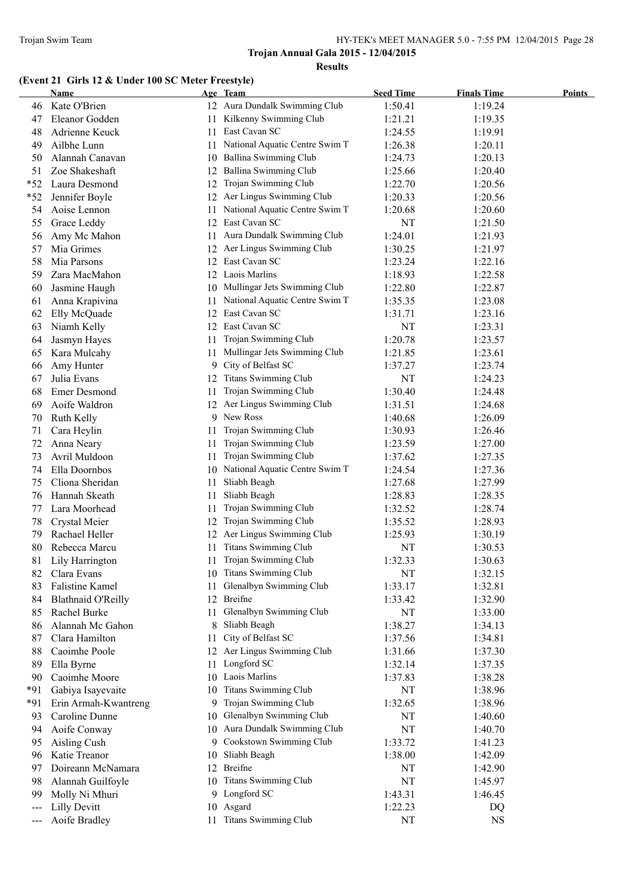**Trojan Annual Gala 2015 - 12/04/2015**

**Results**

### (Event 21 Girls 12 & Under 100 SC Meter Freestyle)

| | Name | Age | Team | Seed Time | Finals Time | Points |
|---|---|---|---|---|---|---|
| 46 | Kate O'Brien | 12 | Aura Dundalk Swimming Club | 1:50.41 | 1:19.24 | |
| 47 | Eleanor Godden | 11 | Kilkenny Swimming Club | 1:21.21 | 1:19.35 | |
| 48 | Adrienne Keuck | 11 | East Cavan SC | 1:24.55 | 1:19.91 | |
| 49 | Ailbhe Lunn | 11 | National Aquatic Centre Swim T | 1:26.38 | 1:20.11 | |
| 50 | Alannah Canavan | 10 | Ballina Swimming Club | 1:24.73 | 1:20.13 | |
| 51 | Zoe Shakeshaft | 12 | Ballina Swimming Club | 1:25.66 | 1:20.40 | |
| *52 | Laura Desmond | 12 | Trojan Swimming Club | 1:22.70 | 1:20.56 | |
| *52 | Jennifer Boyle | 12 | Aer Lingus Swimming Club | 1:20.33 | 1:20.56 | |
| 54 | Aoise Lennon | 11 | National Aquatic Centre Swim T | 1:20.68 | 1:20.60 | |
| 55 | Grace Leddy | 12 | East Cavan SC | NT | 1:21.50 | |
| 56 | Amy Mc Mahon | 11 | Aura Dundalk Swimming Club | 1:24.01 | 1:21.93 | |
| 57 | Mia Grimes | 12 | Aer Lingus Swimming Club | 1:30.25 | 1:21.97 | |
| 58 | Mia Parsons | 12 | East Cavan SC | 1:23.24 | 1:22.16 | |
| 59 | Zara MacMahon | 12 | Laois Marlins | 1:18.93 | 1:22.58 | |
| 60 | Jasmine Haugh | 10 | Mullingar Jets Swimming Club | 1:22.80 | 1:22.87 | |
| 61 | Anna Krapivina | 11 | National Aquatic Centre Swim T | 1:35.35 | 1:23.08 | |
| 62 | Elly McQuade | 12 | East Cavan SC | 1:31.71 | 1:23.16 | |
| 63 | Niamh Kelly | 12 | East Cavan SC | NT | 1:23.31 | |
| 64 | Jasmyn Hayes | 11 | Trojan Swimming Club | 1:20.78 | 1:23.57 | |
| 65 | Kara Mulcahy | 11 | Mullingar Jets Swimming Club | 1:21.85 | 1:23.61 | |
| 66 | Amy Hunter | 9 | City of Belfast SC | 1:37.27 | 1:23.74 | |
| 67 | Julia Evans | 12 | Titans Swimming Club | NT | 1:24.23 | |
| 68 | Emer Desmond | 11 | Trojan Swimming Club | 1:30.40 | 1:24.48 | |
| 69 | Aoife Waldron | 12 | Aer Lingus Swimming Club | 1:31.51 | 1:24.68 | |
| 70 | Ruth Kelly | 9 | New Ross | 1:40.68 | 1:26.09 | |
| 71 | Cara Heylin | 11 | Trojan Swimming Club | 1:30.93 | 1:26.46 | |
| 72 | Anna Neary | 11 | Trojan Swimming Club | 1:23.59 | 1:27.00 | |
| 73 | Avril Muldoon | 11 | Trojan Swimming Club | 1:37.62 | 1:27.35 | |
| 74 | Ella Doornbos | 10 | National Aquatic Centre Swim T | 1:24.54 | 1:27.36 | |
| 75 | Cliona Sheridan | 11 | Sliabh Beagh | 1:27.68 | 1:27.99 | |
| 76 | Hannah Skeath | 11 | Sliabh Beagh | 1:28.83 | 1:28.35 | |
| 77 | Lara Moorhead | 11 | Trojan Swimming Club | 1:32.52 | 1:28.74 | |
| 78 | Crystal Meier | 12 | Trojan Swimming Club | 1:35.52 | 1:28.93 | |
| 79 | Rachael Heller | 12 | Aer Lingus Swimming Club | 1:25.93 | 1:30.19 | |
| 80 | Rebecca Marcu | 11 | Titans Swimming Club | NT | 1:30.53 | |
| 81 | Lily Harrington | 11 | Trojan Swimming Club | 1:32.33 | 1:30.63 | |
| 82 | Clara Evans | 10 | Titans Swimming Club | NT | 1:32.15 | |
| 83 | Falistine Kamel | 11 | Glenalbyn Swimming Club | 1:33.17 | 1:32.81 | |
| 84 | Blathnaid O'Reilly | 12 | Breifne | 1:33.42 | 1:32.90 | |
| 85 | Rachel Burke | 11 | Glenalbyn Swimming Club | NT | 1:33.00 | |
| 86 | Alannah Mc Gahon | 8 | Sliabh Beagh | 1:38.27 | 1:34.13 | |
| 87 | Clara Hamilton | 11 | City of Belfast SC | 1:37.56 | 1:34.81 | |
| 88 | Caoimhe Poole | 12 | Aer Lingus Swimming Club | 1:31.66 | 1:37.30 | |
| 89 | Ella Byrne | 11 | Longford SC | 1:32.14 | 1:37.35 | |
| 90 | Caoimhe Moore | 10 | Laois Marlins | 1:37.83 | 1:38.28 | |
| *91 | Gabiya Isayevaite | 10 | Titans Swimming Club | NT | 1:38.96 | |
| *91 | Erin Armah-Kwantreng | 9 | Trojan Swimming Club | 1:32.65 | 1:38.96 | |
| 93 | Caroline Dunne | 10 | Glenalbyn Swimming Club | NT | 1:40.60 | |
| 94 | Aoife Conway | 10 | Aura Dundalk Swimming Club | NT | 1:40.70 | |
| 95 | Aisling Cush | 9 | Cookstown Swimming Club | 1:33.72 | 1:41.23 | |
| 96 | Katie Treanor | 10 | Sliabh Beagh | 1:38.00 | 1:42.09 | |
| 97 | Doireann McNamara | 12 | Breifne | NT | 1:42.90 | |
| 98 | Alannah Guilfoyle | 10 | Titans Swimming Club | NT | 1:45.97 | |
| 99 | Molly Ni Mhuri | 9 | Longford SC | 1:43.31 | 1:46.45 | |
| --- | Lilly Devitt | 10 | Asgard | 1:22.23 | DQ | |
| --- | Aoife Bradley | 11 | Titans Swimming Club | NT | NS | |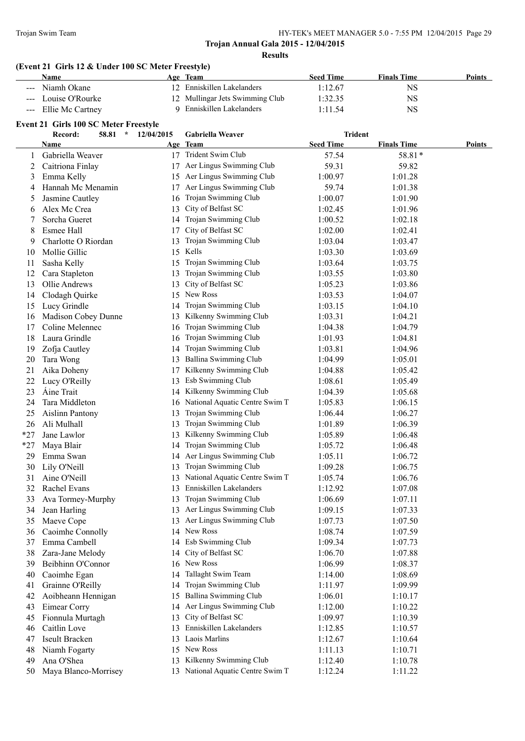**Trojan Annual Gala 2015 - 12/04/2015**

**Results**

### (Event 21 Girls 12 & Under 100 SC Meter Freestyle)

| | Name | Age | Team | Seed Time | Finals Time | Points |
|---|---|---|---|---|---|---|
| --- | Niamh Okane | 12 | Enniskillen Lakelanders | 1:12.67 | NS | |
| --- | Louise O'Rourke | 12 | Mullingar Jets Swimming Club | 1:32.35 | NS | |
| --- | Ellie Mc Cartney | 9 | Enniskillen Lakelanders | 1:11.54 | NS | |

### Event 21 Girls 100 SC Meter Freestyle

Record: 58.81 * 12/04/2015 Gabriella Weaver Trident

| | Name | Age | Team | Seed Time | Finals Time | Points |
|---|---|---|---|---|---|---|
| 1 | Gabriella Weaver | 17 | Trident Swim Club | 57.54 | 58.81* | |
| 2 | Caitriona Finlay | 17 | Aer Lingus Swimming Club | 59.31 | 59.82 | |
| 3 | Emma Kelly | 15 | Aer Lingus Swimming Club | 1:00.97 | 1:01.28 | |
| 4 | Hannah Mc Menamin | 17 | Aer Lingus Swimming Club | 59.74 | 1:01.38 | |
| 5 | Jasmine Cautley | 16 | Trojan Swimming Club | 1:00.07 | 1:01.90 | |
| 6 | Alex Mc Crea | 13 | City of Belfast SC | 1:02.45 | 1:01.96 | |
| 7 | Sorcha Gueret | 14 | Trojan Swimming Club | 1:00.52 | 1:02.18 | |
| 8 | Esmee Hall | 17 | City of Belfast SC | 1:02.00 | 1:02.41 | |
| 9 | Charlotte O Riordan | 13 | Trojan Swimming Club | 1:03.04 | 1:03.47 | |
| 10 | Mollie Gillic | 15 | Kells | 1:03.30 | 1:03.69 | |
| 11 | Sasha Kelly | 15 | Trojan Swimming Club | 1:03.64 | 1:03.75 | |
| 12 | Cara Stapleton | 13 | Trojan Swimming Club | 1:03.55 | 1:03.80 | |
| 13 | Ollie Andrews | 13 | City of Belfast SC | 1:05.23 | 1:03.86 | |
| 14 | Clodagh Quirke | 15 | New Ross | 1:03.53 | 1:04.07 | |
| 15 | Lucy Grindle | 14 | Trojan Swimming Club | 1:03.15 | 1:04.10 | |
| 16 | Madison Cobey Dunne | 13 | Kilkenny Swimming Club | 1:03.31 | 1:04.21 | |
| 17 | Coline Melennec | 16 | Trojan Swimming Club | 1:04.38 | 1:04.79 | |
| 18 | Laura Grindle | 16 | Trojan Swimming Club | 1:01.93 | 1:04.81 | |
| 19 | Zofja Cautley | 14 | Trojan Swimming Club | 1:03.81 | 1:04.96 | |
| 20 | Tara Wong | 13 | Ballina Swimming Club | 1:04.99 | 1:05.01 | |
| 21 | Aika Doheny | 17 | Kilkenny Swimming Club | 1:04.88 | 1:05.42 | |
| 22 | Lucy O'Reilly | 13 | Esb Swimming Club | 1:08.61 | 1:05.49 | |
| 23 | Áine Trait | 14 | Kilkenny Swimming Club | 1:04.39 | 1:05.68 | |
| 24 | Tara Middleton | 16 | National Aquatic Centre Swim T | 1:05.83 | 1:06.15 | |
| 25 | Aislinn Pantony | 13 | Trojan Swimming Club | 1:06.44 | 1:06.27 | |
| 26 | Ali Mulhall | 13 | Trojan Swimming Club | 1:01.89 | 1:06.39 | |
| *27 | Jane Lawlor | 13 | Kilkenny Swimming Club | 1:05.89 | 1:06.48 | |
| *27 | Maya Blair | 14 | Trojan Swimming Club | 1:05.72 | 1:06.48 | |
| 29 | Emma Swan | 14 | Aer Lingus Swimming Club | 1:05.11 | 1:06.72 | |
| 30 | Lily O'Neill | 13 | Trojan Swimming Club | 1:09.28 | 1:06.75 | |
| 31 | Aine O'Neill | 13 | National Aquatic Centre Swim T | 1:05.74 | 1:06.76 | |
| 32 | Rachel Evans | 13 | Enniskillen Lakelanders | 1:12.92 | 1:07.08 | |
| 33 | Ava Tormey-Murphy | 13 | Trojan Swimming Club | 1:06.69 | 1:07.11 | |
| 34 | Jean Harling | 13 | Aer Lingus Swimming Club | 1:09.15 | 1:07.33 | |
| 35 | Maeve Cope | 13 | Aer Lingus Swimming Club | 1:07.73 | 1:07.50 | |
| 36 | Caoimhe Connolly | 14 | New Ross | 1:08.74 | 1:07.59 | |
| 37 | Emma Cambell | 14 | Esb Swimming Club | 1:09.34 | 1:07.73 | |
| 38 | Zara-Jane Melody | 14 | City of Belfast SC | 1:06.70 | 1:07.88 | |
| 39 | Beibhinn O'Connor | 16 | New Ross | 1:06.99 | 1:08.37 | |
| 40 | Caoimhe Egan | 14 | Tallaght Swim Team | 1:14.00 | 1:08.69 | |
| 41 | Grainne O'Reilly | 14 | Trojan Swimming Club | 1:11.97 | 1:09.99 | |
| 42 | Aoibheann Hennigan | 15 | Ballina Swimming Club | 1:06.01 | 1:10.17 | |
| 43 | Eimear Corry | 14 | Aer Lingus Swimming Club | 1:12.00 | 1:10.22 | |
| 45 | Fionnula Murtagh | 13 | City of Belfast SC | 1:09.97 | 1:10.39 | |
| 46 | Caitlin Love | 13 | Enniskillen Lakelanders | 1:12.85 | 1:10.57 | |
| 47 | Iseult Bracken | 13 | Laois Marlins | 1:12.67 | 1:10.64 | |
| 48 | Niamh Fogarty | 15 | New Ross | 1:11.13 | 1:10.71 | |
| 49 | Ana O'Shea | 13 | Kilkenny Swimming Club | 1:12.40 | 1:10.78 | |
| 50 | Maya Blanco-Morrisey | 13 | National Aquatic Centre Swim T | 1:12.24 | 1:11.22 | |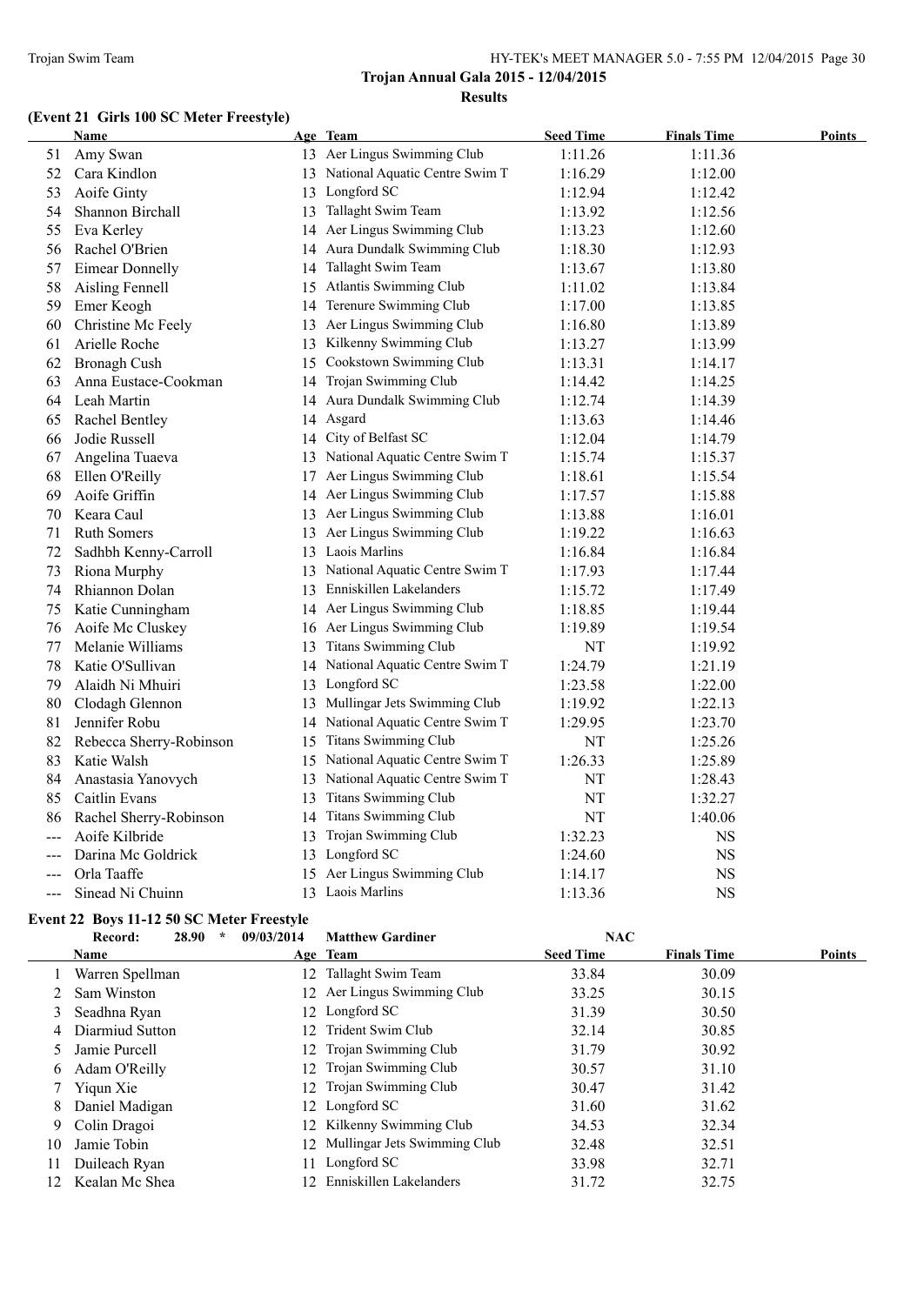**Trojan Annual Gala 2015 - 12/04/2015**

**Results**

### (Event 21 Girls 100 SC Meter Freestyle)

| | Name | Age | Team | Seed Time | Finals Time | Points |
|---|---|---|---|---|---|---|
| 51 | Amy Swan | 13 | Aer Lingus Swimming Club | 1:11.26 | 1:11.36 | |
| 52 | Cara Kindlon | 13 | National Aquatic Centre Swim T | 1:16.29 | 1:12.00 | |
| 53 | Aoife Ginty | 13 | Longford SC | 1:12.94 | 1:12.42 | |
| 54 | Shannon Birchall | 13 | Tallaght Swim Team | 1:13.92 | 1:12.56 | |
| 55 | Eva Kerley | 14 | Aer Lingus Swimming Club | 1:13.23 | 1:12.60 | |
| 56 | Rachel O'Brien | 14 | Aura Dundalk Swimming Club | 1:18.30 | 1:12.93 | |
| 57 | Eimear Donnelly | 14 | Tallaght Swim Team | 1:13.67 | 1:13.80 | |
| 58 | Aisling Fennell | 15 | Atlantis Swimming Club | 1:11.02 | 1:13.84 | |
| 59 | Emer Keogh | 14 | Terenure Swimming Club | 1:17.00 | 1:13.85 | |
| 60 | Christine Mc Feely | 13 | Aer Lingus Swimming Club | 1:16.80 | 1:13.89 | |
| 61 | Arielle Roche | 13 | Kilkenny Swimming Club | 1:13.27 | 1:13.99 | |
| 62 | Bronagh Cush | 15 | Cookstown Swimming Club | 1:13.31 | 1:14.17 | |
| 63 | Anna Eustace-Cookman | 14 | Trojan Swimming Club | 1:14.42 | 1:14.25 | |
| 64 | Leah Martin | 14 | Aura Dundalk Swimming Club | 1:12.74 | 1:14.39 | |
| 65 | Rachel Bentley | 14 | Asgard | 1:13.63 | 1:14.46 | |
| 66 | Jodie Russell | 14 | City of Belfast SC | 1:12.04 | 1:14.79 | |
| 67 | Angelina Tuaeva | 13 | National Aquatic Centre Swim T | 1:15.74 | 1:15.37 | |
| 68 | Ellen O'Reilly | 17 | Aer Lingus Swimming Club | 1:18.61 | 1:15.54 | |
| 69 | Aoife Griffin | 14 | Aer Lingus Swimming Club | 1:17.57 | 1:15.88 | |
| 70 | Keara Caul | 13 | Aer Lingus Swimming Club | 1:13.88 | 1:16.01 | |
| 71 | Ruth Somers | 13 | Aer Lingus Swimming Club | 1:19.22 | 1:16.63 | |
| 72 | Sadhbh Kenny-Carroll | 13 | Laois Marlins | 1:16.84 | 1:16.84 | |
| 73 | Riona Murphy | 13 | National Aquatic Centre Swim T | 1:17.93 | 1:17.44 | |
| 74 | Rhiannon Dolan | 13 | Enniskillen Lakelanders | 1:15.72 | 1:17.49 | |
| 75 | Katie Cunningham | 14 | Aer Lingus Swimming Club | 1:18.85 | 1:19.44 | |
| 76 | Aoife Mc Cluskey | 16 | Aer Lingus Swimming Club | 1:19.89 | 1:19.54 | |
| 77 | Melanie Williams | 13 | Titans Swimming Club | NT | 1:19.92 | |
| 78 | Katie O'Sullivan | 14 | National Aquatic Centre Swim T | 1:24.79 | 1:21.19 | |
| 79 | Alaidh Ni Mhuiri | 13 | Longford SC | 1:23.58 | 1:22.00 | |
| 80 | Clodagh Glennon | 13 | Mullingar Jets Swimming Club | 1:19.92 | 1:22.13 | |
| 81 | Jennifer Robu | 14 | National Aquatic Centre Swim T | 1:29.95 | 1:23.70 | |
| 82 | Rebecca Sherry-Robinson | 15 | Titans Swimming Club | NT | 1:25.26 | |
| 83 | Katie Walsh | 15 | National Aquatic Centre Swim T | 1:26.33 | 1:25.89 | |
| 84 | Anastasia Yanovych | 13 | National Aquatic Centre Swim T | NT | 1:28.43 | |
| 85 | Caitlin Evans | 13 | Titans Swimming Club | NT | 1:32.27 | |
| 86 | Rachel Sherry-Robinson | 14 | Titans Swimming Club | NT | 1:40.06 | |
| --- | Aoife Kilbride | 13 | Trojan Swimming Club | 1:32.23 | NS | |
| --- | Darina Mc Goldrick | 13 | Longford SC | 1:24.60 | NS | |
| --- | Orla Taaffe | 15 | Aer Lingus Swimming Club | 1:14.17 | NS | |
| --- | Sinead Ni Chuinn | 13 | Laois Marlins | 1:13.36 | NS | |

### Event 22 Boys 11-12 50 SC Meter Freestyle

Record: 28.90 * 09/03/2014 Matthew Gardiner NAC

| | Name | Age | Team | Seed Time | Finals Time | Points |
|---|---|---|---|---|---|---|
| 1 | Warren Spellman | 12 | Tallaght Swim Team | 33.84 | 30.09 | |
| 2 | Sam Winston | 12 | Aer Lingus Swimming Club | 33.25 | 30.15 | |
| 3 | Seadhna Ryan | 12 | Longford SC | 31.39 | 30.50 | |
| 4 | Diarmiud Sutton | 12 | Trident Swim Club | 32.14 | 30.85 | |
| 5 | Jamie Purcell | 12 | Trojan Swimming Club | 31.79 | 30.92 | |
| 6 | Adam O'Reilly | 12 | Trojan Swimming Club | 30.57 | 31.10 | |
| 7 | Yiqun Xie | 12 | Trojan Swimming Club | 30.47 | 31.42 | |
| 8 | Daniel Madigan | 12 | Longford SC | 31.60 | 31.62 | |
| 9 | Colin Dragoi | 12 | Kilkenny Swimming Club | 34.53 | 32.34 | |
| 10 | Jamie Tobin | 12 | Mullingar Jets Swimming Club | 32.48 | 32.51 | |
| 11 | Duileach Ryan | 11 | Longford SC | 33.98 | 32.71 | |
| 12 | Kealan Mc Shea | 12 | Enniskillen Lakelanders | 31.72 | 32.75 | |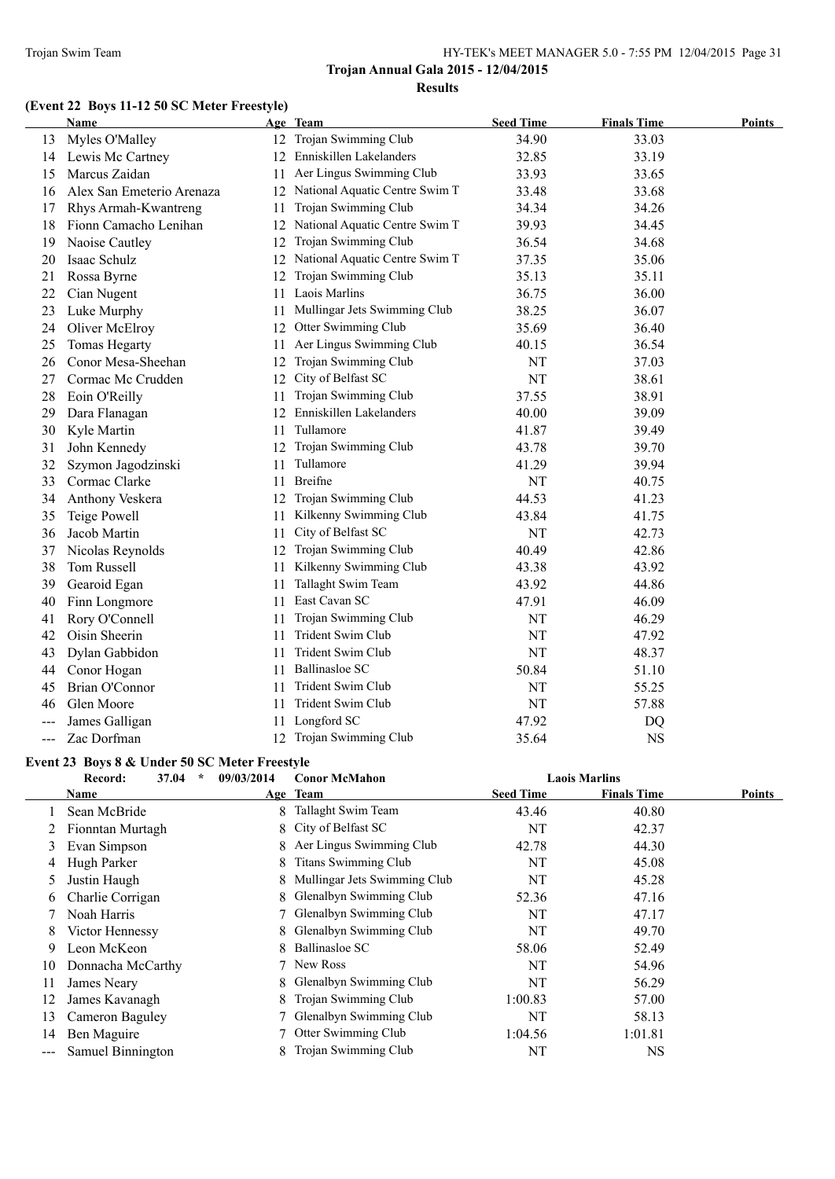**Trojan Annual Gala 2015 - 12/04/2015**

**Results**

### (Event 22 Boys 11-12 50 SC Meter Freestyle)

| | Name | Age | Team | Seed Time | Finals Time | Points |
|---|---|---|---|---|---|---|
| 13 | Myles O'Malley | 12 | Trojan Swimming Club | 34.90 | 33.03 | |
| 14 | Lewis Mc Cartney | 12 | Enniskillen Lakelanders | 32.85 | 33.19 | |
| 15 | Marcus Zaidan | 11 | Aer Lingus Swimming Club | 33.93 | 33.65 | |
| 16 | Alex San Emeterio Arenaza | 12 | National Aquatic Centre Swim T | 33.48 | 33.68 | |
| 17 | Rhys Armah-Kwantreng | 11 | Trojan Swimming Club | 34.34 | 34.26 | |
| 18 | Fionn Camacho Lenihan | 12 | National Aquatic Centre Swim T | 39.93 | 34.45 | |
| 19 | Naoise Cautley | 12 | Trojan Swimming Club | 36.54 | 34.68 | |
| 20 | Isaac Schulz | 12 | National Aquatic Centre Swim T | 37.35 | 35.06 | |
| 21 | Rossa Byrne | 12 | Trojan Swimming Club | 35.13 | 35.11 | |
| 22 | Cian Nugent | 11 | Laois Marlins | 36.75 | 36.00 | |
| 23 | Luke Murphy | 11 | Mullingar Jets Swimming Club | 38.25 | 36.07 | |
| 24 | Oliver McElroy | 12 | Otter Swimming Club | 35.69 | 36.40 | |
| 25 | Tomas Hegarty | 11 | Aer Lingus Swimming Club | 40.15 | 36.54 | |
| 26 | Conor Mesa-Sheehan | 12 | Trojan Swimming Club | NT | 37.03 | |
| 27 | Cormac Mc Crudden | 12 | City of Belfast SC | NT | 38.61 | |
| 28 | Eoin O'Reilly | 11 | Trojan Swimming Club | 37.55 | 38.91 | |
| 29 | Dara Flanagan | 12 | Enniskillen Lakelanders | 40.00 | 39.09 | |
| 30 | Kyle Martin | 11 | Tullamore | 41.87 | 39.49 | |
| 31 | John Kennedy | 12 | Trojan Swimming Club | 43.78 | 39.70 | |
| 32 | Szymon Jagodzinski | 11 | Tullamore | 41.29 | 39.94 | |
| 33 | Cormac Clarke | 11 | Breifne | NT | 40.75 | |
| 34 | Anthony Veskera | 12 | Trojan Swimming Club | 44.53 | 41.23 | |
| 35 | Teige Powell | 11 | Kilkenny Swimming Club | 43.84 | 41.75 | |
| 36 | Jacob Martin | 11 | City of Belfast SC | NT | 42.73 | |
| 37 | Nicolas Reynolds | 12 | Trojan Swimming Club | 40.49 | 42.86 | |
| 38 | Tom Russell | 11 | Kilkenny Swimming Club | 43.38 | 43.92 | |
| 39 | Gearoid Egan | 11 | Tallaght Swim Team | 43.92 | 44.86 | |
| 40 | Finn Longmore | 11 | East Cavan SC | 47.91 | 46.09 | |
| 41 | Rory O'Connell | 11 | Trojan Swimming Club | NT | 46.29 | |
| 42 | Oisin Sheerin | 11 | Trident Swim Club | NT | 47.92 | |
| 43 | Dylan Gabbidon | 11 | Trident Swim Club | NT | 48.37 | |
| 44 | Conor Hogan | 11 | Ballinasloe SC | 50.84 | 51.10 | |
| 45 | Brian O'Connor | 11 | Trident Swim Club | NT | 55.25 | |
| 46 | Glen Moore | 11 | Trident Swim Club | NT | 57.88 | |
| --- | James Galligan | 11 | Longford SC | 47.92 | DQ | |
| --- | Zac Dorfman | 12 | Trojan Swimming Club | 35.64 | NS | |

### Event 23 Boys 8 & Under 50 SC Meter Freestyle

Record: 37.04 * 09/03/2014 Conor McMahon — Laois Marlins

| | Name | Age | Team | Seed Time | Finals Time | Points |
|---|---|---|---|---|---|---|
| 1 | Sean McBride | 8 | Tallaght Swim Team | 43.46 | 40.80 | |
| 2 | Fionntan Murtagh | 8 | City of Belfast SC | NT | 42.37 | |
| 3 | Evan Simpson | 8 | Aer Lingus Swimming Club | 42.78 | 44.30 | |
| 4 | Hugh Parker | 8 | Titans Swimming Club | NT | 45.08 | |
| 5 | Justin Haugh | 8 | Mullingar Jets Swimming Club | NT | 45.28 | |
| 6 | Charlie Corrigan | 8 | Glenalbyn Swimming Club | 52.36 | 47.16 | |
| 7 | Noah Harris | 7 | Glenalbyn Swimming Club | NT | 47.17 | |
| 8 | Victor Hennessy | 8 | Glenalbyn Swimming Club | NT | 49.70 | |
| 9 | Leon McKeon | 8 | Ballinasloe SC | 58.06 | 52.49 | |
| 10 | Donnacha McCarthy | 7 | New Ross | NT | 54.96 | |
| 11 | James Neary | 8 | Glenalbyn Swimming Club | NT | 56.29 | |
| 12 | James Kavanagh | 8 | Trojan Swimming Club | 1:00.83 | 57.00 | |
| 13 | Cameron Baguley | 7 | Glenalbyn Swimming Club | NT | 58.13 | |
| 14 | Ben Maguire | 7 | Otter Swimming Club | 1:04.56 | 1:01.81 | |
| --- | Samuel Binnington | 8 | Trojan Swimming Club | NT | NS | |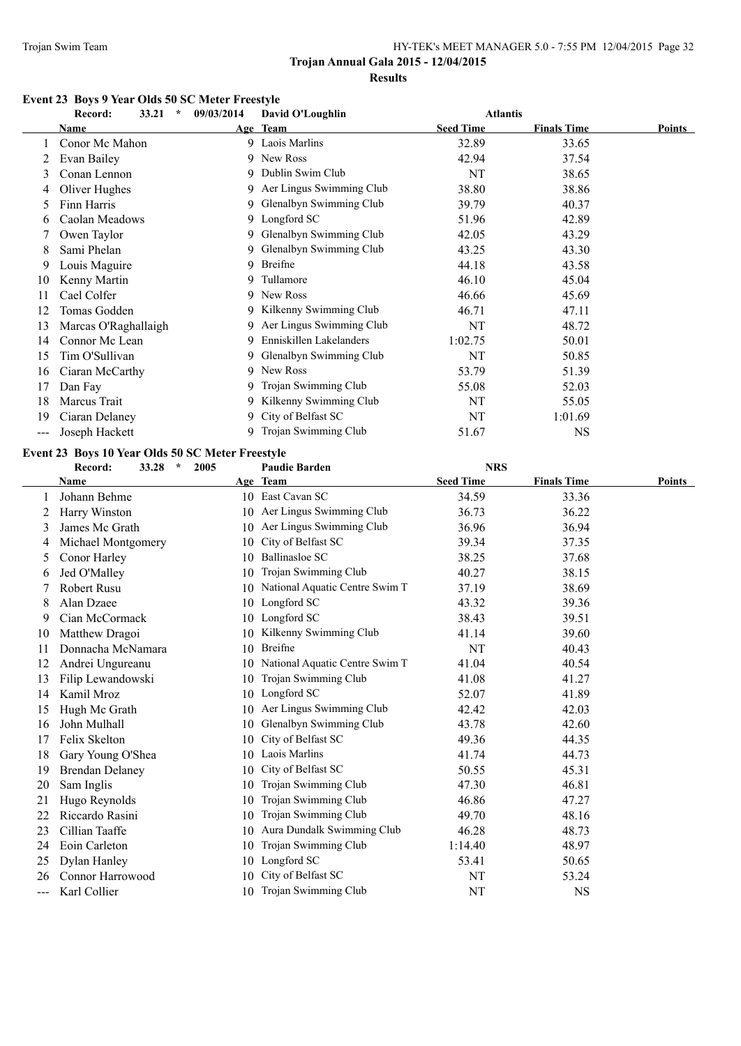**Trojan Annual Gala 2015 - 12/04/2015**

**Results**

### Event 23 Boys 9 Year Olds 50 SC Meter Freestyle

Record: 33.21 * 09/03/2014 David O'Loughlin Atlantis

| | Name | Age | Team | Seed Time | Finals Time | Points |
|---|---|---|---|---|---|---|
| 1 | Conor Mc Mahon | 9 | Laois Marlins | 32.89 | 33.65 | |
| 2 | Evan Bailey | 9 | New Ross | 42.94 | 37.54 | |
| 3 | Conan Lennon | 9 | Dublin Swim Club | NT | 38.65 | |
| 4 | Oliver Hughes | 9 | Aer Lingus Swimming Club | 38.80 | 38.86 | |
| 5 | Finn Harris | 9 | Glenalbyn Swimming Club | 39.79 | 40.37 | |
| 6 | Caolan Meadows | 9 | Longford SC | 51.96 | 42.89 | |
| 7 | Owen Taylor | 9 | Glenalbyn Swimming Club | 42.05 | 43.29 | |
| 8 | Sami Phelan | 9 | Glenalbyn Swimming Club | 43.25 | 43.30 | |
| 9 | Louis Maguire | 9 | Breifne | 44.18 | 43.58 | |
| 10 | Kenny Martin | 9 | Tullamore | 46.10 | 45.04 | |
| 11 | Cael Colfer | 9 | New Ross | 46.66 | 45.69 | |
| 12 | Tomas Godden | 9 | Kilkenny Swimming Club | 46.71 | 47.11 | |
| 13 | Marcas O'Raghallaigh | 9 | Aer Lingus Swimming Club | NT | 48.72 | |
| 14 | Connor Mc Lean | 9 | Enniskillen Lakelanders | 1:02.75 | 50.01 | |
| 15 | Tim O'Sullivan | 9 | Glenalbyn Swimming Club | NT | 50.85 | |
| 16 | Ciaran McCarthy | 9 | New Ross | 53.79 | 51.39 | |
| 17 | Dan Fay | 9 | Trojan Swimming Club | 55.08 | 52.03 | |
| 18 | Marcus Trait | 9 | Kilkenny Swimming Club | NT | 55.05 | |
| 19 | Ciaran Delaney | 9 | City of Belfast SC | NT | 1:01.69 | |
| --- | Joseph Hackett | 9 | Trojan Swimming Club | 51.67 | NS | |

### Event 23 Boys 10 Year Olds 50 SC Meter Freestyle

Record: 33.28 * 2005 Paudie Barden NRS

| | Name | Age | Team | Seed Time | Finals Time | Points |
|---|---|---|---|---|---|---|
| 1 | Johann Behme | 10 | East Cavan SC | 34.59 | 33.36 | |
| 2 | Harry Winston | 10 | Aer Lingus Swimming Club | 36.73 | 36.22 | |
| 3 | James Mc Grath | 10 | Aer Lingus Swimming Club | 36.96 | 36.94 | |
| 4 | Michael Montgomery | 10 | City of Belfast SC | 39.34 | 37.35 | |
| 5 | Conor Harley | 10 | Ballinasloe SC | 38.25 | 37.68 | |
| 6 | Jed O'Malley | 10 | Trojan Swimming Club | 40.27 | 38.15 | |
| 7 | Robert Rusu | 10 | National Aquatic Centre Swim T | 37.19 | 38.69 | |
| 8 | Alan Dzaee | 10 | Longford SC | 43.32 | 39.36 | |
| 9 | Cian McCormack | 10 | Longford SC | 38.43 | 39.51 | |
| 10 | Matthew Dragoi | 10 | Kilkenny Swimming Club | 41.14 | 39.60 | |
| 11 | Donnacha McNamara | 10 | Breifne | NT | 40.43 | |
| 12 | Andrei Ungureanu | 10 | National Aquatic Centre Swim T | 41.04 | 40.54 | |
| 13 | Filip Lewandowski | 10 | Trojan Swimming Club | 41.08 | 41.27 | |
| 14 | Kamil Mroz | 10 | Longford SC | 52.07 | 41.89 | |
| 15 | Hugh Mc Grath | 10 | Aer Lingus Swimming Club | 42.42 | 42.03 | |
| 16 | John Mulhall | 10 | Glenalbyn Swimming Club | 43.78 | 42.60 | |
| 17 | Felix Skelton | 10 | City of Belfast SC | 49.36 | 44.35 | |
| 18 | Gary Young O'Shea | 10 | Laois Marlins | 41.74 | 44.73 | |
| 19 | Brendan Delaney | 10 | City of Belfast SC | 50.55 | 45.31 | |
| 20 | Sam Inglis | 10 | Trojan Swimming Club | 47.30 | 46.81 | |
| 21 | Hugo Reynolds | 10 | Trojan Swimming Club | 46.86 | 47.27 | |
| 22 | Riccardo Rasini | 10 | Trojan Swimming Club | 49.70 | 48.16 | |
| 23 | Cillian Taaffe | 10 | Aura Dundalk Swimming Club | 46.28 | 48.73 | |
| 24 | Eoin Carleton | 10 | Trojan Swimming Club | 1:14.40 | 48.97 | |
| 25 | Dylan Hanley | 10 | Longford SC | 53.41 | 50.65 | |
| 26 | Connor Harrowood | 10 | City of Belfast SC | NT | 53.24 | |
| --- | Karl Collier | 10 | Trojan Swimming Club | NT | NS | |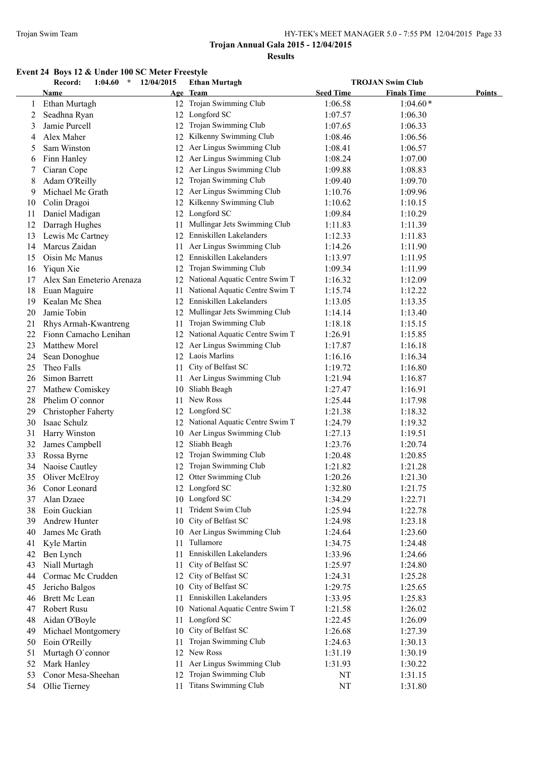Trojan Annual Gala 2015 - 12/04/2015

Results

### Event 24 Boys 12 & Under 100 SC Meter Freestyle

Record: 1:04.60 * 12/04/2015 Ethan Murtagh TROJAN Swim Club

| | Name | Age | Team | Seed Time | Finals Time | Points |
|---|---|---|---|---|---|---|
| 1 | Ethan Murtagh | 12 | Trojan Swimming Club | 1:06.58 | 1:04.60* | |
| 2 | Seadhna Ryan | 12 | Longford SC | 1:07.57 | 1:06.30 | |
| 3 | Jamie Purcell | 12 | Trojan Swimming Club | 1:07.65 | 1:06.33 | |
| 4 | Alex Maher | 12 | Kilkenny Swimming Club | 1:08.46 | 1:06.56 | |
| 5 | Sam Winston | 12 | Aer Lingus Swimming Club | 1:08.41 | 1:06.57 | |
| 6 | Finn Hanley | 12 | Aer Lingus Swimming Club | 1:08.24 | 1:07.00 | |
| 7 | Ciaran Cope | 12 | Aer Lingus Swimming Club | 1:09.88 | 1:08.83 | |
| 8 | Adam O'Reilly | 12 | Trojan Swimming Club | 1:09.40 | 1:09.70 | |
| 9 | Michael Mc Grath | 12 | Aer Lingus Swimming Club | 1:10.76 | 1:09.96 | |
| 10 | Colin Dragoi | 12 | Kilkenny Swimming Club | 1:10.62 | 1:10.15 | |
| 11 | Daniel Madigan | 12 | Longford SC | 1:09.84 | 1:10.29 | |
| 12 | Darragh Hughes | 11 | Mullingar Jets Swimming Club | 1:11.83 | 1:11.39 | |
| 13 | Lewis Mc Cartney | 12 | Enniskillen Lakelanders | 1:12.33 | 1:11.83 | |
| 14 | Marcus Zaidan | 11 | Aer Lingus Swimming Club | 1:14.26 | 1:11.90 | |
| 15 | Oisin Mc Manus | 12 | Enniskillen Lakelanders | 1:13.97 | 1:11.95 | |
| 16 | Yiqun Xie | 12 | Trojan Swimming Club | 1:09.34 | 1:11.99 | |
| 17 | Alex San Emeterio Arenaza | 12 | National Aquatic Centre Swim T | 1:16.32 | 1:12.09 | |
| 18 | Euan Maguire | 11 | National Aquatic Centre Swim T | 1:15.74 | 1:12.22 | |
| 19 | Kealan Mc Shea | 12 | Enniskillen Lakelanders | 1:13.05 | 1:13.35 | |
| 20 | Jamie Tobin | 12 | Mullingar Jets Swimming Club | 1:14.14 | 1:13.40 | |
| 21 | Rhys Armah-Kwantreng | 11 | Trojan Swimming Club | 1:18.18 | 1:15.15 | |
| 22 | Fionn Camacho Lenihan | 12 | National Aquatic Centre Swim T | 1:26.91 | 1:15.85 | |
| 23 | Matthew Morel | 12 | Aer Lingus Swimming Club | 1:17.87 | 1:16.18 | |
| 24 | Sean Donoghue | 12 | Laois Marlins | 1:16.16 | 1:16.34 | |
| 25 | Theo Falls | 11 | City of Belfast SC | 1:19.72 | 1:16.80 | |
| 26 | Simon Barrett | 11 | Aer Lingus Swimming Club | 1:21.94 | 1:16.87 | |
| 27 | Mathew Comiskey | 10 | Sliabh Beagh | 1:27.47 | 1:16.91 | |
| 28 | Phelim O`connor | 11 | New Ross | 1:25.44 | 1:17.98 | |
| 29 | Christopher Faherty | 12 | Longford SC | 1:21.38 | 1:18.32 | |
| 30 | Isaac Schulz | 12 | National Aquatic Centre Swim T | 1:24.79 | 1:19.32 | |
| 31 | Harry Winston | 10 | Aer Lingus Swimming Club | 1:27.13 | 1:19.51 | |
| 32 | James Campbell | 12 | Sliabh Beagh | 1:23.76 | 1:20.74 | |
| 33 | Rossa Byrne | 12 | Trojan Swimming Club | 1:20.48 | 1:20.85 | |
| 34 | Naoise Cautley | 12 | Trojan Swimming Club | 1:21.82 | 1:21.28 | |
| 35 | Oliver McElroy | 12 | Otter Swimming Club | 1:20.26 | 1:21.30 | |
| 36 | Conor Leonard | 12 | Longford SC | 1:32.80 | 1:21.75 | |
| 37 | Alan Dzaee | 10 | Longford SC | 1:34.29 | 1:22.71 | |
| 38 | Eoin Guckian | 11 | Trident Swim Club | 1:25.94 | 1:22.78 | |
| 39 | Andrew Hunter | 10 | City of Belfast SC | 1:24.98 | 1:23.18 | |
| 40 | James Mc Grath | 10 | Aer Lingus Swimming Club | 1:24.64 | 1:23.60 | |
| 41 | Kyle Martin | 11 | Tullamore | 1:34.75 | 1:24.48 | |
| 42 | Ben Lynch | 11 | Enniskillen Lakelanders | 1:33.96 | 1:24.66 | |
| 43 | Niall Murtagh | 11 | City of Belfast SC | 1:25.97 | 1:24.80 | |
| 44 | Cormac Mc Crudden | 12 | City of Belfast SC | 1:24.31 | 1:25.28 | |
| 45 | Jericho Balgos | 10 | City of Belfast SC | 1:29.75 | 1:25.65 | |
| 46 | Brett Mc Lean | 11 | Enniskillen Lakelanders | 1:33.95 | 1:25.83 | |
| 47 | Robert Rusu | 10 | National Aquatic Centre Swim T | 1:21.58 | 1:26.02 | |
| 48 | Aidan O'Boyle | 11 | Longford SC | 1:22.45 | 1:26.09 | |
| 49 | Michael Montgomery | 10 | City of Belfast SC | 1:26.68 | 1:27.39 | |
| 50 | Eoin O'Reilly | 11 | Trojan Swimming Club | 1:24.63 | 1:30.13 | |
| 51 | Murtagh O`connor | 12 | New Ross | 1:31.19 | 1:30.19 | |
| 52 | Mark Hanley | 11 | Aer Lingus Swimming Club | 1:31.93 | 1:30.22 | |
| 53 | Conor Mesa-Sheehan | 12 | Trojan Swimming Club | NT | 1:31.15 | |
| 54 | Ollie Tierney | 11 | Titans Swimming Club | NT | 1:31.80 | |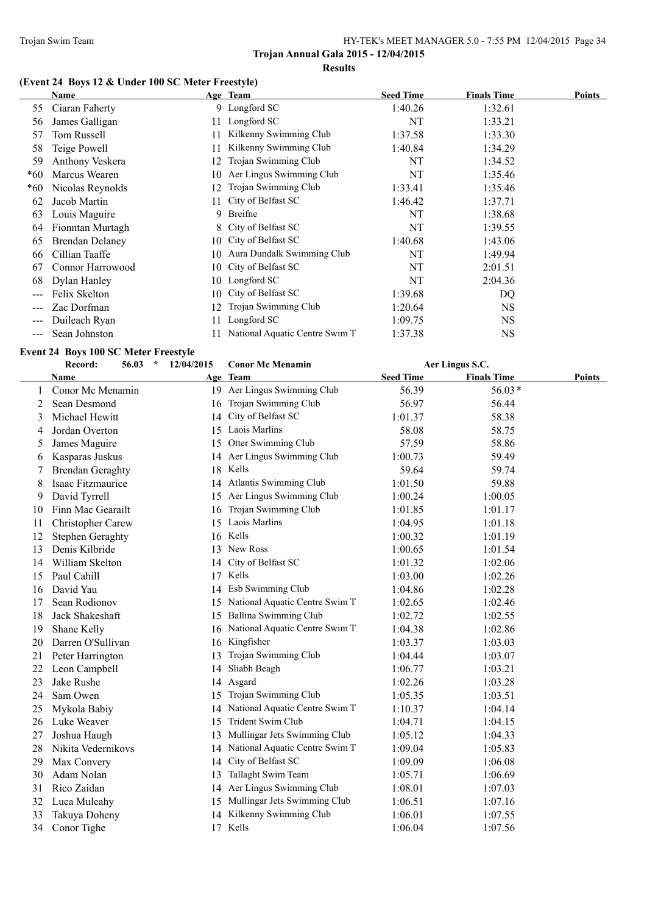**Trojan Annual Gala 2015 - 12/04/2015**

**Results**

### (Event 24 Boys 12 & Under 100 SC Meter Freestyle)

| | Name | Age | Team | Seed Time | Finals Time | Points |
|---|---|---|---|---|---|---|
| 55 | Ciaran Faherty | 9 | Longford SC | 1:40.26 | 1:32.61 | |
| 56 | James Galligan | 11 | Longford SC | NT | 1:33.21 | |
| 57 | Tom Russell | 11 | Kilkenny Swimming Club | 1:37.58 | 1:33.30 | |
| 58 | Teige Powell | 11 | Kilkenny Swimming Club | 1:40.84 | 1:34.29 | |
| 59 | Anthony Veskera | 12 | Trojan Swimming Club | NT | 1:34.52 | |
| *60 | Marcus Wearen | 10 | Aer Lingus Swimming Club | NT | 1:35.46 | |
| *60 | Nicolas Reynolds | 12 | Trojan Swimming Club | 1:33.41 | 1:35.46 | |
| 62 | Jacob Martin | 11 | City of Belfast SC | 1:46.42 | 1:37.71 | |
| 63 | Louis Maguire | 9 | Breifne | NT | 1:38.68 | |
| 64 | Fionntan Murtagh | 8 | City of Belfast SC | NT | 1:39.55 | |
| 65 | Brendan Delaney | 10 | City of Belfast SC | 1:40.68 | 1:43.06 | |
| 66 | Cillian Taaffe | 10 | Aura Dundalk Swimming Club | NT | 1:49.94 | |
| 67 | Connor Harrowood | 10 | City of Belfast SC | NT | 2:01.51 | |
| 68 | Dylan Hanley | 10 | Longford SC | NT | 2:04.36 | |
| --- | Felix Skelton | 10 | City of Belfast SC | 1:39.68 | DQ | |
| --- | Zac Dorfman | 12 | Trojan Swimming Club | 1:20.64 | NS | |
| --- | Duileach Ryan | 11 | Longford SC | 1:09.75 | NS | |
| --- | Sean Johnston | 11 | National Aquatic Centre Swim T | 1:37.38 | NS | |

### Event 24 Boys 100 SC Meter Freestyle

Record: 56.03 * 12/04/2015 Conor Mc Menamin Aer Lingus S.C.

| | Name | Age | Team | Seed Time | Finals Time | Points |
|---|---|---|---|---|---|---|
| 1 | Conor Mc Menamin | 19 | Aer Lingus Swimming Club | 56.39 | 56.03* | |
| 2 | Sean Desmond | 16 | Trojan Swimming Club | 56.97 | 56.44 | |
| 3 | Michael Hewitt | 14 | City of Belfast SC | 1:01.37 | 58.38 | |
| 4 | Jordan Overton | 15 | Laois Marlins | 58.08 | 58.75 | |
| 5 | James Maguire | 15 | Otter Swimming Club | 57.59 | 58.86 | |
| 6 | Kasparas Juskus | 14 | Aer Lingus Swimming Club | 1:00.73 | 59.49 | |
| 7 | Brendan Geraghty | 18 | Kells | 59.64 | 59.74 | |
| 8 | Isaac Fitzmaurice | 14 | Atlantis Swimming Club | 1:01.50 | 59.88 | |
| 9 | David Tyrrell | 15 | Aer Lingus Swimming Club | 1:00.24 | 1:00.05 | |
| 10 | Finn Mac Gearailt | 16 | Trojan Swimming Club | 1:01.85 | 1:01.17 | |
| 11 | Christopher Carew | 15 | Laois Marlins | 1:04.95 | 1:01.18 | |
| 12 | Stephen Geraghty | 16 | Kells | 1:00.32 | 1:01.19 | |
| 13 | Denis Kilbride | 13 | New Ross | 1:00.65 | 1:01.54 | |
| 14 | William Skelton | 14 | City of Belfast SC | 1:01.32 | 1:02.06 | |
| 15 | Paul Cahill | 17 | Kells | 1:03.00 | 1:02.26 | |
| 16 | David Yau | 14 | Esb Swimming Club | 1:04.86 | 1:02.28 | |
| 17 | Sean Rodionov | 15 | National Aquatic Centre Swim T | 1:02.65 | 1:02.46 | |
| 18 | Jack Shakeshaft | 15 | Ballina Swimming Club | 1:02.72 | 1:02.55 | |
| 19 | Shane Kelly | 16 | National Aquatic Centre Swim T | 1:04.38 | 1:02.86 | |
| 20 | Darren O'Sullivan | 16 | Kingfisher | 1:03.37 | 1:03.03 | |
| 21 | Peter Harrington | 13 | Trojan Swimming Club | 1:04.44 | 1:03.07 | |
| 22 | Leon Campbell | 14 | Sliabh Beagh | 1:06.77 | 1:03.21 | |
| 23 | Jake Rushe | 14 | Asgard | 1:02.26 | 1:03.28 | |
| 24 | Sam Owen | 15 | Trojan Swimming Club | 1:05.35 | 1:03.51 | |
| 25 | Mykola Babiy | 14 | National Aquatic Centre Swim T | 1:10.37 | 1:04.14 | |
| 26 | Luke Weaver | 15 | Trident Swim Club | 1:04.71 | 1:04.15 | |
| 27 | Joshua Haugh | 13 | Mullingar Jets Swimming Club | 1:05.12 | 1:04.33 | |
| 28 | Nikita Vedernikovs | 14 | National Aquatic Centre Swim T | 1:09.04 | 1:05.83 | |
| 29 | Max Convery | 14 | City of Belfast SC | 1:09.09 | 1:06.08 | |
| 30 | Adam Nolan | 13 | Tallaght Swim Team | 1:05.71 | 1:06.69 | |
| 31 | Rico Zaidan | 14 | Aer Lingus Swimming Club | 1:08.01 | 1:07.03 | |
| 32 | Luca Mulcahy | 15 | Mullingar Jets Swimming Club | 1:06.51 | 1:07.16 | |
| 33 | Takuya Doheny | 14 | Kilkenny Swimming Club | 1:06.01 | 1:07.55 | |
| 34 | Conor Tighe | 17 | Kells | 1:06.04 | 1:07.56 | |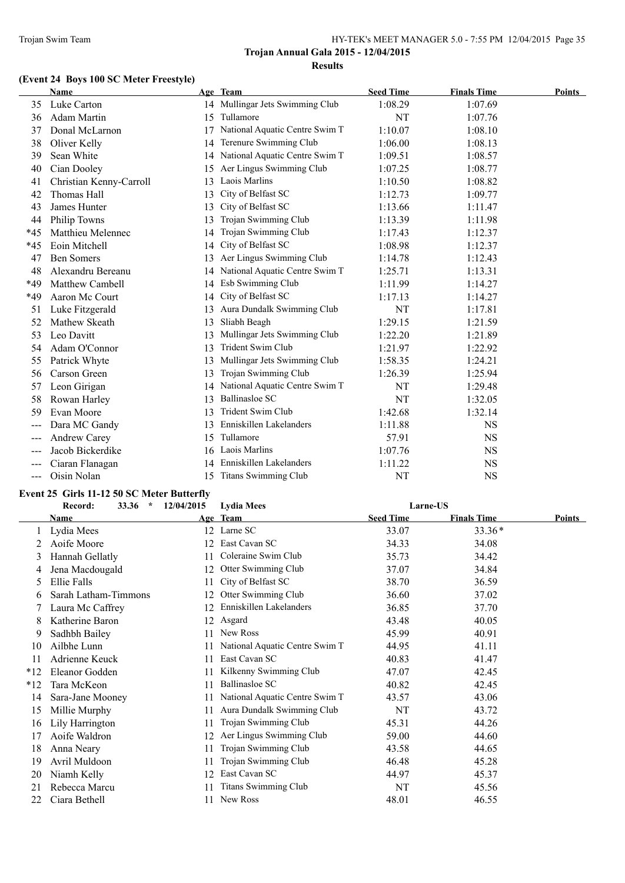## Trojan Annual Gala 2015 - 12/04/2015

### Results

### (Event 24 Boys 100 SC Meter Freestyle)

| | Name | Age | Team | Seed Time | Finals Time | Points |
|---|---|---|---|---|---|---|
| 35 | Luke Carton | 14 | Mullingar Jets Swimming Club | 1:08.29 | 1:07.69 | |
| 36 | Adam Martin | 15 | Tullamore | NT | 1:07.76 | |
| 37 | Donal McLarnon | 17 | National Aquatic Centre Swim T | 1:10.07 | 1:08.10 | |
| 38 | Oliver Kelly | 14 | Terenure Swimming Club | 1:06.00 | 1:08.13 | |
| 39 | Sean White | 14 | National Aquatic Centre Swim T | 1:09.51 | 1:08.57 | |
| 40 | Cian Dooley | 15 | Aer Lingus Swimming Club | 1:07.25 | 1:08.77 | |
| 41 | Christian Kenny-Carroll | 13 | Laois Marlins | 1:10.50 | 1:08.82 | |
| 42 | Thomas Hall | 13 | City of Belfast SC | 1:12.73 | 1:09.77 | |
| 43 | James Hunter | 13 | City of Belfast SC | 1:13.66 | 1:11.47 | |
| 44 | Philip Towns | 13 | Trojan Swimming Club | 1:13.39 | 1:11.98 | |
| *45 | Matthieu Melennec | 14 | Trojan Swimming Club | 1:17.43 | 1:12.37 | |
| *45 | Eoin Mitchell | 14 | City of Belfast SC | 1:08.98 | 1:12.37 | |
| 47 | Ben Somers | 13 | Aer Lingus Swimming Club | 1:14.78 | 1:12.43 | |
| 48 | Alexandru Bereanu | 14 | National Aquatic Centre Swim T | 1:25.71 | 1:13.31 | |
| *49 | Matthew Cambell | 14 | Esb Swimming Club | 1:11.99 | 1:14.27 | |
| *49 | Aaron Mc Court | 14 | City of Belfast SC | 1:17.13 | 1:14.27 | |
| 51 | Luke Fitzgerald | 13 | Aura Dundalk Swimming Club | NT | 1:17.81 | |
| 52 | Mathew Skeath | 13 | Sliabh Beagh | 1:29.15 | 1:21.59 | |
| 53 | Leo Davitt | 13 | Mullingar Jets Swimming Club | 1:22.20 | 1:21.89 | |
| 54 | Adam O'Connor | 13 | Trident Swim Club | 1:21.97 | 1:22.92 | |
| 55 | Patrick Whyte | 13 | Mullingar Jets Swimming Club | 1:58.35 | 1:24.21 | |
| 56 | Carson Green | 13 | Trojan Swimming Club | 1:26.39 | 1:25.94 | |
| 57 | Leon Girigan | 14 | National Aquatic Centre Swim T | NT | 1:29.48 | |
| 58 | Rowan Harley | 13 | Ballinasloe SC | NT | 1:32.05 | |
| 59 | Evan Moore | 13 | Trident Swim Club | 1:42.68 | 1:32.14 | |
| --- | Dara MC Gandy | 13 | Enniskillen Lakelanders | 1:11.88 | NS | |
| --- | Andrew Carey | 15 | Tullamore | 57.91 | NS | |
| --- | Jacob Bickerdike | 16 | Laois Marlins | 1:07.76 | NS | |
| --- | Ciaran Flanagan | 14 | Enniskillen Lakelanders | 1:11.22 | NS | |
| --- | Oisin Nolan | 15 | Titans Swimming Club | NT | NS | |

### Event 25 Girls 11-12 50 SC Meter Butterfly

Record: 33.36 * 12/04/2015 Lydia Mees Larne-US

| | Name | Age | Team | Seed Time | Finals Time | Points |
|---|---|---|---|---|---|---|
| 1 | Lydia Mees | 12 | Larne SC | 33.07 | 33.36* | |
| 2 | Aoife Moore | 12 | East Cavan SC | 34.33 | 34.08 | |
| 3 | Hannah Gellatly | 11 | Coleraine Swim Club | 35.73 | 34.42 | |
| 4 | Jena Macdougald | 12 | Otter Swimming Club | 37.07 | 34.84 | |
| 5 | Ellie Falls | 11 | City of Belfast SC | 38.70 | 36.59 | |
| 6 | Sarah Latham-Timmons | 12 | Otter Swimming Club | 36.60 | 37.02 | |
| 7 | Laura Mc Caffrey | 12 | Enniskillen Lakelanders | 36.85 | 37.70 | |
| 8 | Katherine Baron | 12 | Asgard | 43.48 | 40.05 | |
| 9 | Sadhbh Bailey | 11 | New Ross | 45.99 | 40.91 | |
| 10 | Ailbhe Lunn | 11 | National Aquatic Centre Swim T | 44.95 | 41.11 | |
| 11 | Adrienne Keuck | 11 | East Cavan SC | 40.83 | 41.47 | |
| *12 | Eleanor Godden | 11 | Kilkenny Swimming Club | 47.07 | 42.45 | |
| *12 | Tara McKeon | 11 | Ballinasloe SC | 40.82 | 42.45 | |
| 14 | Sara-Jane Mooney | 11 | National Aquatic Centre Swim T | 43.57 | 43.06 | |
| 15 | Millie Murphy | 11 | Aura Dundalk Swimming Club | NT | 43.72 | |
| 16 | Lily Harrington | 11 | Trojan Swimming Club | 45.31 | 44.26 | |
| 17 | Aoife Waldron | 12 | Aer Lingus Swimming Club | 59.00 | 44.60 | |
| 18 | Anna Neary | 11 | Trojan Swimming Club | 43.58 | 44.65 | |
| 19 | Avril Muldoon | 11 | Trojan Swimming Club | 46.48 | 45.28 | |
| 20 | Niamh Kelly | 12 | East Cavan SC | 44.97 | 45.37 | |
| 21 | Rebecca Marcu | 11 | Titans Swimming Club | NT | 45.56 | |
| 22 | Ciara Bethell | 11 | New Ross | 48.01 | 46.55 | |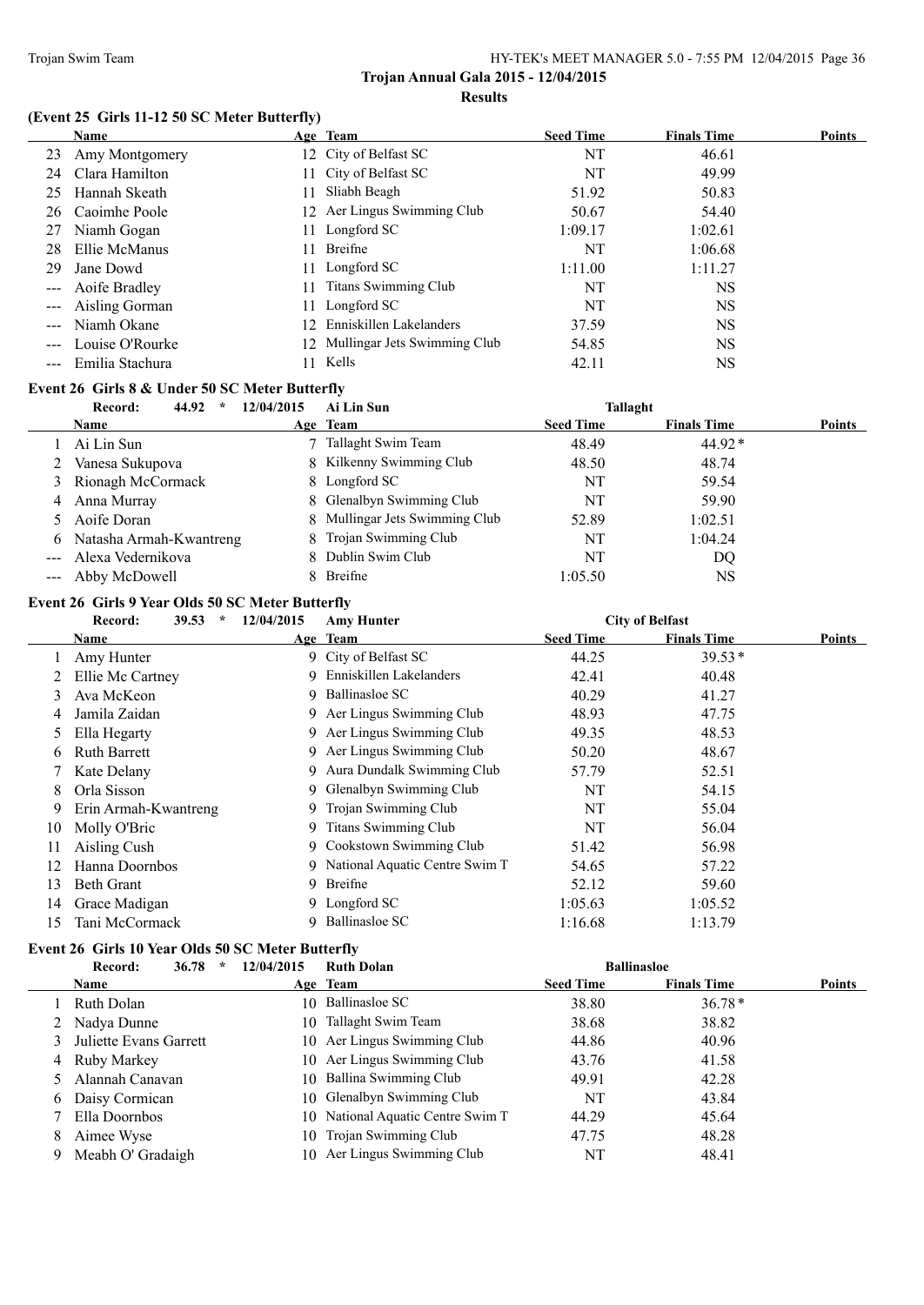## Trojan Annual Gala 2015 - 12/04/2015

**Results**

### (Event 25 Girls 11-12 50 SC Meter Butterfly)

| | Name | Age | Team | Seed Time | Finals Time | Points |
|---|---|---|---|---|---|---|
| 23 | Amy Montgomery | 12 | City of Belfast SC | NT | 46.61 | |
| 24 | Clara Hamilton | 11 | City of Belfast SC | NT | 49.99 | |
| 25 | Hannah Skeath | 11 | Sliabh Beagh | 51.92 | 50.83 | |
| 26 | Caoimhe Poole | 12 | Aer Lingus Swimming Club | 50.67 | 54.40 | |
| 27 | Niamh Gogan | 11 | Longford SC | 1:09.17 | 1:02.61 | |
| 28 | Ellie McManus | 11 | Breifne | NT | 1:06.68 | |
| 29 | Jane Dowd | 11 | Longford SC | 1:11.00 | 1:11.27 | |
| --- | Aoife Bradley | 11 | Titans Swimming Club | NT | NS | |
| --- | Aisling Gorman | 11 | Longford SC | NT | NS | |
| --- | Niamh Okane | 12 | Enniskillen Lakelanders | 37.59 | NS | |
| --- | Louise O'Rourke | 12 | Mullingar Jets Swimming Club | 54.85 | NS | |
| --- | Emilia Stachura | 11 | Kells | 42.11 | NS | |

### Event 26 Girls 8 & Under 50 SC Meter Butterfly

Record: 44.92 * 12/04/2015 Ai Lin Sun Tallaght

| | Name | Age | Team | Seed Time | Finals Time | Points |
|---|---|---|---|---|---|---|
| 1 | Ai Lin Sun | 7 | Tallaght Swim Team | 48.49 | 44.92* | |
| 2 | Vanesa Sukupova | 8 | Kilkenny Swimming Club | 48.50 | 48.74 | |
| 3 | Rionagh McCormack | 8 | Longford SC | NT | 59.54 | |
| 4 | Anna Murray | 8 | Glenalbyn Swimming Club | NT | 59.90 | |
| 5 | Aoife Doran | 8 | Mullingar Jets Swimming Club | 52.89 | 1:02.51 | |
| 6 | Natasha Armah-Kwantreng | 8 | Trojan Swimming Club | NT | 1:04.24 | |
| --- | Alexa Vedernikova | 8 | Dublin Swim Club | NT | DQ | |
| --- | Abby McDowell | 8 | Breifne | 1:05.50 | NS | |

### Event 26 Girls 9 Year Olds 50 SC Meter Butterfly

Record: 39.53 * 12/04/2015 Amy Hunter City of Belfast

| | Name | Age | Team | Seed Time | Finals Time | Points |
|---|---|---|---|---|---|---|
| 1 | Amy Hunter | 9 | City of Belfast SC | 44.25 | 39.53* | |
| 2 | Ellie Mc Cartney | 9 | Enniskillen Lakelanders | 42.41 | 40.48 | |
| 3 | Ava McKeon | 9 | Ballinasloe SC | 40.29 | 41.27 | |
| 4 | Jamila Zaidan | 9 | Aer Lingus Swimming Club | 48.93 | 47.75 | |
| 5 | Ella Hegarty | 9 | Aer Lingus Swimming Club | 49.35 | 48.53 | |
| 6 | Ruth Barrett | 9 | Aer Lingus Swimming Club | 50.20 | 48.67 | |
| 7 | Kate Delany | 9 | Aura Dundalk Swimming Club | 57.79 | 52.51 | |
| 8 | Orla Sisson | 9 | Glenalbyn Swimming Club | NT | 54.15 | |
| 9 | Erin Armah-Kwantreng | 9 | Trojan Swimming Club | NT | 55.04 | |
| 10 | Molly O'Bric | 9 | Titans Swimming Club | NT | 56.04 | |
| 11 | Aisling Cush | 9 | Cookstown Swimming Club | 51.42 | 56.98 | |
| 12 | Hanna Doornbos | 9 | National Aquatic Centre Swim T | 54.65 | 57.22 | |
| 13 | Beth Grant | 9 | Breifne | 52.12 | 59.60 | |
| 14 | Grace Madigan | 9 | Longford SC | 1:05.63 | 1:05.52 | |
| 15 | Tani McCormack | 9 | Ballinasloe SC | 1:16.68 | 1:13.79 | |

### Event 26 Girls 10 Year Olds 50 SC Meter Butterfly

Record: 36.78 * 12/04/2015 Ruth Dolan Ballinasloe

| | Name | Age | Team | Seed Time | Finals Time | Points |
|---|---|---|---|---|---|---|
| 1 | Ruth Dolan | 10 | Ballinasloe SC | 38.80 | 36.78* | |
| 2 | Nadya Dunne | 10 | Tallaght Swim Team | 38.68 | 38.82 | |
| 3 | Juliette Evans Garrett | 10 | Aer Lingus Swimming Club | 44.86 | 40.96 | |
| 4 | Ruby Markey | 10 | Aer Lingus Swimming Club | 43.76 | 41.58 | |
| 5 | Alannah Canavan | 10 | Ballina Swimming Club | 49.91 | 42.28 | |
| 6 | Daisy Cormican | 10 | Glenalbyn Swimming Club | NT | 43.84 | |
| 7 | Ella Doornbos | 10 | National Aquatic Centre Swim T | 44.29 | 45.64 | |
| 8 | Aimee Wyse | 10 | Trojan Swimming Club | 47.75 | 48.28 | |
| 9 | Meabh O' Gradaigh | 10 | Aer Lingus Swimming Club | NT | 48.41 | |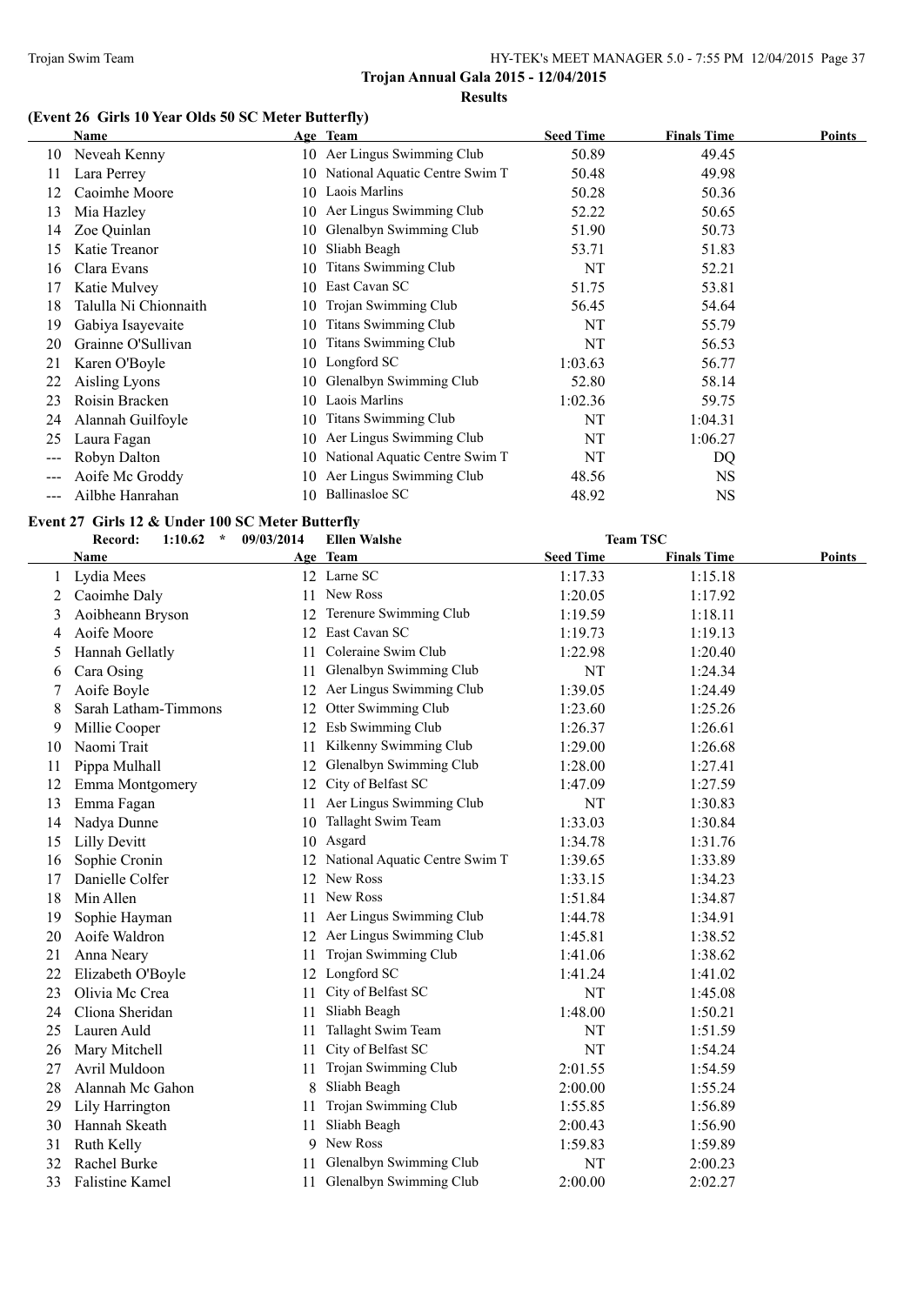**Trojan Annual Gala 2015 - 12/04/2015**

**Results**

### (Event 26 Girls 10 Year Olds 50 SC Meter Butterfly)

| | Name | Age | Team | Seed Time | Finals Time | Points |
|---|---|---|---|---|---|---|
| 10 | Neveah Kenny | 10 | Aer Lingus Swimming Club | 50.89 | 49.45 | |
| 11 | Lara Perrey | 10 | National Aquatic Centre Swim T | 50.48 | 49.98 | |
| 12 | Caoimhe Moore | 10 | Laois Marlins | 50.28 | 50.36 | |
| 13 | Mia Hazley | 10 | Aer Lingus Swimming Club | 52.22 | 50.65 | |
| 14 | Zoe Quinlan | 10 | Glenalbyn Swimming Club | 51.90 | 50.73 | |
| 15 | Katie Treanor | 10 | Sliabh Beagh | 53.71 | 51.83 | |
| 16 | Clara Evans | 10 | Titans Swimming Club | NT | 52.21 | |
| 17 | Katie Mulvey | 10 | East Cavan SC | 51.75 | 53.81 | |
| 18 | Talulla Ni Chionnaith | 10 | Trojan Swimming Club | 56.45 | 54.64 | |
| 19 | Gabiya Isayevaite | 10 | Titans Swimming Club | NT | 55.79 | |
| 20 | Grainne O'Sullivan | 10 | Titans Swimming Club | NT | 56.53 | |
| 21 | Karen O'Boyle | 10 | Longford SC | 1:03.63 | 56.77 | |
| 22 | Aisling Lyons | 10 | Glenalbyn Swimming Club | 52.80 | 58.14 | |
| 23 | Roisin Bracken | 10 | Laois Marlins | 1:02.36 | 59.75 | |
| 24 | Alannah Guilfoyle | 10 | Titans Swimming Club | NT | 1:04.31 | |
| 25 | Laura Fagan | 10 | Aer Lingus Swimming Club | NT | 1:06.27 | |
| --- | Robyn Dalton | 10 | National Aquatic Centre Swim T | NT | DQ | |
| --- | Aoife Mc Groddy | 10 | Aer Lingus Swimming Club | 48.56 | NS | |
| --- | Ailbhe Hanrahan | 10 | Ballinasloe SC | 48.92 | NS | |

### Event 27 Girls 12 & Under 100 SC Meter Butterfly

**Record: 1:10.62 * 09/03/2014 Ellen Walshe — Team TSC**

| | Name | Age | Team | Seed Time | Finals Time | Points |
|---|---|---|---|---|---|---|
| 1 | Lydia Mees | 12 | Larne SC | 1:17.33 | 1:15.18 | |
| 2 | Caoimhe Daly | 11 | New Ross | 1:20.05 | 1:17.92 | |
| 3 | Aoibheann Bryson | 12 | Terenure Swimming Club | 1:19.59 | 1:18.11 | |
| 4 | Aoife Moore | 12 | East Cavan SC | 1:19.73 | 1:19.13 | |
| 5 | Hannah Gellatly | 11 | Coleraine Swim Club | 1:22.98 | 1:20.40 | |
| 6 | Cara Osing | 11 | Glenalbyn Swimming Club | NT | 1:24.34 | |
| 7 | Aoife Boyle | 12 | Aer Lingus Swimming Club | 1:39.05 | 1:24.49 | |
| 8 | Sarah Latham-Timmons | 12 | Otter Swimming Club | 1:23.60 | 1:25.26 | |
| 9 | Millie Cooper | 12 | Esb Swimming Club | 1:26.37 | 1:26.61 | |
| 10 | Naomi Trait | 11 | Kilkenny Swimming Club | 1:29.00 | 1:26.68 | |
| 11 | Pippa Mulhall | 12 | Glenalbyn Swimming Club | 1:28.00 | 1:27.41 | |
| 12 | Emma Montgomery | 12 | City of Belfast SC | 1:47.09 | 1:27.59 | |
| 13 | Emma Fagan | 11 | Aer Lingus Swimming Club | NT | 1:30.83 | |
| 14 | Nadya Dunne | 10 | Tallaght Swim Team | 1:33.03 | 1:30.84 | |
| 15 | Lilly Devitt | 10 | Asgard | 1:34.78 | 1:31.76 | |
| 16 | Sophie Cronin | 12 | National Aquatic Centre Swim T | 1:39.65 | 1:33.89 | |
| 17 | Danielle Colfer | 12 | New Ross | 1:33.15 | 1:34.23 | |
| 18 | Min Allen | 11 | New Ross | 1:51.84 | 1:34.87 | |
| 19 | Sophie Hayman | 11 | Aer Lingus Swimming Club | 1:44.78 | 1:34.91 | |
| 20 | Aoife Waldron | 12 | Aer Lingus Swimming Club | 1:45.81 | 1:38.52 | |
| 21 | Anna Neary | 11 | Trojan Swimming Club | 1:41.06 | 1:38.62 | |
| 22 | Elizabeth O'Boyle | 12 | Longford SC | 1:41.24 | 1:41.02 | |
| 23 | Olivia Mc Crea | 11 | City of Belfast SC | NT | 1:45.08 | |
| 24 | Cliona Sheridan | 11 | Sliabh Beagh | 1:48.00 | 1:50.21 | |
| 25 | Lauren Auld | 11 | Tallaght Swim Team | NT | 1:51.59 | |
| 26 | Mary Mitchell | 11 | City of Belfast SC | NT | 1:54.24 | |
| 27 | Avril Muldoon | 11 | Trojan Swimming Club | 2:01.55 | 1:54.59 | |
| 28 | Alannah Mc Gahon | 8 | Sliabh Beagh | 2:00.00 | 1:55.24 | |
| 29 | Lily Harrington | 11 | Trojan Swimming Club | 1:55.85 | 1:56.89 | |
| 30 | Hannah Skeath | 11 | Sliabh Beagh | 2:00.43 | 1:56.90 | |
| 31 | Ruth Kelly | 9 | New Ross | 1:59.83 | 1:59.89 | |
| 32 | Rachel Burke | 11 | Glenalbyn Swimming Club | NT | 2:00.23 | |
| 33 | Falistine Kamel | 11 | Glenalbyn Swimming Club | 2:00.00 | 2:02.27 | |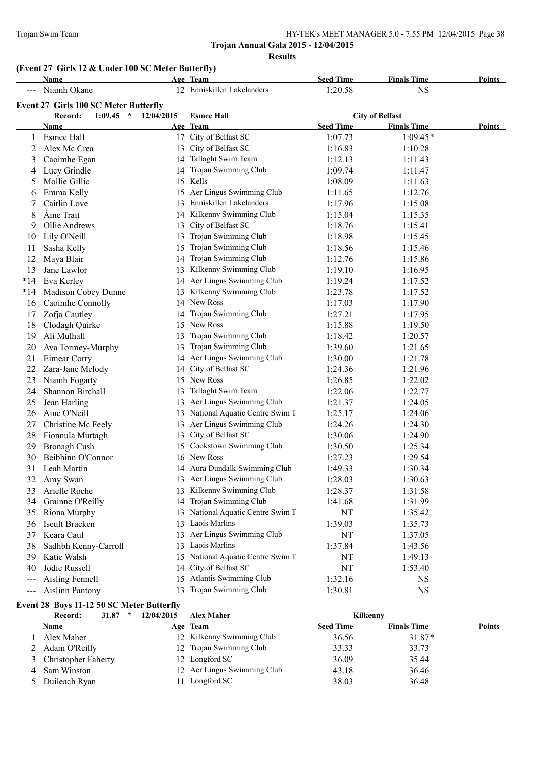### (Event 27 Girls 12 & Under 100 SC Meter Butterfly)

| | Name | Age | Team | Seed Time | Finals Time | Points |
|---|---|---|---|---|---|---|
| --- | Niamh Okane | 12 | Enniskillen Lakelanders | 1:20.58 | NS | |

### Event 27 Girls 100 SC Meter Butterfly

Record: 1:09.45 * 12/04/2015 Esmee Hall City of Belfast

| | Name | Age | Team | Seed Time | Finals Time | Points |
|---|---|---|---|---|---|---|
| 1 | Esmee Hall | 17 | City of Belfast SC | 1:07.73 | 1:09.45* | |
| 2 | Alex Mc Crea | 13 | City of Belfast SC | 1:16.83 | 1:10.28 | |
| 3 | Caoimhe Egan | 14 | Tallaght Swim Team | 1:12.13 | 1:11.43 | |
| 4 | Lucy Grindle | 14 | Trojan Swimming Club | 1:09.74 | 1:11.47 | |
| 5 | Mollie Gillic | 15 | Kells | 1:08.09 | 1:11.63 | |
| 6 | Emma Kelly | 15 | Aer Lingus Swimming Club | 1:11.65 | 1:12.76 | |
| 7 | Caitlin Love | 13 | Enniskillen Lakelanders | 1:17.96 | 1:15.08 | |
| 8 | Áine Trait | 14 | Kilkenny Swimming Club | 1:15.04 | 1:15.35 | |
| 9 | Ollie Andrews | 13 | City of Belfast SC | 1:18.76 | 1:15.41 | |
| 10 | Lily O'Neill | 13 | Trojan Swimming Club | 1:18.98 | 1:15.45 | |
| 11 | Sasha Kelly | 15 | Trojan Swimming Club | 1:18.56 | 1:15.46 | |
| 12 | Maya Blair | 14 | Trojan Swimming Club | 1:12.76 | 1:15.86 | |
| 13 | Jane Lawlor | 13 | Kilkenny Swimming Club | 1:19.10 | 1:16.95 | |
| *14 | Eva Kerley | 14 | Aer Lingus Swimming Club | 1:19.24 | 1:17.52 | |
| *14 | Madison Cobey Dunne | 13 | Kilkenny Swimming Club | 1:23.78 | 1:17.52 | |
| 16 | Caoimhe Connolly | 14 | New Ross | 1:17.03 | 1:17.90 | |
| 17 | Zofja Cautley | 14 | Trojan Swimming Club | 1:27.21 | 1:17.95 | |
| 18 | Clodagh Quirke | 15 | New Ross | 1:15.88 | 1:19.50 | |
| 19 | Ali Mulhall | 13 | Trojan Swimming Club | 1:18.42 | 1:20.57 | |
| 20 | Ava Tormey-Murphy | 13 | Trojan Swimming Club | 1:39.60 | 1:21.65 | |
| 21 | Eimear Corry | 14 | Aer Lingus Swimming Club | 1:30.00 | 1:21.78 | |
| 22 | Zara-Jane Melody | 14 | City of Belfast SC | 1:24.36 | 1:21.96 | |
| 23 | Niamh Fogarty | 15 | New Ross | 1:26.85 | 1:22.02 | |
| 24 | Shannon Birchall | 13 | Tallaght Swim Team | 1:22.06 | 1:22.77 | |
| 25 | Jean Harling | 13 | Aer Lingus Swimming Club | 1:21.37 | 1:24.05 | |
| 26 | Aine O'Neill | 13 | National Aquatic Centre Swim T | 1:25.17 | 1:24.06 | |
| 27 | Christine Mc Feely | 13 | Aer Lingus Swimming Club | 1:24.26 | 1:24.30 | |
| 28 | Fionnula Murtagh | 13 | City of Belfast SC | 1:30.06 | 1:24.90 | |
| 29 | Bronagh Cush | 15 | Cookstown Swimming Club | 1:30.50 | 1:25.34 | |
| 30 | Beibhinn O'Connor | 16 | New Ross | 1:27.23 | 1:29.54 | |
| 31 | Leah Martin | 14 | Aura Dundalk Swimming Club | 1:49.33 | 1:30.34 | |
| 32 | Amy Swan | 13 | Aer Lingus Swimming Club | 1:28.03 | 1:30.63 | |
| 33 | Arielle Roche | 13 | Kilkenny Swimming Club | 1:28.37 | 1:31.58 | |
| 34 | Grainne O'Reilly | 14 | Trojan Swimming Club | 1:41.68 | 1:31.99 | |
| 35 | Riona Murphy | 13 | National Aquatic Centre Swim T | NT | 1:35.42 | |
| 36 | Iseult Bracken | 13 | Laois Marlins | 1:39.03 | 1:35.73 | |
| 37 | Keara Caul | 13 | Aer Lingus Swimming Club | NT | 1:37.05 | |
| 38 | Sadhbh Kenny-Carroll | 13 | Laois Marlins | 1:37.84 | 1:43.56 | |
| 39 | Katie Walsh | 15 | National Aquatic Centre Swim T | NT | 1:49.13 | |
| 40 | Jodie Russell | 14 | City of Belfast SC | NT | 1:53.40 | |
| --- | Aisling Fennell | 15 | Atlantis Swimming Club | 1:32.16 | NS | |
| --- | Aislinn Pantony | 13 | Trojan Swimming Club | 1:30.81 | NS | |

### Event 28 Boys 11-12 50 SC Meter Butterfly

Record: 31.87 * 12/04/2015 Alex Maher Kilkenny

| | Name | Age | Team | Seed Time | Finals Time | Points |
|---|---|---|---|---|---|---|
| 1 | Alex Maher | 12 | Kilkenny Swimming Club | 36.56 | 31.87* | |
| 2 | Adam O'Reilly | 12 | Trojan Swimming Club | 33.33 | 33.73 | |
| 3 | Christopher Faherty | 12 | Longford SC | 36.09 | 35.44 | |
| 4 | Sam Winston | 12 | Aer Lingus Swimming Club | 43.18 | 36.46 | |
| 5 | Duileach Ryan | 11 | Longford SC | 38.03 | 36.48 | |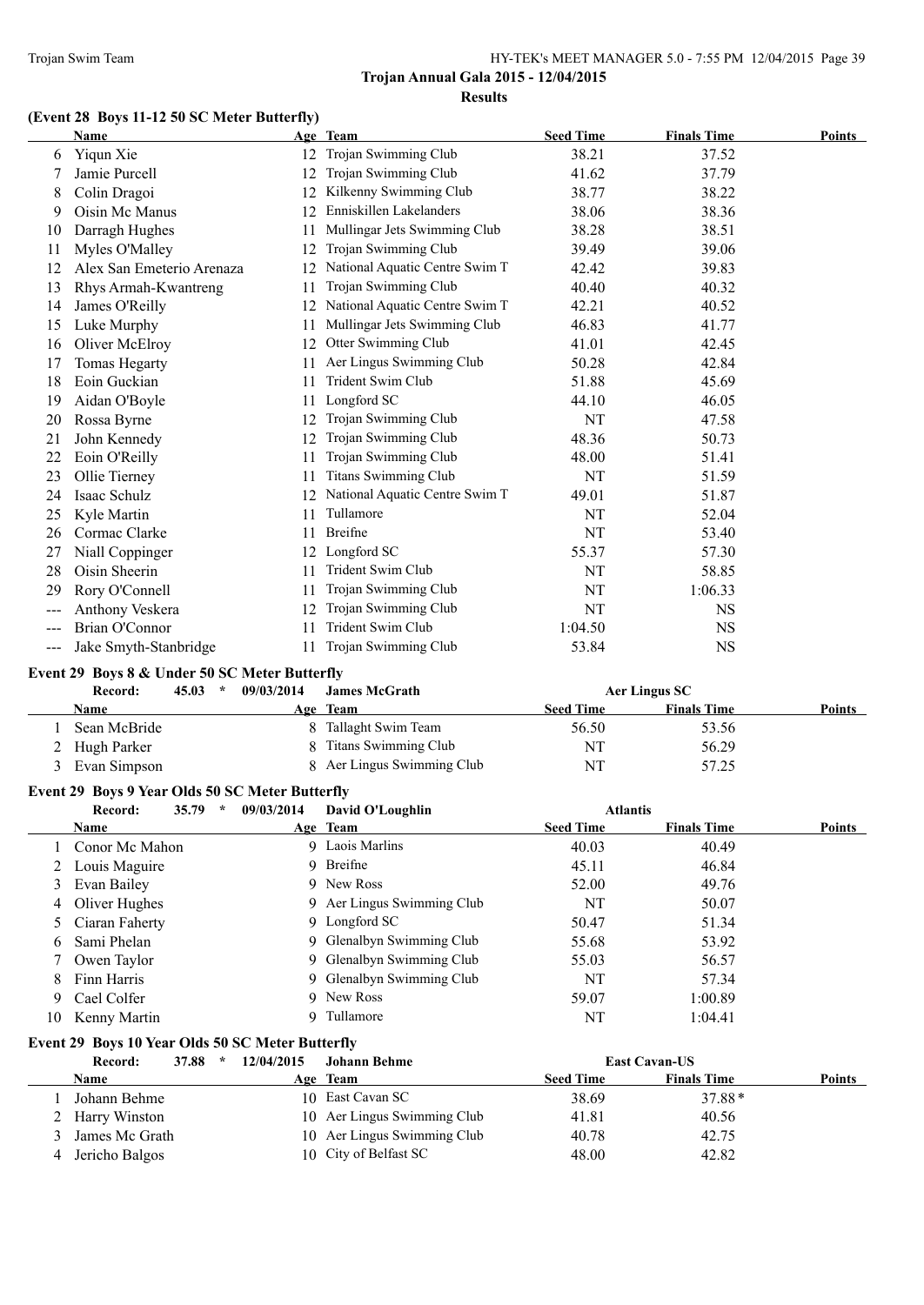**Trojan Annual Gala 2015 - 12/04/2015**

**Results**

### (Event 28 Boys 11-12 50 SC Meter Butterfly)

| | Name | Age | Team | Seed Time | Finals Time | Points |
|---|---|---|---|---|---|---|
| 6 | Yiqun Xie | 12 | Trojan Swimming Club | 38.21 | 37.52 | |
| 7 | Jamie Purcell | 12 | Trojan Swimming Club | 41.62 | 37.79 | |
| 8 | Colin Dragoi | 12 | Kilkenny Swimming Club | 38.77 | 38.22 | |
| 9 | Oisin Mc Manus | 12 | Enniskillen Lakelanders | 38.06 | 38.36 | |
| 10 | Darragh Hughes | 11 | Mullingar Jets Swimming Club | 38.28 | 38.51 | |
| 11 | Myles O'Malley | 12 | Trojan Swimming Club | 39.49 | 39.06 | |
| 12 | Alex San Emeterio Arenaza | 12 | National Aquatic Centre Swim T | 42.42 | 39.83 | |
| 13 | Rhys Armah-Kwantreng | 11 | Trojan Swimming Club | 40.40 | 40.32 | |
| 14 | James O'Reilly | 12 | National Aquatic Centre Swim T | 42.21 | 40.52 | |
| 15 | Luke Murphy | 11 | Mullingar Jets Swimming Club | 46.83 | 41.77 | |
| 16 | Oliver McElroy | 12 | Otter Swimming Club | 41.01 | 42.45 | |
| 17 | Tomas Hegarty | 11 | Aer Lingus Swimming Club | 50.28 | 42.84 | |
| 18 | Eoin Guckian | 11 | Trident Swim Club | 51.88 | 45.69 | |
| 19 | Aidan O'Boyle | 11 | Longford SC | 44.10 | 46.05 | |
| 20 | Rossa Byrne | 12 | Trojan Swimming Club | NT | 47.58 | |
| 21 | John Kennedy | 12 | Trojan Swimming Club | 48.36 | 50.73 | |
| 22 | Eoin O'Reilly | 11 | Trojan Swimming Club | 48.00 | 51.41 | |
| 23 | Ollie Tierney | 11 | Titans Swimming Club | NT | 51.59 | |
| 24 | Isaac Schulz | 12 | National Aquatic Centre Swim T | 49.01 | 51.87 | |
| 25 | Kyle Martin | 11 | Tullamore | NT | 52.04 | |
| 26 | Cormac Clarke | 11 | Breifne | NT | 53.40 | |
| 27 | Niall Coppinger | 12 | Longford SC | 55.37 | 57.30 | |
| 28 | Oisin Sheerin | 11 | Trident Swim Club | NT | 58.85 | |
| 29 | Rory O'Connell | 11 | Trojan Swimming Club | NT | 1:06.33 | |
| --- | Anthony Veskera | 12 | Trojan Swimming Club | NT | NS | |
| --- | Brian O'Connor | 11 | Trident Swim Club | 1:04.50 | NS | |
| --- | Jake Smyth-Stanbridge | 11 | Trojan Swimming Club | 53.84 | NS | |

### Event 29 Boys 8 & Under 50 SC Meter Butterfly

Record: 45.03 * 09/03/2014 James McGrath — Aer Lingus SC

| | Name | Age | Team | Seed Time | Finals Time | Points |
|---|---|---|---|---|---|---|
| 1 | Sean McBride | 8 | Tallaght Swim Team | 56.50 | 53.56 | |
| 2 | Hugh Parker | 8 | Titans Swimming Club | NT | 56.29 | |
| 3 | Evan Simpson | 8 | Aer Lingus Swimming Club | NT | 57.25 | |

### Event 29 Boys 9 Year Olds 50 SC Meter Butterfly

Record: 35.79 * 09/03/2014 David O'Loughlin — Atlantis

| | Name | Age | Team | Seed Time | Finals Time | Points |
|---|---|---|---|---|---|---|
| 1 | Conor Mc Mahon | 9 | Laois Marlins | 40.03 | 40.49 | |
| 2 | Louis Maguire | 9 | Breifne | 45.11 | 46.84 | |
| 3 | Evan Bailey | 9 | New Ross | 52.00 | 49.76 | |
| 4 | Oliver Hughes | 9 | Aer Lingus Swimming Club | NT | 50.07 | |
| 5 | Ciaran Faherty | 9 | Longford SC | 50.47 | 51.34 | |
| 6 | Sami Phelan | 9 | Glenalbyn Swimming Club | 55.68 | 53.92 | |
| 7 | Owen Taylor | 9 | Glenalbyn Swimming Club | 55.03 | 56.57 | |
| 8 | Finn Harris | 9 | Glenalbyn Swimming Club | NT | 57.34 | |
| 9 | Cael Colfer | 9 | New Ross | 59.07 | 1:00.89 | |
| 10 | Kenny Martin | 9 | Tullamore | NT | 1:04.41 | |

### Event 29 Boys 10 Year Olds 50 SC Meter Butterfly

Record: 37.88 * 12/04/2015 Johann Behme — East Cavan-US

| | Name | Age | Team | Seed Time | Finals Time | Points |
|---|---|---|---|---|---|---|
| 1 | Johann Behme | 10 | East Cavan SC | 38.69 | 37.88* | |
| 2 | Harry Winston | 10 | Aer Lingus Swimming Club | 41.81 | 40.56 | |
| 3 | James Mc Grath | 10 | Aer Lingus Swimming Club | 40.78 | 42.75 | |
| 4 | Jericho Balgos | 10 | City of Belfast SC | 48.00 | 42.82 | |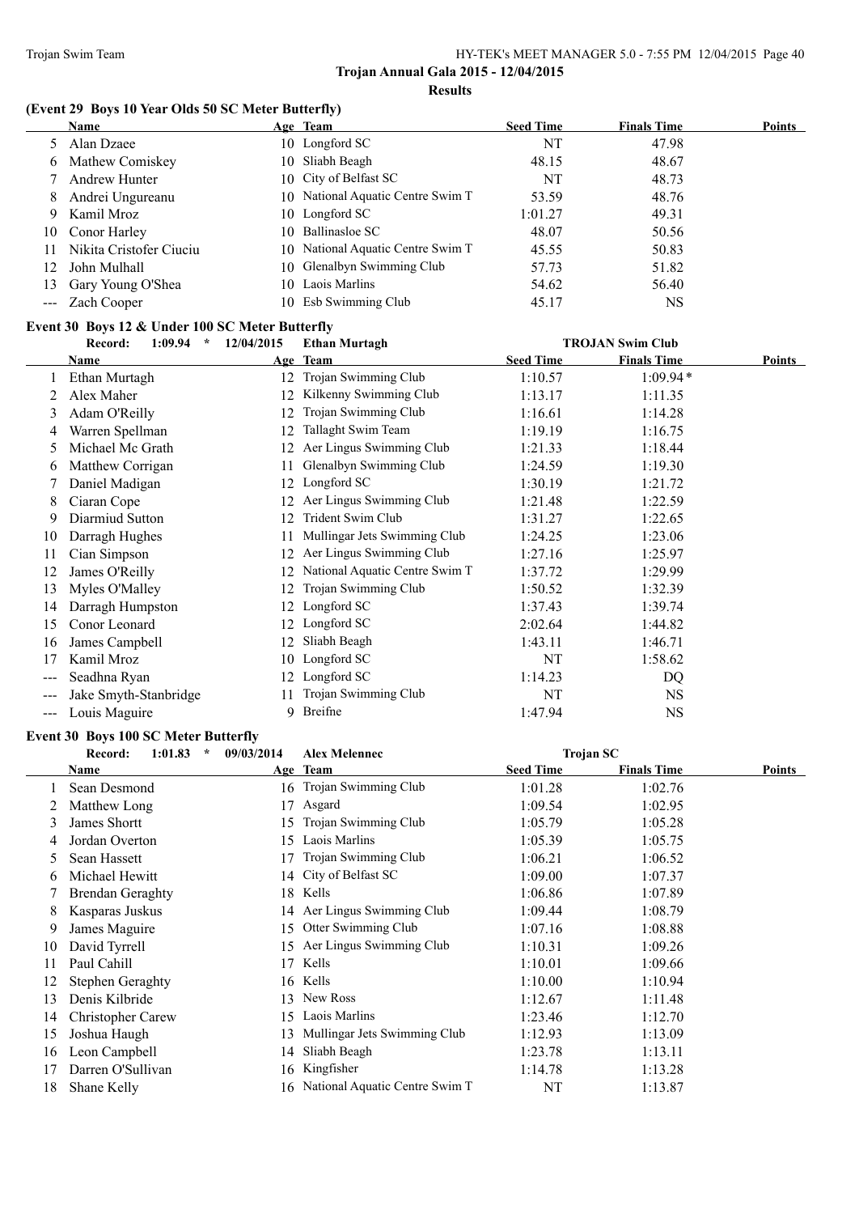**Trojan Annual Gala 2015 - 12/04/2015**

**Results**

### (Event 29 Boys 10 Year Olds 50 SC Meter Butterfly)

| | Name | Age | Team | Seed Time | Finals Time | Points |
|---|---|---|---|---|---|---|
| 5 | Alan Dzaee | 10 | Longford SC | NT | 47.98 | |
| 6 | Mathew Comiskey | 10 | Sliabh Beagh | 48.15 | 48.67 | |
| 7 | Andrew Hunter | 10 | City of Belfast SC | NT | 48.73 | |
| 8 | Andrei Ungureanu | 10 | National Aquatic Centre Swim T | 53.59 | 48.76 | |
| 9 | Kamil Mroz | 10 | Longford SC | 1:01.27 | 49.31 | |
| 10 | Conor Harley | 10 | Ballinasloe SC | 48.07 | 50.56 | |
| 11 | Nikita Cristofer Ciuciu | 10 | National Aquatic Centre Swim T | 45.55 | 50.83 | |
| 12 | John Mulhall | 10 | Glenalbyn Swimming Club | 57.73 | 51.82 | |
| 13 | Gary Young O'Shea | 10 | Laois Marlins | 54.62 | 56.40 | |
| --- | Zach Cooper | 10 | Esb Swimming Club | 45.17 | NS | |

### Event 30 Boys 12 & Under 100 SC Meter Butterfly

Record: 1:09.94 * 12/04/2015 Ethan Murtagh TROJAN Swim Club

| | Name | Age | Team | Seed Time | Finals Time | Points |
|---|---|---|---|---|---|---|
| 1 | Ethan Murtagh | 12 | Trojan Swimming Club | 1:10.57 | 1:09.94* | |
| 2 | Alex Maher | 12 | Kilkenny Swimming Club | 1:13.17 | 1:11.35 | |
| 3 | Adam O'Reilly | 12 | Trojan Swimming Club | 1:16.61 | 1:14.28 | |
| 4 | Warren Spellman | 12 | Tallaght Swim Team | 1:19.19 | 1:16.75 | |
| 5 | Michael Mc Grath | 12 | Aer Lingus Swimming Club | 1:21.33 | 1:18.44 | |
| 6 | Matthew Corrigan | 11 | Glenalbyn Swimming Club | 1:24.59 | 1:19.30 | |
| 7 | Daniel Madigan | 12 | Longford SC | 1:30.19 | 1:21.72 | |
| 8 | Ciaran Cope | 12 | Aer Lingus Swimming Club | 1:21.48 | 1:22.59 | |
| 9 | Diarmiud Sutton | 12 | Trident Swim Club | 1:31.27 | 1:22.65 | |
| 10 | Darragh Hughes | 11 | Mullingar Jets Swimming Club | 1:24.25 | 1:23.06 | |
| 11 | Cian Simpson | 12 | Aer Lingus Swimming Club | 1:27.16 | 1:25.97 | |
| 12 | James O'Reilly | 12 | National Aquatic Centre Swim T | 1:37.72 | 1:29.99 | |
| 13 | Myles O'Malley | 12 | Trojan Swimming Club | 1:50.52 | 1:32.39 | |
| 14 | Darragh Humpston | 12 | Longford SC | 1:37.43 | 1:39.74 | |
| 15 | Conor Leonard | 12 | Longford SC | 2:02.64 | 1:44.82 | |
| 16 | James Campbell | 12 | Sliabh Beagh | 1:43.11 | 1:46.71 | |
| 17 | Kamil Mroz | 10 | Longford SC | NT | 1:58.62 | |
| --- | Seadhna Ryan | 12 | Longford SC | 1:14.23 | DQ | |
| --- | Jake Smyth-Stanbridge | 11 | Trojan Swimming Club | NT | NS | |
| --- | Louis Maguire | 9 | Breifne | 1:47.94 | NS | |

### Event 30 Boys 100 SC Meter Butterfly

Record: 1:01.83 * 09/03/2014 Alex Melennec Trojan SC

| | Name | Age | Team | Seed Time | Finals Time | Points |
|---|---|---|---|---|---|---|
| 1 | Sean Desmond | 16 | Trojan Swimming Club | 1:01.28 | 1:02.76 | |
| 2 | Matthew Long | 17 | Asgard | 1:09.54 | 1:02.95 | |
| 3 | James Shortt | 15 | Trojan Swimming Club | 1:05.79 | 1:05.28 | |
| 4 | Jordan Overton | 15 | Laois Marlins | 1:05.39 | 1:05.75 | |
| 5 | Sean Hassett | 17 | Trojan Swimming Club | 1:06.21 | 1:06.52 | |
| 6 | Michael Hewitt | 14 | City of Belfast SC | 1:09.00 | 1:07.37 | |
| 7 | Brendan Geraghty | 18 | Kells | 1:06.86 | 1:07.89 | |
| 8 | Kasparas Juskus | 14 | Aer Lingus Swimming Club | 1:09.44 | 1:08.79 | |
| 9 | James Maguire | 15 | Otter Swimming Club | 1:07.16 | 1:08.88 | |
| 10 | David Tyrrell | 15 | Aer Lingus Swimming Club | 1:10.31 | 1:09.26 | |
| 11 | Paul Cahill | 17 | Kells | 1:10.01 | 1:09.66 | |
| 12 | Stephen Geraghty | 16 | Kells | 1:10.00 | 1:10.94 | |
| 13 | Denis Kilbride | 13 | New Ross | 1:12.67 | 1:11.48 | |
| 14 | Christopher Carew | 15 | Laois Marlins | 1:23.46 | 1:12.70 | |
| 15 | Joshua Haugh | 13 | Mullingar Jets Swimming Club | 1:12.93 | 1:13.09 | |
| 16 | Leon Campbell | 14 | Sliabh Beagh | 1:23.78 | 1:13.11 | |
| 17 | Darren O'Sullivan | 16 | Kingfisher | 1:14.78 | 1:13.28 | |
| 18 | Shane Kelly | 16 | National Aquatic Centre Swim T | NT | 1:13.87 | |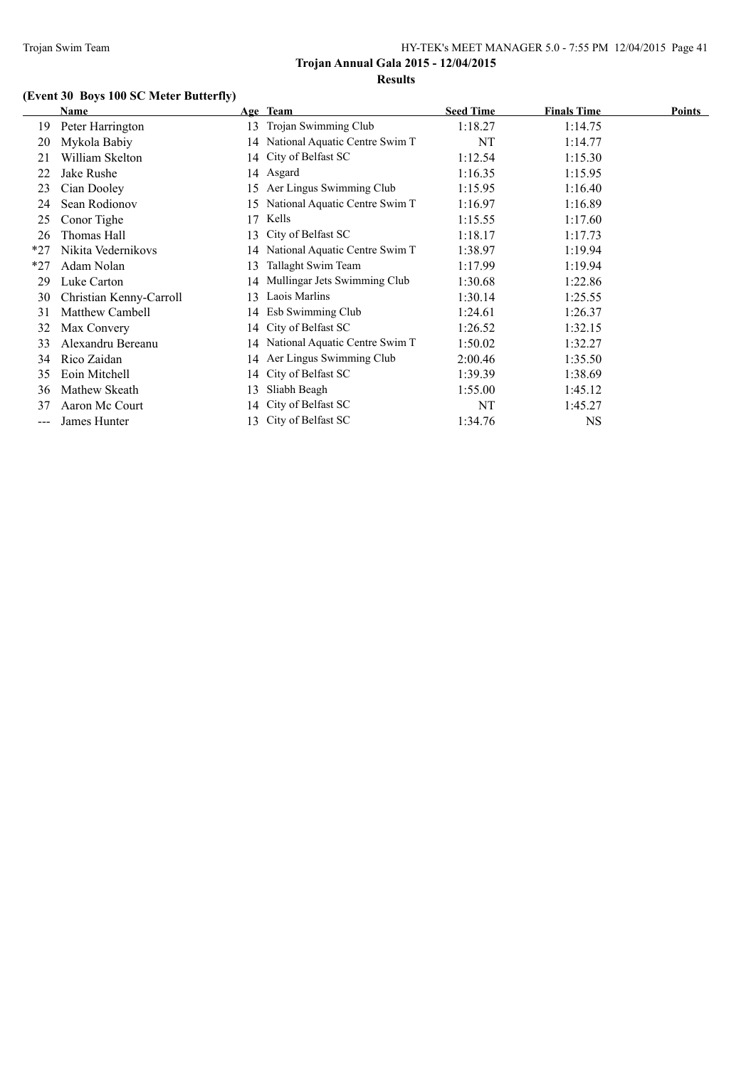### (Event 30 Boys 100 SC Meter Butterfly)

| | Name | Age | Team | Seed Time | Finals Time | Points |
|---|---|---|---|---|---|---|
| 19 | Peter Harrington | 13 | Trojan Swimming Club | 1:18.27 | 1:14.75 | |
| 20 | Mykola Babiy | 14 | National Aquatic Centre Swim T | NT | 1:14.77 | |
| 21 | William Skelton | 14 | City of Belfast SC | 1:12.54 | 1:15.30 | |
| 22 | Jake Rushe | 14 | Asgard | 1:16.35 | 1:15.95 | |
| 23 | Cian Dooley | 15 | Aer Lingus Swimming Club | 1:15.95 | 1:16.40 | |
| 24 | Sean Rodionov | 15 | National Aquatic Centre Swim T | 1:16.97 | 1:16.89 | |
| 25 | Conor Tighe | 17 | Kells | 1:15.55 | 1:17.60 | |
| 26 | Thomas Hall | 13 | City of Belfast SC | 1:18.17 | 1:17.73 | |
| *27 | Nikita Vedernikovs | 14 | National Aquatic Centre Swim T | 1:38.97 | 1:19.94 | |
| *27 | Adam Nolan | 13 | Tallaght Swim Team | 1:17.99 | 1:19.94 | |
| 29 | Luke Carton | 14 | Mullingar Jets Swimming Club | 1:30.68 | 1:22.86 | |
| 30 | Christian Kenny-Carroll | 13 | Laois Marlins | 1:30.14 | 1:25.55 | |
| 31 | Matthew Cambell | 14 | Esb Swimming Club | 1:24.61 | 1:26.37 | |
| 32 | Max Convery | 14 | City of Belfast SC | 1:26.52 | 1:32.15 | |
| 33 | Alexandru Bereanu | 14 | National Aquatic Centre Swim T | 1:50.02 | 1:32.27 | |
| 34 | Rico Zaidan | 14 | Aer Lingus Swimming Club | 2:00.46 | 1:35.50 | |
| 35 | Eoin Mitchell | 14 | City of Belfast SC | 1:39.39 | 1:38.69 | |
| 36 | Mathew Skeath | 13 | Sliabh Beagh | 1:55.00 | 1:45.12 | |
| 37 | Aaron Mc Court | 14 | City of Belfast SC | NT | 1:45.27 | |
| --- | James Hunter | 13 | City of Belfast SC | 1:34.76 | NS | |